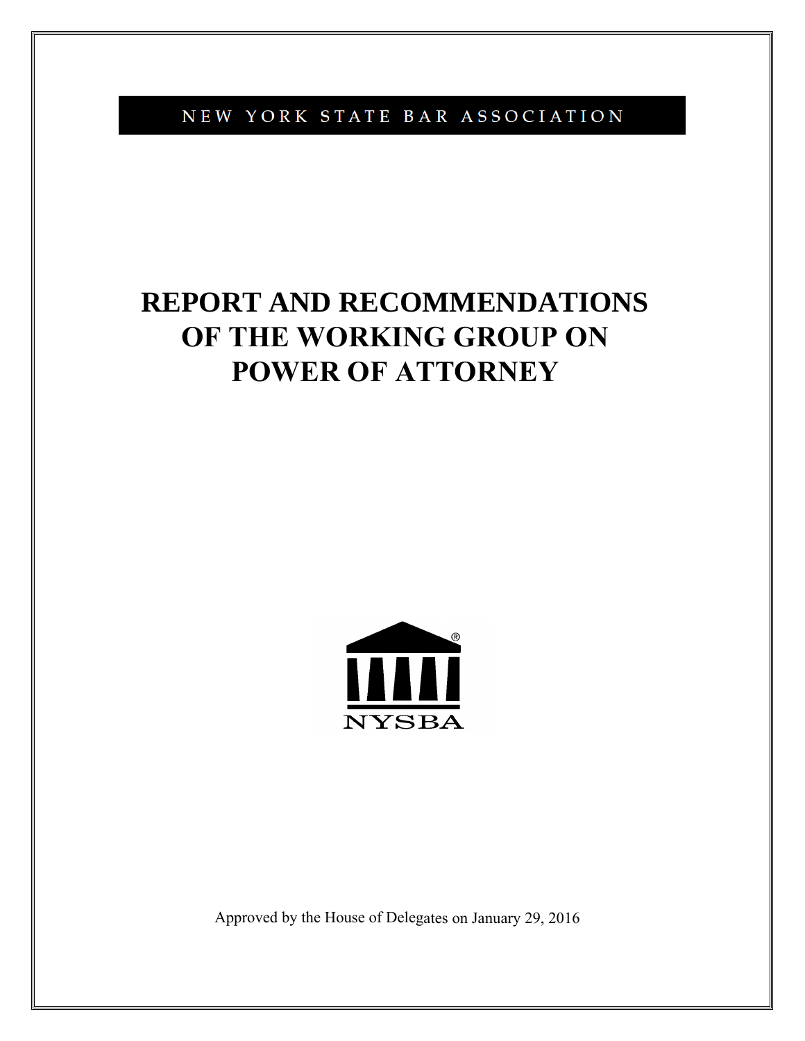NEW YORK STATE BAR ASSOCIATION

# REPORT AND RECOMMENDATIONS OF THE WORKING GROUP ON POWER OF ATTORNEY

NYSBA

Approved by the House of Delegates on January 29, 2016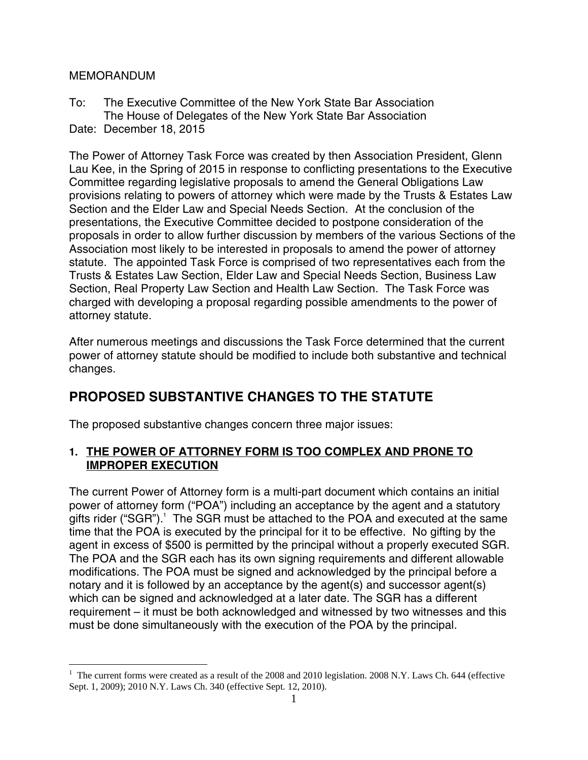MEMORANDUM

To: The Executive Committee of the New York State Bar Association
The House of Delegates of the New York State Bar Association

Date: December 18, 2015

The Power of Attorney Task Force was created by then Association President, Glenn Lau Kee, in the Spring of 2015 in response to conflicting presentations to the Executive Committee regarding legislative proposals to amend the General Obligations Law provisions relating to powers of attorney which were made by the Trusts & Estates Law Section and the Elder Law and Special Needs Section. At the conclusion of the presentations, the Executive Committee decided to postpone consideration of the proposals in order to allow further discussion by members of the various Sections of the Association most likely to be interested in proposals to amend the power of attorney statute. The appointed Task Force is comprised of two representatives each from the Trusts & Estates Law Section, Elder Law and Special Needs Section, Business Law Section, Real Property Law Section and Health Law Section. The Task Force was charged with developing a proposal regarding possible amendments to the power of attorney statute.

After numerous meetings and discussions the Task Force determined that the current power of attorney statute should be modified to include both substantive and technical changes.

## PROPOSED SUBSTANTIVE CHANGES TO THE STATUTE

The proposed substantive changes concern three major issues:

### 1. THE POWER OF ATTORNEY FORM IS TOO COMPLEX AND PRONE TO IMPROPER EXECUTION

The current Power of Attorney form is a multi-part document which contains an initial power of attorney form ("POA") including an acceptance by the agent and a statutory gifts rider ("SGR").[1] The SGR must be attached to the POA and executed at the same time that the POA is executed by the principal for it to be effective. No gifting by the agent in excess of $500 is permitted by the principal without a properly executed SGR. The POA and the SGR each has its own signing requirements and different allowable modifications. The POA must be signed and acknowledged by the principal before a notary and it is followed by an acceptance by the agent(s) and successor agent(s) which can be signed and acknowledged at a later date. The SGR has a different requirement – it must be both acknowledged and witnessed by two witnesses and this must be done simultaneously with the execution of the POA by the principal.

---

[1] The current forms were created as a result of the 2008 and 2010 legislation. 2008 N.Y. Laws Ch. 644 (effective Sept. 1, 2009); 2010 N.Y. Laws Ch. 340 (effective Sept. 12, 2010).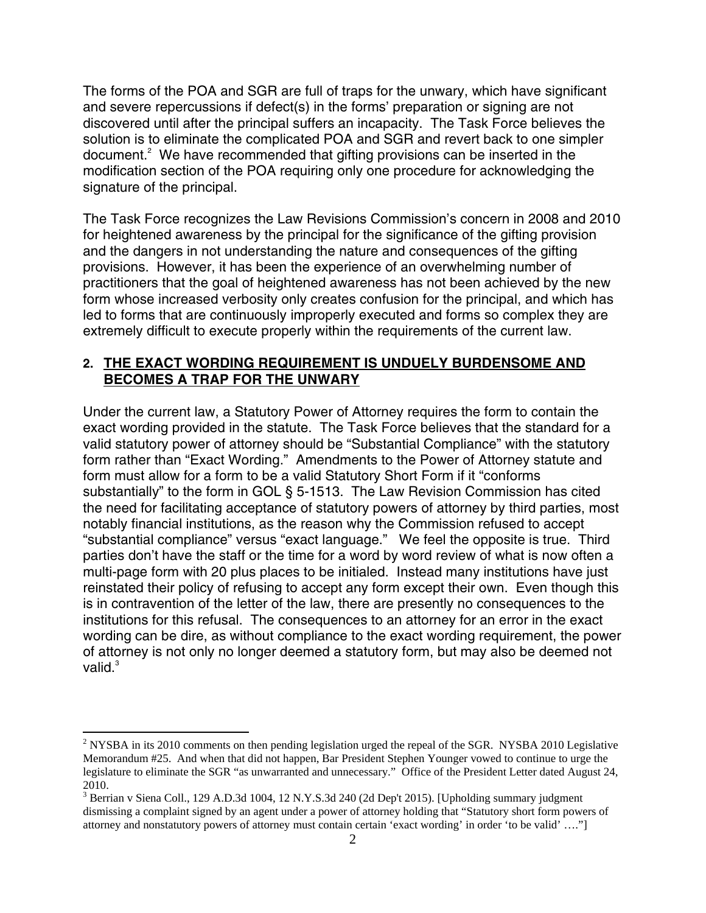The forms of the POA and SGR are full of traps for the unwary, which have significant and severe repercussions if defect(s) in the forms' preparation or signing are not discovered until after the principal suffers an incapacity. The Task Force believes the solution is to eliminate the complicated POA and SGR and revert back to one simpler document.[2] We have recommended that gifting provisions can be inserted in the modification section of the POA requiring only one procedure for acknowledging the signature of the principal.

The Task Force recognizes the Law Revisions Commission's concern in 2008 and 2010 for heightened awareness by the principal for the significance of the gifting provision and the dangers in not understanding the nature and consequences of the gifting provisions. However, it has been the experience of an overwhelming number of practitioners that the goal of heightened awareness has not been achieved by the new form whose increased verbosity only creates confusion for the principal, and which has led to forms that are continuously improperly executed and forms so complex they are extremely difficult to execute properly within the requirements of the current law.

## 2. THE EXACT WORDING REQUIREMENT IS UNDUELY BURDENSOME AND BECOMES A TRAP FOR THE UNWARY

Under the current law, a Statutory Power of Attorney requires the form to contain the exact wording provided in the statute. The Task Force believes that the standard for a valid statutory power of attorney should be "Substantial Compliance" with the statutory form rather than "Exact Wording." Amendments to the Power of Attorney statute and form must allow for a form to be a valid Statutory Short Form if it "conforms substantially" to the form in GOL § 5-1513. The Law Revision Commission has cited the need for facilitating acceptance of statutory powers of attorney by third parties, most notably financial institutions, as the reason why the Commission refused to accept "substantial compliance" versus "exact language." We feel the opposite is true. Third parties don't have the staff or the time for a word by word review of what is now often a multi-page form with 20 plus places to be initialed. Instead many institutions have just reinstated their policy of refusing to accept any form except their own. Even though this is in contravention of the letter of the law, there are presently no consequences to the institutions for this refusal. The consequences to an attorney for an error in the exact wording can be dire, as without compliance to the exact wording requirement, the power of attorney is not only no longer deemed a statutory form, but may also be deemed not valid.[3]

---

[2] NYSBA in its 2010 comments on then pending legislation urged the repeal of the SGR. NYSBA 2010 Legislative Memorandum #25. And when that did not happen, Bar President Stephen Younger vowed to continue to urge the legislature to eliminate the SGR "as unwarranted and unnecessary." Office of the President Letter dated August 24, 2010.

[3] Berrian v Siena Coll., 129 A.D.3d 1004, 12 N.Y.S.3d 240 (2d Dep't 2015). [Upholding summary judgment dismissing a complaint signed by an agent under a power of attorney holding that "Statutory short form powers of attorney and nonstatutory powers of attorney must contain certain 'exact wording' in order 'to be valid' …."]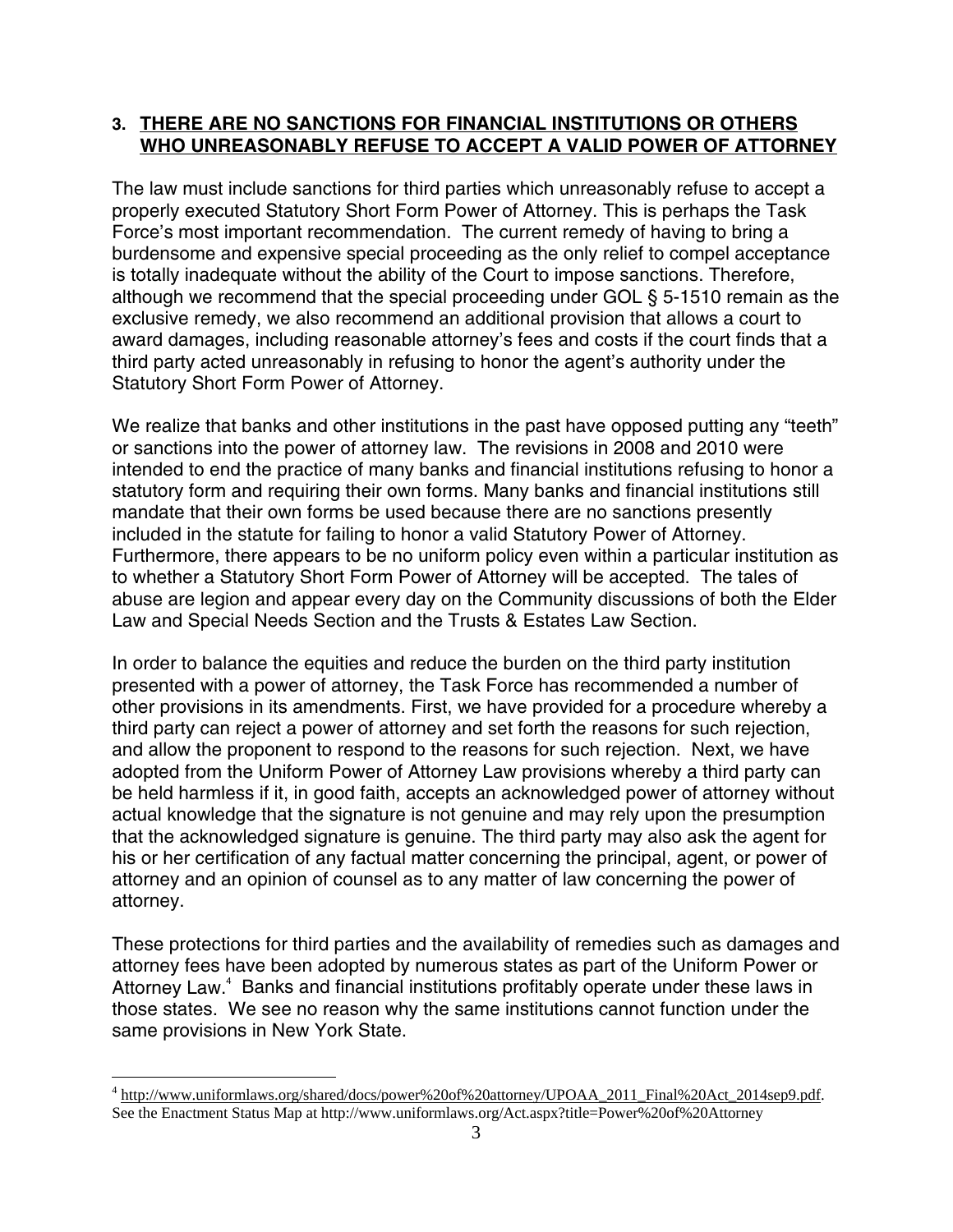## 3. THERE ARE NO SANCTIONS FOR FINANCIAL INSTITUTIONS OR OTHERS WHO UNREASONABLY REFUSE TO ACCEPT A VALID POWER OF ATTORNEY

The law must include sanctions for third parties which unreasonably refuse to accept a properly executed Statutory Short Form Power of Attorney. This is perhaps the Task Force's most important recommendation. The current remedy of having to bring a burdensome and expensive special proceeding as the only relief to compel acceptance is totally inadequate without the ability of the Court to impose sanctions. Therefore, although we recommend that the special proceeding under GOL § 5-1510 remain as the exclusive remedy, we also recommend an additional provision that allows a court to award damages, including reasonable attorney's fees and costs if the court finds that a third party acted unreasonably in refusing to honor the agent's authority under the Statutory Short Form Power of Attorney.

We realize that banks and other institutions in the past have opposed putting any "teeth" or sanctions into the power of attorney law. The revisions in 2008 and 2010 were intended to end the practice of many banks and financial institutions refusing to honor a statutory form and requiring their own forms. Many banks and financial institutions still mandate that their own forms be used because there are no sanctions presently included in the statute for failing to honor a valid Statutory Power of Attorney. Furthermore, there appears to be no uniform policy even within a particular institution as to whether a Statutory Short Form Power of Attorney will be accepted. The tales of abuse are legion and appear every day on the Community discussions of both the Elder Law and Special Needs Section and the Trusts & Estates Law Section.

In order to balance the equities and reduce the burden on the third party institution presented with a power of attorney, the Task Force has recommended a number of other provisions in its amendments. First, we have provided for a procedure whereby a third party can reject a power of attorney and set forth the reasons for such rejection, and allow the proponent to respond to the reasons for such rejection. Next, we have adopted from the Uniform Power of Attorney Law provisions whereby a third party can be held harmless if it, in good faith, accepts an acknowledged power of attorney without actual knowledge that the signature is not genuine and may rely upon the presumption that the acknowledged signature is genuine. The third party may also ask the agent for his or her certification of any factual matter concerning the principal, agent, or power of attorney and an opinion of counsel as to any matter of law concerning the power of attorney.

These protections for third parties and the availability of remedies such as damages and attorney fees have been adopted by numerous states as part of the Uniform Power or Attorney Law.[4] Banks and financial institutions profitably operate under these laws in those states. We see no reason why the same institutions cannot function under the same provisions in New York State.

---

[4] http://www.uniformlaws.org/shared/docs/power%20of%20attorney/UPOAA_2011_Final%20Act_2014sep9.pdf. See the Enactment Status Map at http://www.uniformlaws.org/Act.aspx?title=Power%20of%20Attorney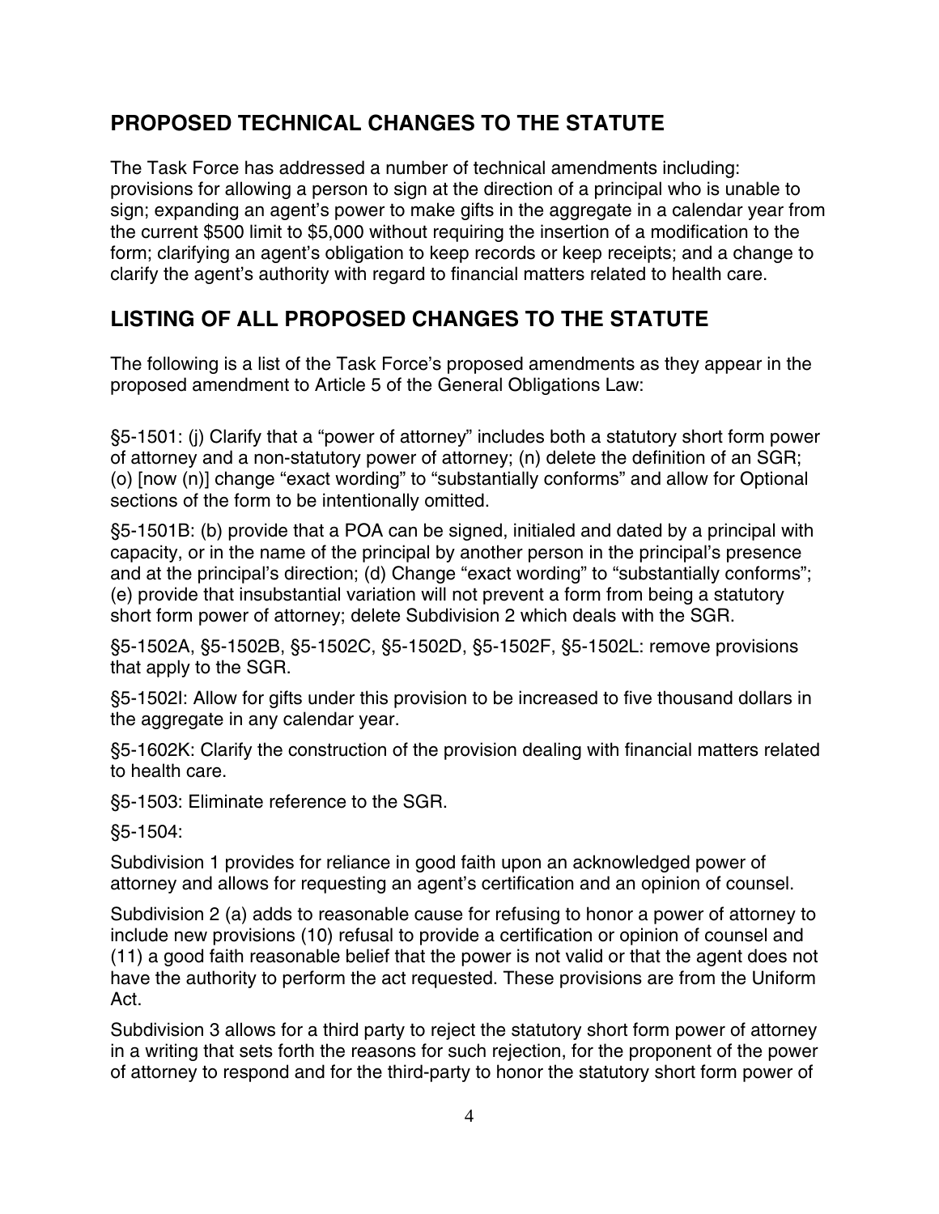## PROPOSED TECHNICAL CHANGES TO THE STATUTE

The Task Force has addressed a number of technical amendments including: provisions for allowing a person to sign at the direction of a principal who is unable to sign; expanding an agent's power to make gifts in the aggregate in a calendar year from the current $500 limit to $5,000 without requiring the insertion of a modification to the form; clarifying an agent's obligation to keep records or keep receipts; and a change to clarify the agent's authority with regard to financial matters related to health care.

## LISTING OF ALL PROPOSED CHANGES TO THE STATUTE

The following is a list of the Task Force's proposed amendments as they appear in the proposed amendment to Article 5 of the General Obligations Law:

§5-1501: (j) Clarify that a "power of attorney" includes both a statutory short form power of attorney and a non-statutory power of attorney; (n) delete the definition of an SGR; (o) [now (n)] change "exact wording" to "substantially conforms" and allow for Optional sections of the form to be intentionally omitted.

§5-1501B: (b) provide that a POA can be signed, initialed and dated by a principal with capacity, or in the name of the principal by another person in the principal's presence and at the principal's direction; (d) Change "exact wording" to "substantially conforms"; (e) provide that insubstantial variation will not prevent a form from being a statutory short form power of attorney; delete Subdivision 2 which deals with the SGR.

§5-1502A, §5-1502B, §5-1502C, §5-1502D, §5-1502F, §5-1502L: remove provisions that apply to the SGR.

§5-1502I: Allow for gifts under this provision to be increased to five thousand dollars in the aggregate in any calendar year.

§5-1602K: Clarify the construction of the provision dealing with financial matters related to health care.

§5-1503: Eliminate reference to the SGR.

§5-1504:

Subdivision 1 provides for reliance in good faith upon an acknowledged power of attorney and allows for requesting an agent's certification and an opinion of counsel.

Subdivision 2 (a) adds to reasonable cause for refusing to honor a power of attorney to include new provisions (10) refusal to provide a certification or opinion of counsel and (11) a good faith reasonable belief that the power is not valid or that the agent does not have the authority to perform the act requested. These provisions are from the Uniform Act.

Subdivision 3 allows for a third party to reject the statutory short form power of attorney in a writing that sets forth the reasons for such rejection, for the proponent of the power of attorney to respond and for the third-party to honor the statutory short form power of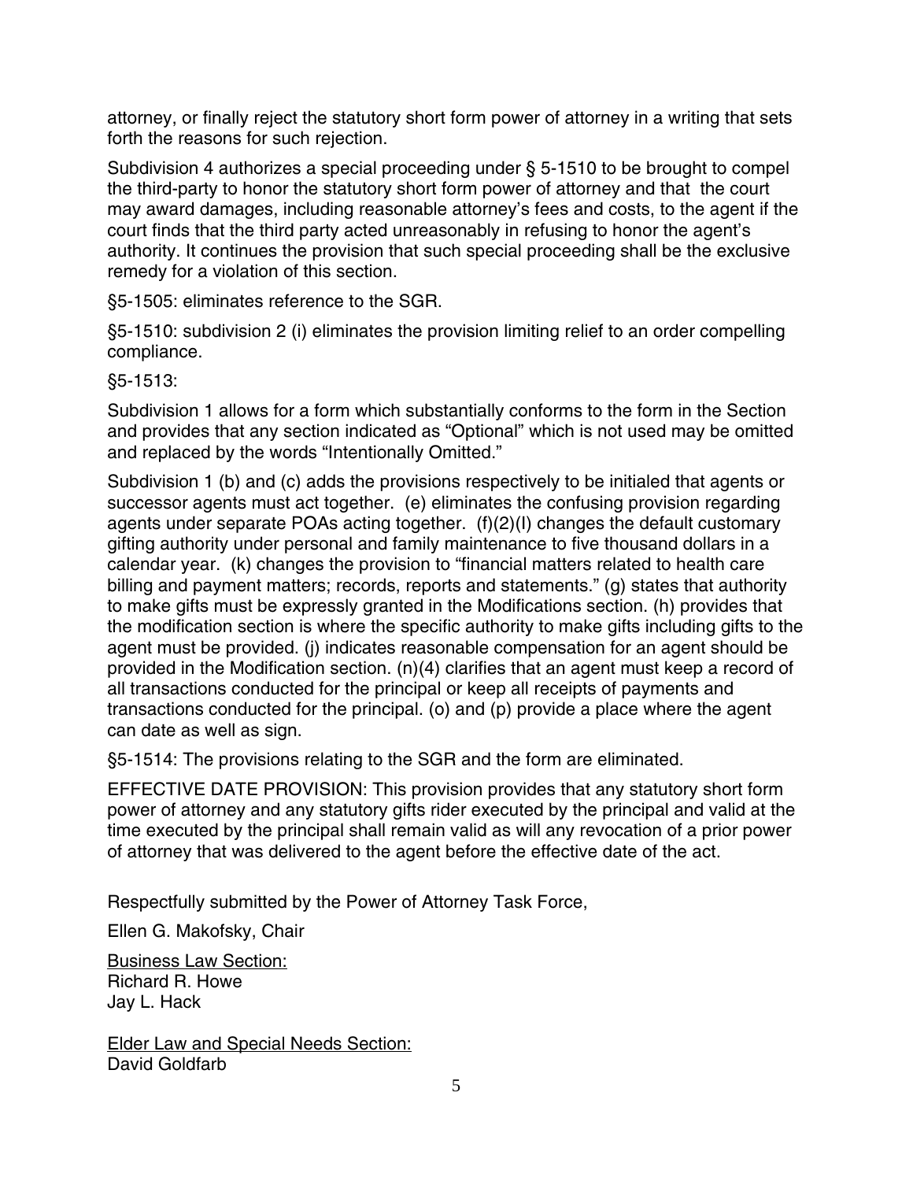attorney, or finally reject the statutory short form power of attorney in a writing that sets forth the reasons for such rejection.

Subdivision 4 authorizes a special proceeding under § 5-1510 to be brought to compel the third-party to honor the statutory short form power of attorney and that the court may award damages, including reasonable attorney's fees and costs, to the agent if the court finds that the third party acted unreasonably in refusing to honor the agent's authority. It continues the provision that such special proceeding shall be the exclusive remedy for a violation of this section.

§5-1505: eliminates reference to the SGR.

§5-1510: subdivision 2 (i) eliminates the provision limiting relief to an order compelling compliance.

§5-1513:

Subdivision 1 allows for a form which substantially conforms to the form in the Section and provides that any section indicated as "Optional" which is not used may be omitted and replaced by the words "Intentionally Omitted."

Subdivision 1 (b) and (c) adds the provisions respectively to be initialed that agents or successor agents must act together. (e) eliminates the confusing provision regarding agents under separate POAs acting together. (f)(2)(I) changes the default customary gifting authority under personal and family maintenance to five thousand dollars in a calendar year. (k) changes the provision to "financial matters related to health care billing and payment matters; records, reports and statements." (g) states that authority to make gifts must be expressly granted in the Modifications section. (h) provides that the modification section is where the specific authority to make gifts including gifts to the agent must be provided. (j) indicates reasonable compensation for an agent should be provided in the Modification section. (n)(4) clarifies that an agent must keep a record of all transactions conducted for the principal or keep all receipts of payments and transactions conducted for the principal. (o) and (p) provide a place where the agent can date as well as sign.

§5-1514: The provisions relating to the SGR and the form are eliminated.

EFFECTIVE DATE PROVISION: This provision provides that any statutory short form power of attorney and any statutory gifts rider executed by the principal and valid at the time executed by the principal shall remain valid as will any revocation of a prior power of attorney that was delivered to the agent before the effective date of the act.

Respectfully submitted by the Power of Attorney Task Force,

Ellen G. Makofsky, Chair

Business Law Section:
Richard R. Howe
Jay L. Hack

Elder Law and Special Needs Section:
David Goldfarb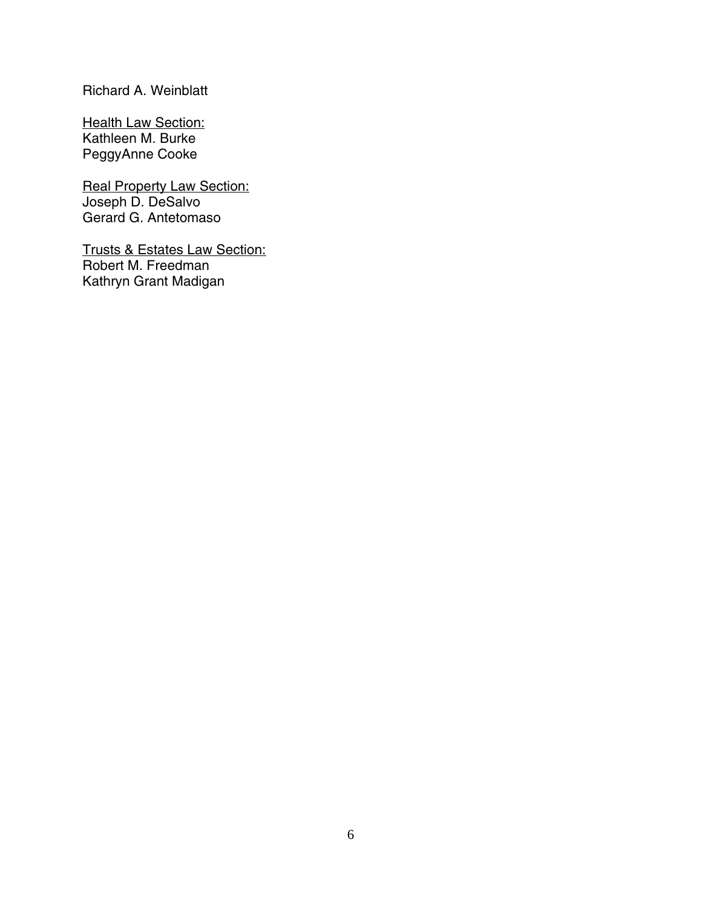Richard A. Weinblatt

Health Law Section:
Kathleen M. Burke
PeggyAnne Cooke

Real Property Law Section:
Joseph D. DeSalvo
Gerard G. Antetomaso

Trusts & Estates Law Section:
Robert M. Freedman
Kathryn Grant Madigan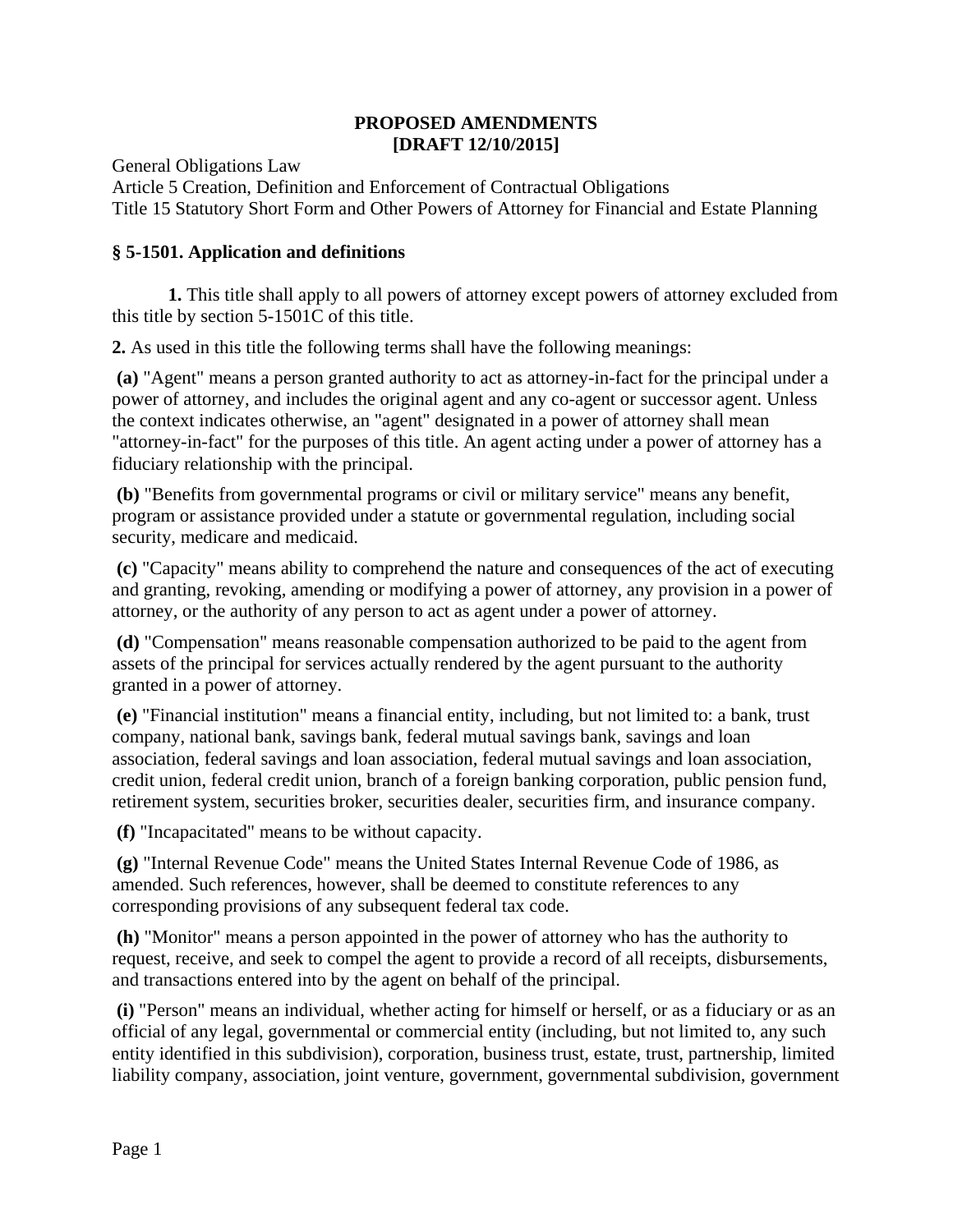**PROPOSED AMENDMENTS**
**[DRAFT 12/10/2015]**

General Obligations Law
Article 5 Creation, Definition and Enforcement of Contractual Obligations
Title 15 Statutory Short Form and Other Powers of Attorney for Financial and Estate Planning

### § 5-1501. Application and definitions

**1.** This title shall apply to all powers of attorney except powers of attorney excluded from this title by section 5-1501C of this title.

**2.** As used in this title the following terms shall have the following meanings:

**(a)** "Agent" means a person granted authority to act as attorney-in-fact for the principal under a power of attorney, and includes the original agent and any co-agent or successor agent. Unless the context indicates otherwise, an "agent" designated in a power of attorney shall mean "attorney-in-fact" for the purposes of this title. An agent acting under a power of attorney has a fiduciary relationship with the principal.

**(b)** "Benefits from governmental programs or civil or military service" means any benefit, program or assistance provided under a statute or governmental regulation, including social security, medicare and medicaid.

**(c)** "Capacity" means ability to comprehend the nature and consequences of the act of executing and granting, revoking, amending or modifying a power of attorney, any provision in a power of attorney, or the authority of any person to act as agent under a power of attorney.

**(d)** "Compensation" means reasonable compensation authorized to be paid to the agent from assets of the principal for services actually rendered by the agent pursuant to the authority granted in a power of attorney.

**(e)** "Financial institution" means a financial entity, including, but not limited to: a bank, trust company, national bank, savings bank, federal mutual savings bank, savings and loan association, federal savings and loan association, federal mutual savings and loan association, credit union, federal credit union, branch of a foreign banking corporation, public pension fund, retirement system, securities broker, securities dealer, securities firm, and insurance company.

**(f)** "Incapacitated" means to be without capacity.

**(g)** "Internal Revenue Code" means the United States Internal Revenue Code of 1986, as amended. Such references, however, shall be deemed to constitute references to any corresponding provisions of any subsequent federal tax code.

**(h)** "Monitor" means a person appointed in the power of attorney who has the authority to request, receive, and seek to compel the agent to provide a record of all receipts, disbursements, and transactions entered into by the agent on behalf of the principal.

**(i)** "Person" means an individual, whether acting for himself or herself, or as a fiduciary or as an official of any legal, governmental or commercial entity (including, but not limited to, any such entity identified in this subdivision), corporation, business trust, estate, trust, partnership, limited liability company, association, joint venture, government, governmental subdivision, government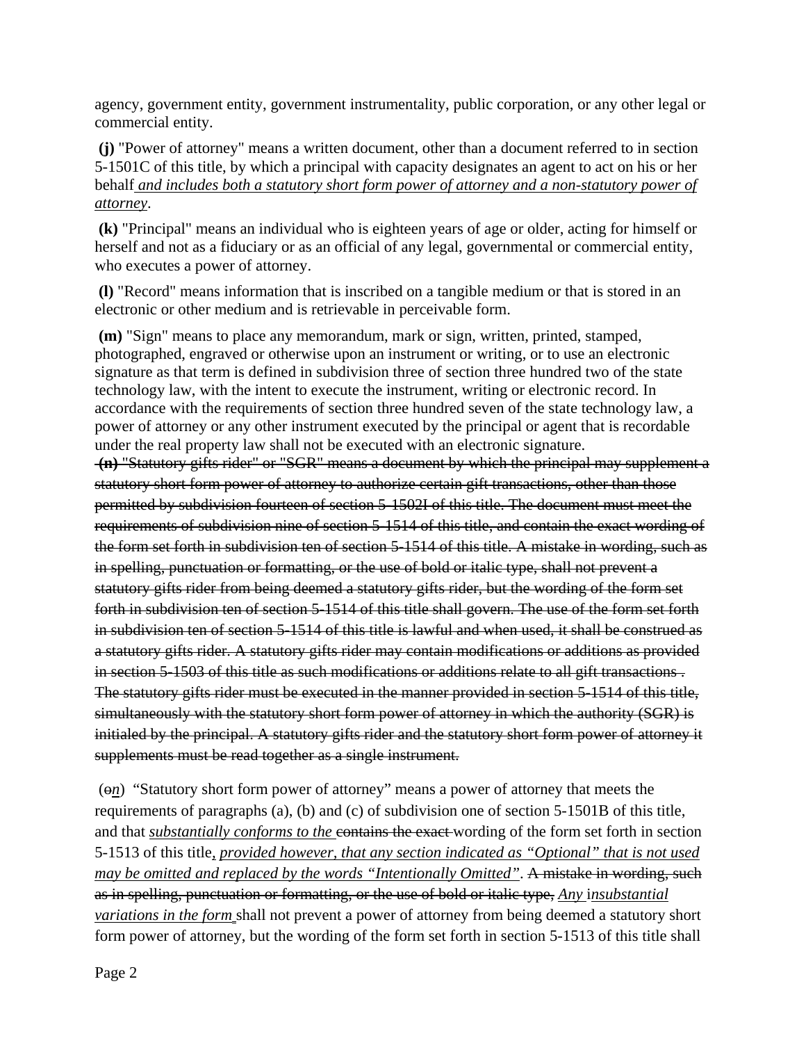agency, government entity, government instrumentality, public corporation, or any other legal or commercial entity.

**(j)** "Power of attorney" means a written document, other than a document referred to in section 5-1501C of this title, by which a principal with capacity designates an agent to act on his or her behalf *and includes both a statutory short form power of attorney and a non-statutory power of attorney*.

**(k)** "Principal" means an individual who is eighteen years of age or older, acting for himself or herself and not as a fiduciary or as an official of any legal, governmental or commercial entity, who executes a power of attorney.

**(l)** "Record" means information that is inscribed on a tangible medium or that is stored in an electronic or other medium and is retrievable in perceivable form.

**(m)** "Sign" means to place any memorandum, mark or sign, written, printed, stamped, photographed, engraved or otherwise upon an instrument or writing, or to use an electronic signature as that term is defined in subdivision three of section three hundred two of the state technology law, with the intent to execute the instrument, writing or electronic record. In accordance with the requirements of section three hundred seven of the state technology law, a power of attorney or any other instrument executed by the principal or agent that is recordable under the real property law shall not be executed with an electronic signature.

~~**(n)** "Statutory gifts rider" or "SGR" means a document by which the principal may supplement a statutory short form power of attorney to authorize certain gift transactions, other than those permitted by subdivision fourteen of section 5-1502I of this title. The document must meet the requirements of subdivision nine of section 5-1514 of this title, and contain the exact wording of the form set forth in subdivision ten of section 5-1514 of this title. A mistake in wording, such as in spelling, punctuation or formatting, or the use of bold or italic type, shall not prevent a statutory gifts rider from being deemed a statutory gifts rider, but the wording of the form set forth in subdivision ten of section 5-1514 of this title shall govern. The use of the form set forth in subdivision ten of section 5-1514 of this title is lawful and when used, it shall be construed as a statutory gifts rider. A statutory gifts rider may contain modifications or additions as provided in section 5-1503 of this title as such modifications or additions relate to all gift transactions . The statutory gifts rider must be executed in the manner provided in section 5-1514 of this title, simultaneously with the statutory short form power of attorney in which the authority (SGR) is initialed by the principal. A statutory gifts rider and the statutory short form power of attorney it supplements must be read together as a single instrument.~~

(~~o~~*n*) "Statutory short form power of attorney" means a power of attorney that meets the requirements of paragraphs (a), (b) and (c) of subdivision one of section 5-1501B of this title, and that *substantially conforms to the* ~~contains the exact~~ wording of the form set forth in section 5-1513 of this title, *provided however, that any section indicated as "Optional" that is not used may be omitted and replaced by the words "Intentionally Omitted"*. ~~A mistake in wording, such as in spelling, punctuation or formatting, or the use of bold or italic type,~~ *Any insubstantial variations in the form* shall not prevent a power of attorney from being deemed a statutory short form power of attorney, but the wording of the form set forth in section 5-1513 of this title shall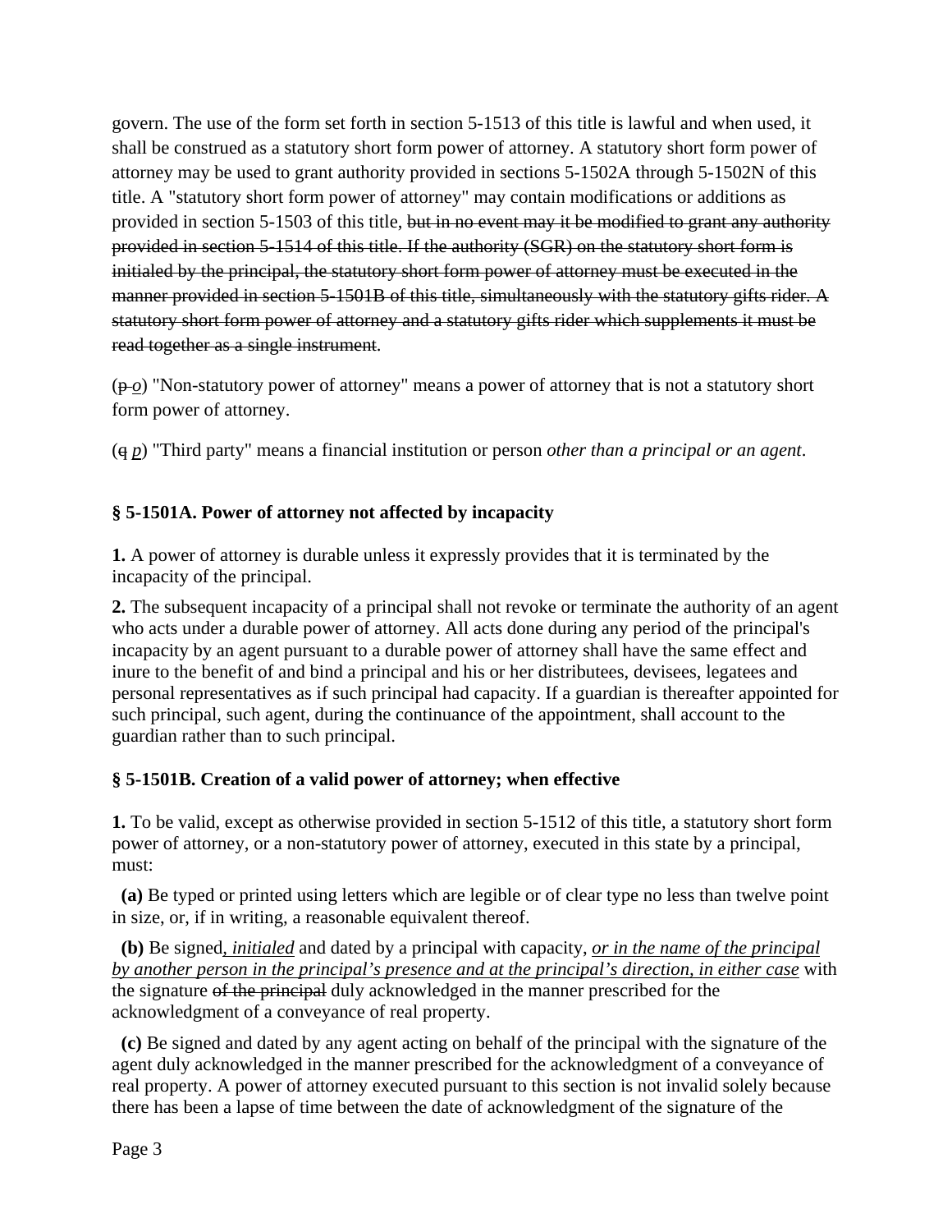govern. The use of the form set forth in section 5-1513 of this title is lawful and when used, it shall be construed as a statutory short form power of attorney. A statutory short form power of attorney may be used to grant authority provided in sections 5-1502A through 5-1502N of this title. A "statutory short form power of attorney" may contain modifications or additions as provided in section 5-1503 of this title, ~~but in no event may it be modified to grant any authority provided in section 5-1514 of this title. If the authority (SGR) on the statutory short form is initialed by the principal, the statutory short form power of attorney must be executed in the manner provided in section 5-1501B of this title, simultaneously with the statutory gifts rider. A statutory short form power of attorney and a statutory gifts rider which supplements it must be read together as a single instrument~~.

(~~p~~ *o*) "Non-statutory power of attorney" means a power of attorney that is not a statutory short form power of attorney.

(~~q~~ *p*) "Third party" means a financial institution or person *other than a principal or an agent*.

### § 5-1501A. Power of attorney not affected by incapacity

**1.** A power of attorney is durable unless it expressly provides that it is terminated by the incapacity of the principal.

**2.** The subsequent incapacity of a principal shall not revoke or terminate the authority of an agent who acts under a durable power of attorney. All acts done during any period of the principal's incapacity by an agent pursuant to a durable power of attorney shall have the same effect and inure to the benefit of and bind a principal and his or her distributees, devisees, legatees and personal representatives as if such principal had capacity. If a guardian is thereafter appointed for such principal, such agent, during the continuance of the appointment, shall account to the guardian rather than to such principal.

### § 5-1501B. Creation of a valid power of attorney; when effective

**1.** To be valid, except as otherwise provided in section 5-1512 of this title, a statutory short form power of attorney, or a non-statutory power of attorney, executed in this state by a principal, must:

**(a)** Be typed or printed using letters which are legible or of clear type no less than twelve point in size, or, if in writing, a reasonable equivalent thereof.

**(b)** Be signed*, initialed* and dated by a principal with capacity, *or in the name of the principal by another person in the principal's presence and at the principal's direction, in either case* with the signature ~~of the principal~~ duly acknowledged in the manner prescribed for the acknowledgment of a conveyance of real property.

**(c)** Be signed and dated by any agent acting on behalf of the principal with the signature of the agent duly acknowledged in the manner prescribed for the acknowledgment of a conveyance of real property. A power of attorney executed pursuant to this section is not invalid solely because there has been a lapse of time between the date of acknowledgment of the signature of the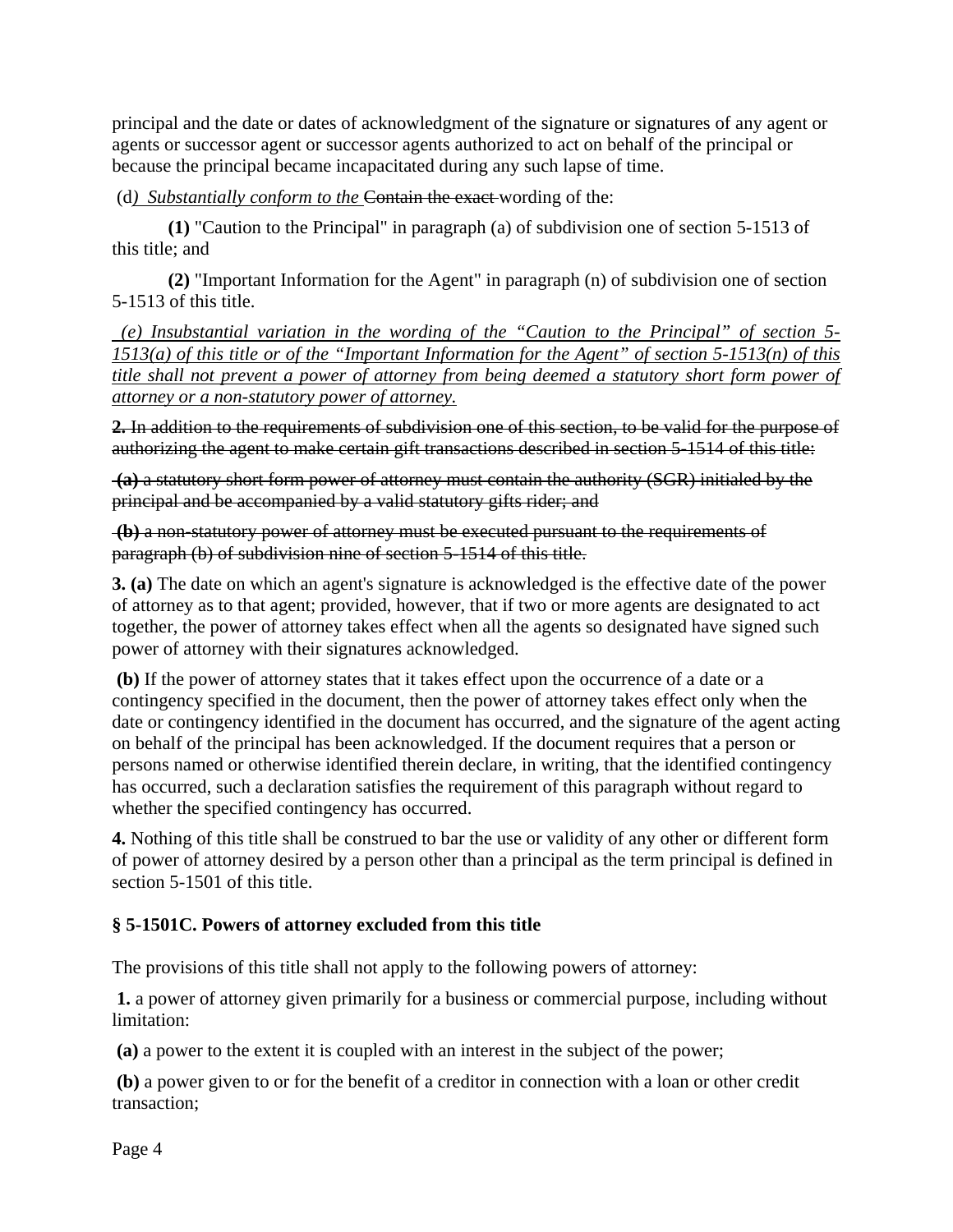principal and the date or dates of acknowledgment of the signature or signatures of any agent or agents or successor agent or successor agents authorized to act on behalf of the principal or because the principal became incapacitated during any such lapse of time.

(d) *Substantially conform to the* ~~Contain the exact~~ wording of the:

**(1)** "Caution to the Principal" in paragraph (a) of subdivision one of section 5-1513 of this title; and

**(2)** "Important Information for the Agent" in paragraph (n) of subdivision one of section 5-1513 of this title.

*(e) Insubstantial variation in the wording of the "Caution to the Principal" of section 5-1513(a) of this title or of the "Important Information for the Agent" of section 5-1513(n) of this title shall not prevent a power of attorney from being deemed a statutory short form power of attorney or a non-statutory power of attorney.*

~~**2.** In addition to the requirements of subdivision one of this section, to be valid for the purpose of authorizing the agent to make certain gift transactions described in section 5-1514 of this title:~~

~~**(a)** a statutory short form power of attorney must contain the authority (SGR) initialed by the principal and be accompanied by a valid statutory gifts rider; and~~

~~**(b)** a non-statutory power of attorney must be executed pursuant to the requirements of paragraph (b) of subdivision nine of section 5-1514 of this title.~~

**3. (a)** The date on which an agent's signature is acknowledged is the effective date of the power of attorney as to that agent; provided, however, that if two or more agents are designated to act together, the power of attorney takes effect when all the agents so designated have signed such power of attorney with their signatures acknowledged.

**(b)** If the power of attorney states that it takes effect upon the occurrence of a date or a contingency specified in the document, then the power of attorney takes effect only when the date or contingency identified in the document has occurred, and the signature of the agent acting on behalf of the principal has been acknowledged. If the document requires that a person or persons named or otherwise identified therein declare, in writing, that the identified contingency has occurred, such a declaration satisfies the requirement of this paragraph without regard to whether the specified contingency has occurred.

**4.** Nothing of this title shall be construed to bar the use or validity of any other or different form of power of attorney desired by a person other than a principal as the term principal is defined in section 5-1501 of this title.

### § 5-1501C. Powers of attorney excluded from this title

The provisions of this title shall not apply to the following powers of attorney:

**1.** a power of attorney given primarily for a business or commercial purpose, including without limitation:

**(a)** a power to the extent it is coupled with an interest in the subject of the power;

**(b)** a power given to or for the benefit of a creditor in connection with a loan or other credit transaction;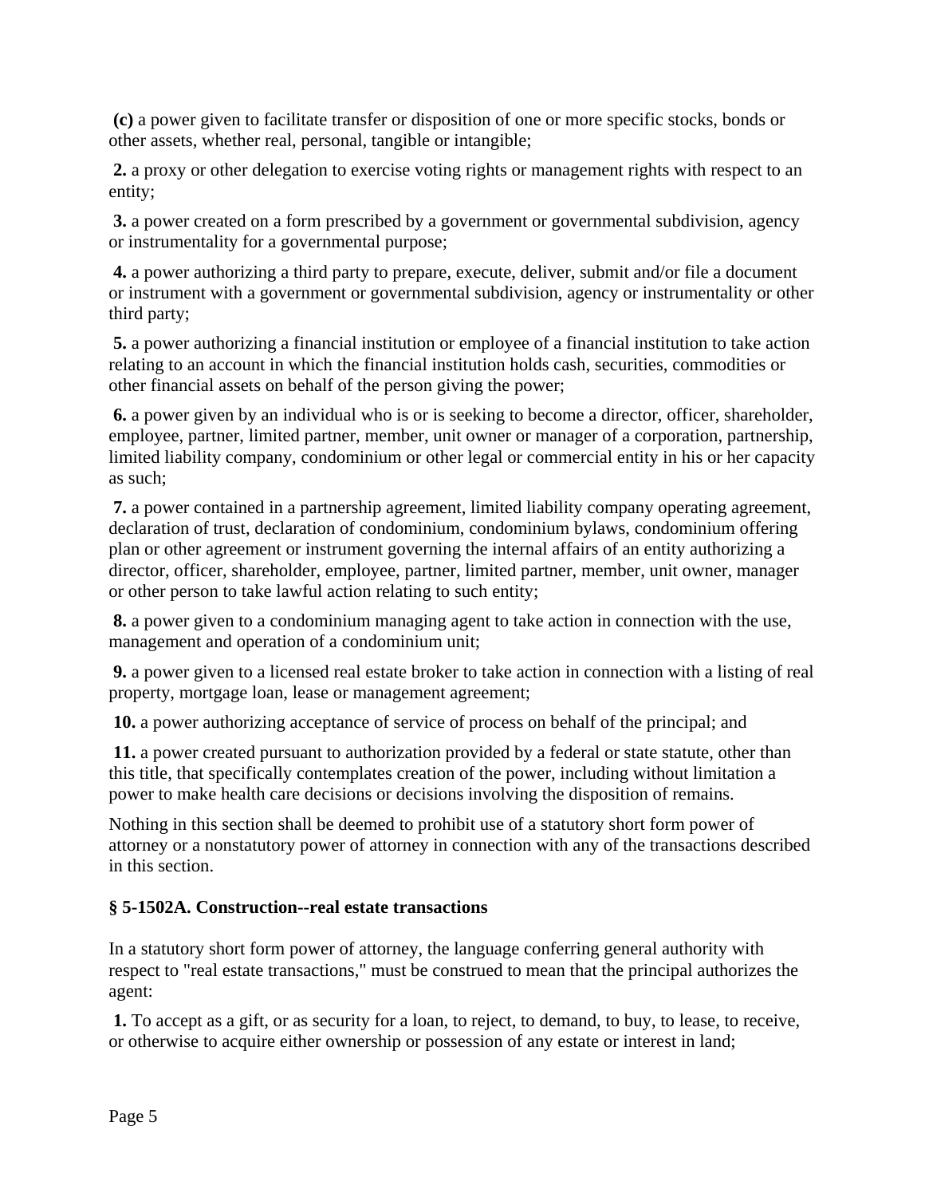**(c)** a power given to facilitate transfer or disposition of one or more specific stocks, bonds or other assets, whether real, personal, tangible or intangible;

**2.** a proxy or other delegation to exercise voting rights or management rights with respect to an entity;

**3.** a power created on a form prescribed by a government or governmental subdivision, agency or instrumentality for a governmental purpose;

**4.** a power authorizing a third party to prepare, execute, deliver, submit and/or file a document or instrument with a government or governmental subdivision, agency or instrumentality or other third party;

**5.** a power authorizing a financial institution or employee of a financial institution to take action relating to an account in which the financial institution holds cash, securities, commodities or other financial assets on behalf of the person giving the power;

**6.** a power given by an individual who is or is seeking to become a director, officer, shareholder, employee, partner, limited partner, member, unit owner or manager of a corporation, partnership, limited liability company, condominium or other legal or commercial entity in his or her capacity as such;

**7.** a power contained in a partnership agreement, limited liability company operating agreement, declaration of trust, declaration of condominium, condominium bylaws, condominium offering plan or other agreement or instrument governing the internal affairs of an entity authorizing a director, officer, shareholder, employee, partner, limited partner, member, unit owner, manager or other person to take lawful action relating to such entity;

**8.** a power given to a condominium managing agent to take action in connection with the use, management and operation of a condominium unit;

**9.** a power given to a licensed real estate broker to take action in connection with a listing of real property, mortgage loan, lease or management agreement;

**10.** a power authorizing acceptance of service of process on behalf of the principal; and

**11.** a power created pursuant to authorization provided by a federal or state statute, other than this title, that specifically contemplates creation of the power, including without limitation a power to make health care decisions or decisions involving the disposition of remains.

Nothing in this section shall be deemed to prohibit use of a statutory short form power of attorney or a nonstatutory power of attorney in connection with any of the transactions described in this section.

### § 5-1502A. Construction--real estate transactions

In a statutory short form power of attorney, the language conferring general authority with respect to "real estate transactions," must be construed to mean that the principal authorizes the agent:

**1.** To accept as a gift, or as security for a loan, to reject, to demand, to buy, to lease, to receive, or otherwise to acquire either ownership or possession of any estate or interest in land;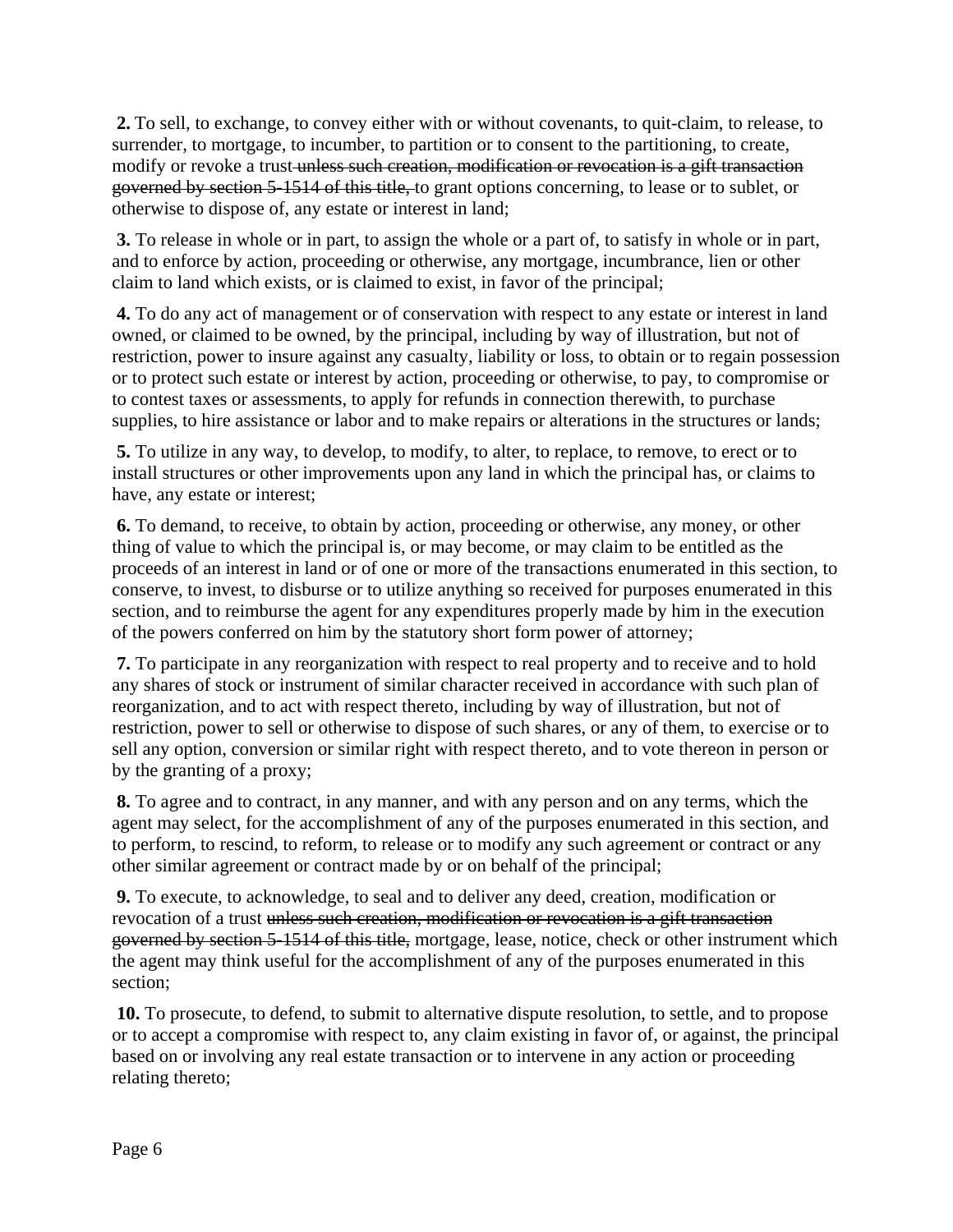**2.** To sell, to exchange, to convey either with or without covenants, to quit-claim, to release, to surrender, to mortgage, to incumber, to partition or to consent to the partitioning, to create, modify or revoke a trust ~~unless such creation, modification or revocation is a gift transaction governed by section 5-1514 of this title,~~ to grant options concerning, to lease or to sublet, or otherwise to dispose of, any estate or interest in land;

**3.** To release in whole or in part, to assign the whole or a part of, to satisfy in whole or in part, and to enforce by action, proceeding or otherwise, any mortgage, incumbrance, lien or other claim to land which exists, or is claimed to exist, in favor of the principal;

**4.** To do any act of management or of conservation with respect to any estate or interest in land owned, or claimed to be owned, by the principal, including by way of illustration, but not of restriction, power to insure against any casualty, liability or loss, to obtain or to regain possession or to protect such estate or interest by action, proceeding or otherwise, to pay, to compromise or to contest taxes or assessments, to apply for refunds in connection therewith, to purchase supplies, to hire assistance or labor and to make repairs or alterations in the structures or lands;

**5.** To utilize in any way, to develop, to modify, to alter, to replace, to remove, to erect or to install structures or other improvements upon any land in which the principal has, or claims to have, any estate or interest;

**6.** To demand, to receive, to obtain by action, proceeding or otherwise, any money, or other thing of value to which the principal is, or may become, or may claim to be entitled as the proceeds of an interest in land or of one or more of the transactions enumerated in this section, to conserve, to invest, to disburse or to utilize anything so received for purposes enumerated in this section, and to reimburse the agent for any expenditures properly made by him in the execution of the powers conferred on him by the statutory short form power of attorney;

**7.** To participate in any reorganization with respect to real property and to receive and to hold any shares of stock or instrument of similar character received in accordance with such plan of reorganization, and to act with respect thereto, including by way of illustration, but not of restriction, power to sell or otherwise to dispose of such shares, or any of them, to exercise or to sell any option, conversion or similar right with respect thereto, and to vote thereon in person or by the granting of a proxy;

**8.** To agree and to contract, in any manner, and with any person and on any terms, which the agent may select, for the accomplishment of any of the purposes enumerated in this section, and to perform, to rescind, to reform, to release or to modify any such agreement or contract or any other similar agreement or contract made by or on behalf of the principal;

**9.** To execute, to acknowledge, to seal and to deliver any deed, creation, modification or revocation of a trust ~~unless such creation, modification or revocation is a gift transaction governed by section 5-1514 of this title,~~ mortgage, lease, notice, check or other instrument which the agent may think useful for the accomplishment of any of the purposes enumerated in this section;

**10.** To prosecute, to defend, to submit to alternative dispute resolution, to settle, and to propose or to accept a compromise with respect to, any claim existing in favor of, or against, the principal based on or involving any real estate transaction or to intervene in any action or proceeding relating thereto;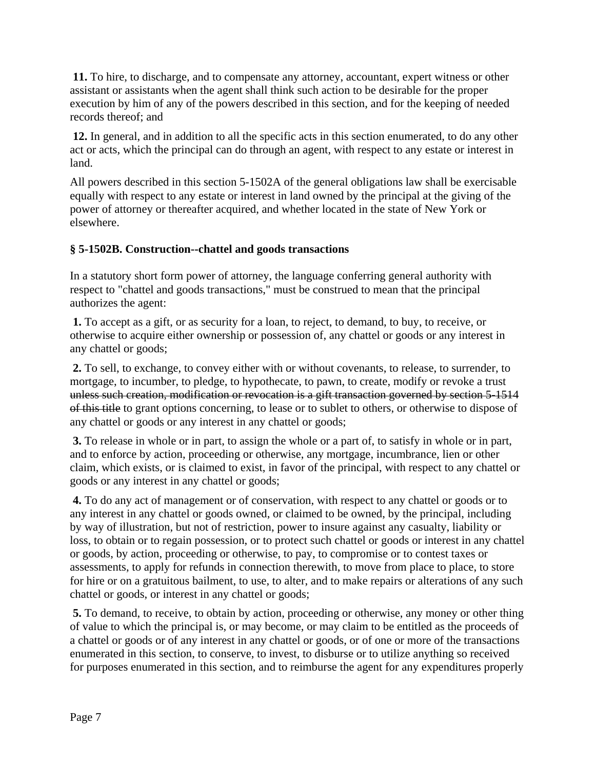**11.** To hire, to discharge, and to compensate any attorney, accountant, expert witness or other assistant or assistants when the agent shall think such action to be desirable for the proper execution by him of any of the powers described in this section, and for the keeping of needed records thereof; and

**12.** In general, and in addition to all the specific acts in this section enumerated, to do any other act or acts, which the principal can do through an agent, with respect to any estate or interest in land.

All powers described in this section 5-1502A of the general obligations law shall be exercisable equally with respect to any estate or interest in land owned by the principal at the giving of the power of attorney or thereafter acquired, and whether located in the state of New York or elsewhere.

### § 5-1502B. Construction--chattel and goods transactions

In a statutory short form power of attorney, the language conferring general authority with respect to "chattel and goods transactions," must be construed to mean that the principal authorizes the agent:

**1.** To accept as a gift, or as security for a loan, to reject, to demand, to buy, to receive, or otherwise to acquire either ownership or possession of, any chattel or goods or any interest in any chattel or goods;

**2.** To sell, to exchange, to convey either with or without covenants, to release, to surrender, to mortgage, to incumber, to pledge, to hypothecate, to pawn, to create, modify or revoke a trust ~~unless such creation, modification or revocation is a gift transaction governed by section 5-1514 of this title~~ to grant options concerning, to lease or to sublet to others, or otherwise to dispose of any chattel or goods or any interest in any chattel or goods;

**3.** To release in whole or in part, to assign the whole or a part of, to satisfy in whole or in part, and to enforce by action, proceeding or otherwise, any mortgage, incumbrance, lien or other claim, which exists, or is claimed to exist, in favor of the principal, with respect to any chattel or goods or any interest in any chattel or goods;

**4.** To do any act of management or of conservation, with respect to any chattel or goods or to any interest in any chattel or goods owned, or claimed to be owned, by the principal, including by way of illustration, but not of restriction, power to insure against any casualty, liability or loss, to obtain or to regain possession, or to protect such chattel or goods or interest in any chattel or goods, by action, proceeding or otherwise, to pay, to compromise or to contest taxes or assessments, to apply for refunds in connection therewith, to move from place to place, to store for hire or on a gratuitous bailment, to use, to alter, and to make repairs or alterations of any such chattel or goods, or interest in any chattel or goods;

**5.** To demand, to receive, to obtain by action, proceeding or otherwise, any money or other thing of value to which the principal is, or may become, or may claim to be entitled as the proceeds of a chattel or goods or of any interest in any chattel or goods, or of one or more of the transactions enumerated in this section, to conserve, to invest, to disburse or to utilize anything so received for purposes enumerated in this section, and to reimburse the agent for any expenditures properly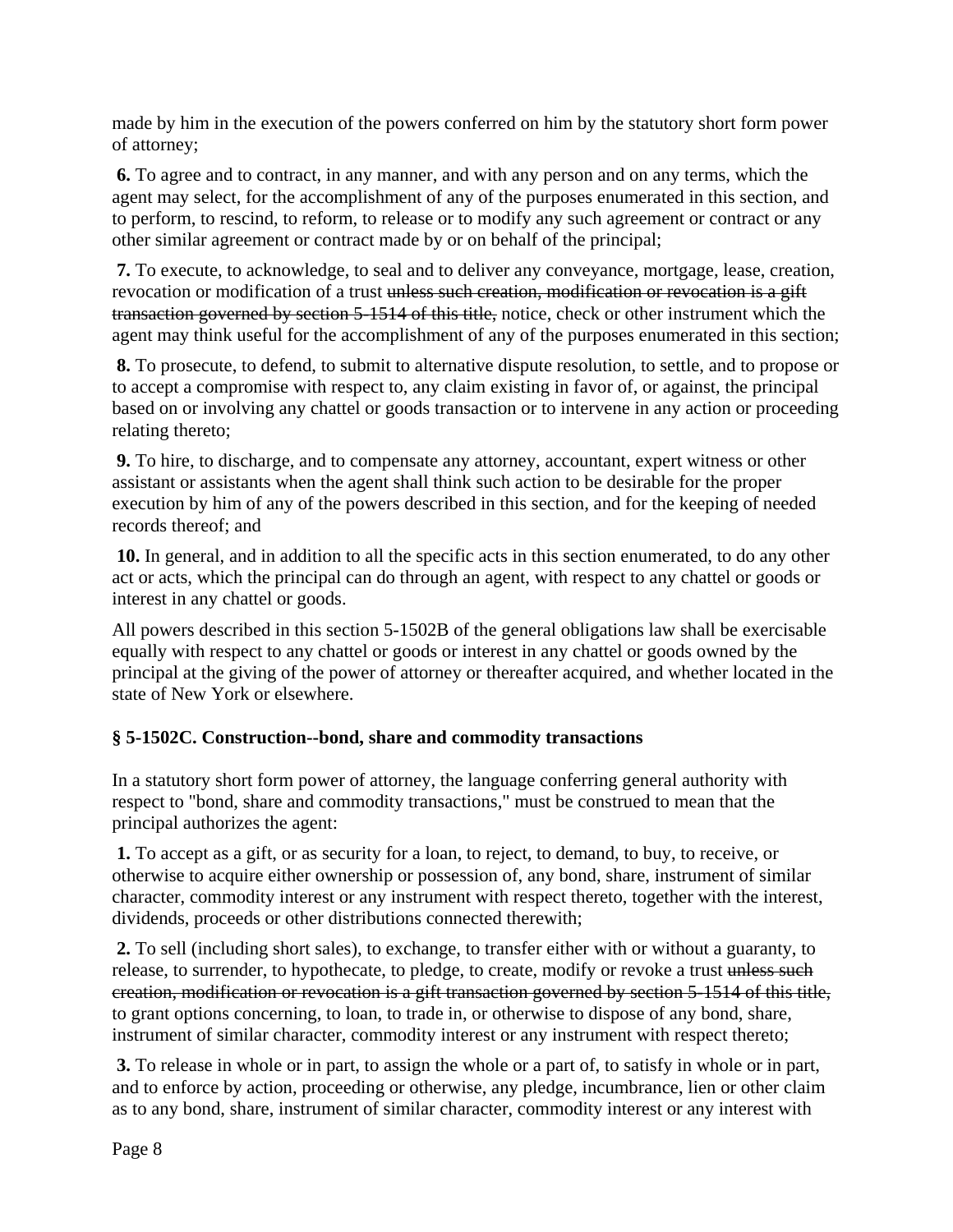made by him in the execution of the powers conferred on him by the statutory short form power of attorney;

**6.** To agree and to contract, in any manner, and with any person and on any terms, which the agent may select, for the accomplishment of any of the purposes enumerated in this section, and to perform, to rescind, to reform, to release or to modify any such agreement or contract or any other similar agreement or contract made by or on behalf of the principal;

**7.** To execute, to acknowledge, to seal and to deliver any conveyance, mortgage, lease, creation, revocation or modification of a trust ~~unless such creation, modification or revocation is a gift transaction governed by section 5-1514 of this title,~~ notice, check or other instrument which the agent may think useful for the accomplishment of any of the purposes enumerated in this section;

**8.** To prosecute, to defend, to submit to alternative dispute resolution, to settle, and to propose or to accept a compromise with respect to, any claim existing in favor of, or against, the principal based on or involving any chattel or goods transaction or to intervene in any action or proceeding relating thereto;

**9.** To hire, to discharge, and to compensate any attorney, accountant, expert witness or other assistant or assistants when the agent shall think such action to be desirable for the proper execution by him of any of the powers described in this section, and for the keeping of needed records thereof; and

**10.** In general, and in addition to all the specific acts in this section enumerated, to do any other act or acts, which the principal can do through an agent, with respect to any chattel or goods or interest in any chattel or goods.

All powers described in this section 5-1502B of the general obligations law shall be exercisable equally with respect to any chattel or goods or interest in any chattel or goods owned by the principal at the giving of the power of attorney or thereafter acquired, and whether located in the state of New York or elsewhere.

### § 5-1502C. Construction--bond, share and commodity transactions

In a statutory short form power of attorney, the language conferring general authority with respect to "bond, share and commodity transactions," must be construed to mean that the principal authorizes the agent:

**1.** To accept as a gift, or as security for a loan, to reject, to demand, to buy, to receive, or otherwise to acquire either ownership or possession of, any bond, share, instrument of similar character, commodity interest or any instrument with respect thereto, together with the interest, dividends, proceeds or other distributions connected therewith;

**2.** To sell (including short sales), to exchange, to transfer either with or without a guaranty, to release, to surrender, to hypothecate, to pledge, to create, modify or revoke a trust ~~unless such creation, modification or revocation is a gift transaction governed by section 5-1514 of this title,~~ to grant options concerning, to loan, to trade in, or otherwise to dispose of any bond, share, instrument of similar character, commodity interest or any instrument with respect thereto;

**3.** To release in whole or in part, to assign the whole or a part of, to satisfy in whole or in part, and to enforce by action, proceeding or otherwise, any pledge, incumbrance, lien or other claim as to any bond, share, instrument of similar character, commodity interest or any interest with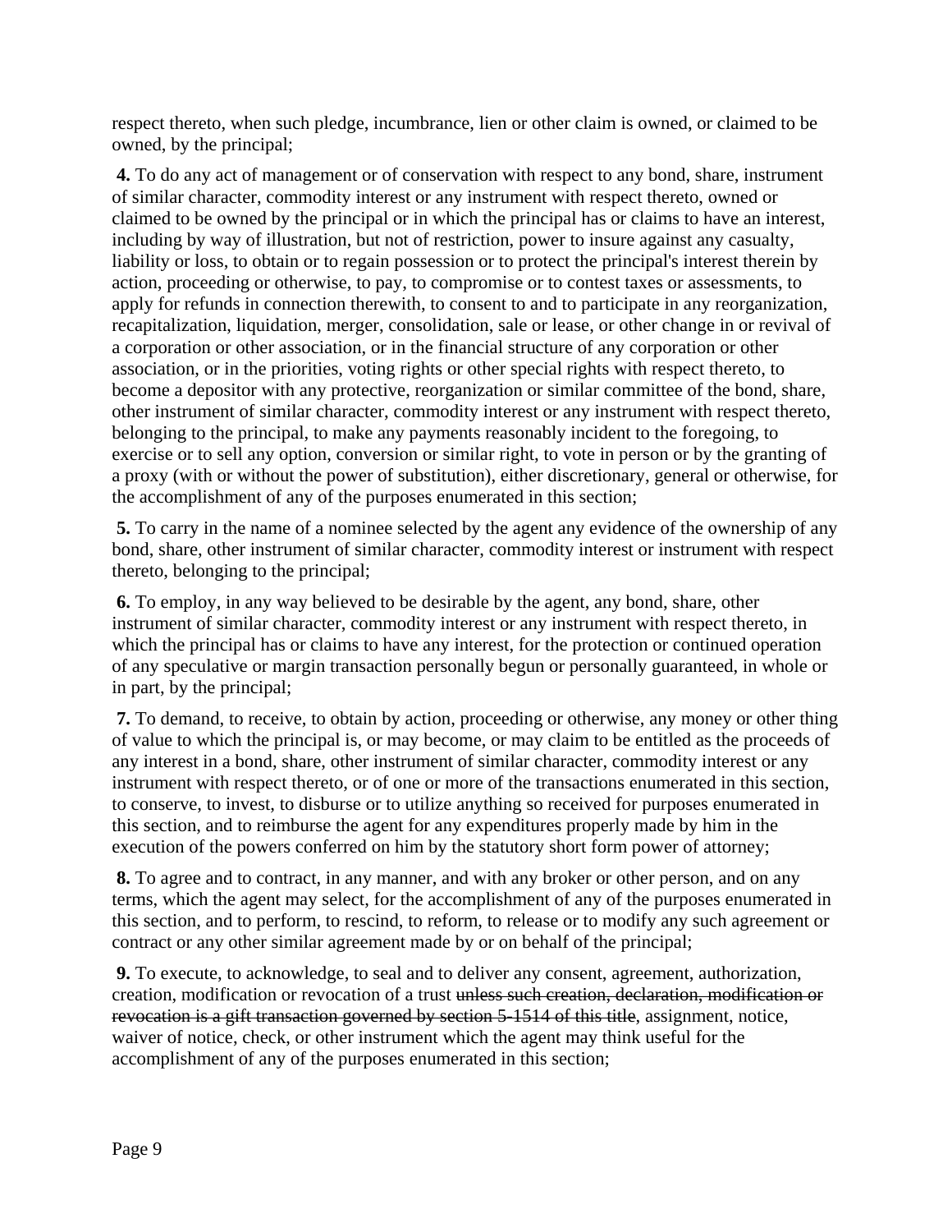respect thereto, when such pledge, incumbrance, lien or other claim is owned, or claimed to be owned, by the principal;

**4.** To do any act of management or of conservation with respect to any bond, share, instrument of similar character, commodity interest or any instrument with respect thereto, owned or claimed to be owned by the principal or in which the principal has or claims to have an interest, including by way of illustration, but not of restriction, power to insure against any casualty, liability or loss, to obtain or to regain possession or to protect the principal's interest therein by action, proceeding or otherwise, to pay, to compromise or to contest taxes or assessments, to apply for refunds in connection therewith, to consent to and to participate in any reorganization, recapitalization, liquidation, merger, consolidation, sale or lease, or other change in or revival of a corporation or other association, or in the financial structure of any corporation or other association, or in the priorities, voting rights or other special rights with respect thereto, to become a depositor with any protective, reorganization or similar committee of the bond, share, other instrument of similar character, commodity interest or any instrument with respect thereto, belonging to the principal, to make any payments reasonably incident to the foregoing, to exercise or to sell any option, conversion or similar right, to vote in person or by the granting of a proxy (with or without the power of substitution), either discretionary, general or otherwise, for the accomplishment of any of the purposes enumerated in this section;

**5.** To carry in the name of a nominee selected by the agent any evidence of the ownership of any bond, share, other instrument of similar character, commodity interest or instrument with respect thereto, belonging to the principal;

**6.** To employ, in any way believed to be desirable by the agent, any bond, share, other instrument of similar character, commodity interest or any instrument with respect thereto, in which the principal has or claims to have any interest, for the protection or continued operation of any speculative or margin transaction personally begun or personally guaranteed, in whole or in part, by the principal;

**7.** To demand, to receive, to obtain by action, proceeding or otherwise, any money or other thing of value to which the principal is, or may become, or may claim to be entitled as the proceeds of any interest in a bond, share, other instrument of similar character, commodity interest or any instrument with respect thereto, or of one or more of the transactions enumerated in this section, to conserve, to invest, to disburse or to utilize anything so received for purposes enumerated in this section, and to reimburse the agent for any expenditures properly made by him in the execution of the powers conferred on him by the statutory short form power of attorney;

**8.** To agree and to contract, in any manner, and with any broker or other person, and on any terms, which the agent may select, for the accomplishment of any of the purposes enumerated in this section, and to perform, to rescind, to reform, to release or to modify any such agreement or contract or any other similar agreement made by or on behalf of the principal;

**9.** To execute, to acknowledge, to seal and to deliver any consent, agreement, authorization, creation, modification or revocation of a trust ~~unless such creation, declaration, modification or revocation is a gift transaction governed by section 5-1514 of this title~~, assignment, notice, waiver of notice, check, or other instrument which the agent may think useful for the accomplishment of any of the purposes enumerated in this section;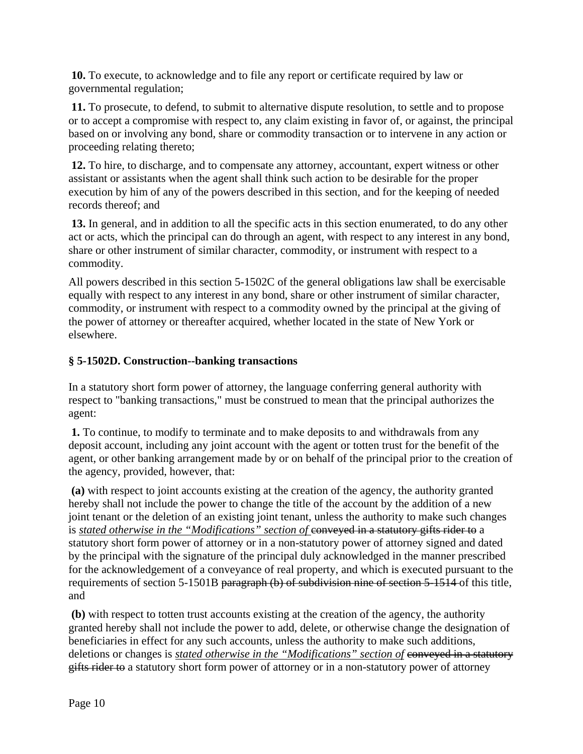**10.** To execute, to acknowledge and to file any report or certificate required by law or governmental regulation;

**11.** To prosecute, to defend, to submit to alternative dispute resolution, to settle and to propose or to accept a compromise with respect to, any claim existing in favor of, or against, the principal based on or involving any bond, share or commodity transaction or to intervene in any action or proceeding relating thereto;

**12.** To hire, to discharge, and to compensate any attorney, accountant, expert witness or other assistant or assistants when the agent shall think such action to be desirable for the proper execution by him of any of the powers described in this section, and for the keeping of needed records thereof; and

**13.** In general, and in addition to all the specific acts in this section enumerated, to do any other act or acts, which the principal can do through an agent, with respect to any interest in any bond, share or other instrument of similar character, commodity, or instrument with respect to a commodity.

All powers described in this section 5-1502C of the general obligations law shall be exercisable equally with respect to any interest in any bond, share or other instrument of similar character, commodity, or instrument with respect to a commodity owned by the principal at the giving of the power of attorney or thereafter acquired, whether located in the state of New York or elsewhere.

### § 5-1502D. Construction--banking transactions

In a statutory short form power of attorney, the language conferring general authority with respect to "banking transactions," must be construed to mean that the principal authorizes the agent:

**1.** To continue, to modify to terminate and to make deposits to and withdrawals from any deposit account, including any joint account with the agent or totten trust for the benefit of the agent, or other banking arrangement made by or on behalf of the principal prior to the creation of the agency, provided, however, that:

**(a)** with respect to joint accounts existing at the creation of the agency, the authority granted hereby shall not include the power to change the title of the account by the addition of a new joint tenant or the deletion of an existing joint tenant, unless the authority to make such changes is *stated otherwise in the "Modifications" section of* ~~conveyed in a statutory gifts rider to~~ a statutory short form power of attorney or in a non-statutory power of attorney signed and dated by the principal with the signature of the principal duly acknowledged in the manner prescribed for the acknowledgement of a conveyance of real property, and which is executed pursuant to the requirements of section 5-1501B ~~paragraph (b) of subdivision nine of section 5-1514~~ of this title, and

**(b)** with respect to totten trust accounts existing at the creation of the agency, the authority granted hereby shall not include the power to add, delete, or otherwise change the designation of beneficiaries in effect for any such accounts, unless the authority to make such additions, deletions or changes is *stated otherwise in the "Modifications" section of* ~~conveyed in a statutory gifts rider to~~ a statutory short form power of attorney or in a non-statutory power of attorney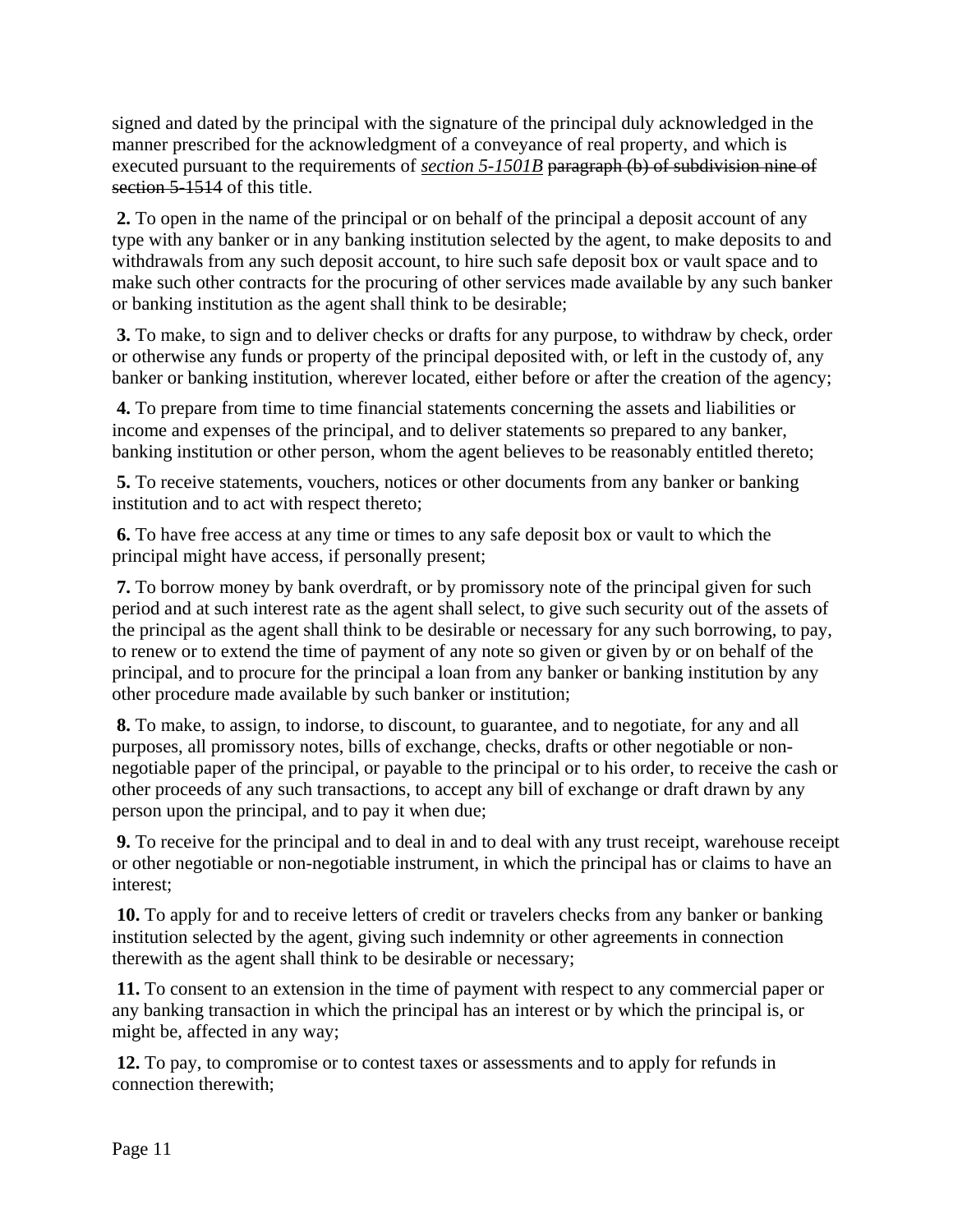signed and dated by the principal with the signature of the principal duly acknowledged in the manner prescribed for the acknowledgment of a conveyance of real property, and which is executed pursuant to the requirements of ***section 5-1501B*** ~~paragraph (b) of subdivision nine of section 5-1514~~ of this title.

**2.** To open in the name of the principal or on behalf of the principal a deposit account of any type with any banker or in any banking institution selected by the agent, to make deposits to and withdrawals from any such deposit account, to hire such safe deposit box or vault space and to make such other contracts for the procuring of other services made available by any such banker or banking institution as the agent shall think to be desirable;

**3.** To make, to sign and to deliver checks or drafts for any purpose, to withdraw by check, order or otherwise any funds or property of the principal deposited with, or left in the custody of, any banker or banking institution, wherever located, either before or after the creation of the agency;

**4.** To prepare from time to time financial statements concerning the assets and liabilities or income and expenses of the principal, and to deliver statements so prepared to any banker, banking institution or other person, whom the agent believes to be reasonably entitled thereto;

**5.** To receive statements, vouchers, notices or other documents from any banker or banking institution and to act with respect thereto;

**6.** To have free access at any time or times to any safe deposit box or vault to which the principal might have access, if personally present;

**7.** To borrow money by bank overdraft, or by promissory note of the principal given for such period and at such interest rate as the agent shall select, to give such security out of the assets of the principal as the agent shall think to be desirable or necessary for any such borrowing, to pay, to renew or to extend the time of payment of any note so given or given by or on behalf of the principal, and to procure for the principal a loan from any banker or banking institution by any other procedure made available by such banker or institution;

**8.** To make, to assign, to indorse, to discount, to guarantee, and to negotiate, for any and all purposes, all promissory notes, bills of exchange, checks, drafts or other negotiable or non-negotiable paper of the principal, or payable to the principal or to his order, to receive the cash or other proceeds of any such transactions, to accept any bill of exchange or draft drawn by any person upon the principal, and to pay it when due;

**9.** To receive for the principal and to deal in and to deal with any trust receipt, warehouse receipt or other negotiable or non-negotiable instrument, in which the principal has or claims to have an interest;

**10.** To apply for and to receive letters of credit or travelers checks from any banker or banking institution selected by the agent, giving such indemnity or other agreements in connection therewith as the agent shall think to be desirable or necessary;

**11.** To consent to an extension in the time of payment with respect to any commercial paper or any banking transaction in which the principal has an interest or by which the principal is, or might be, affected in any way;

**12.** To pay, to compromise or to contest taxes or assessments and to apply for refunds in connection therewith;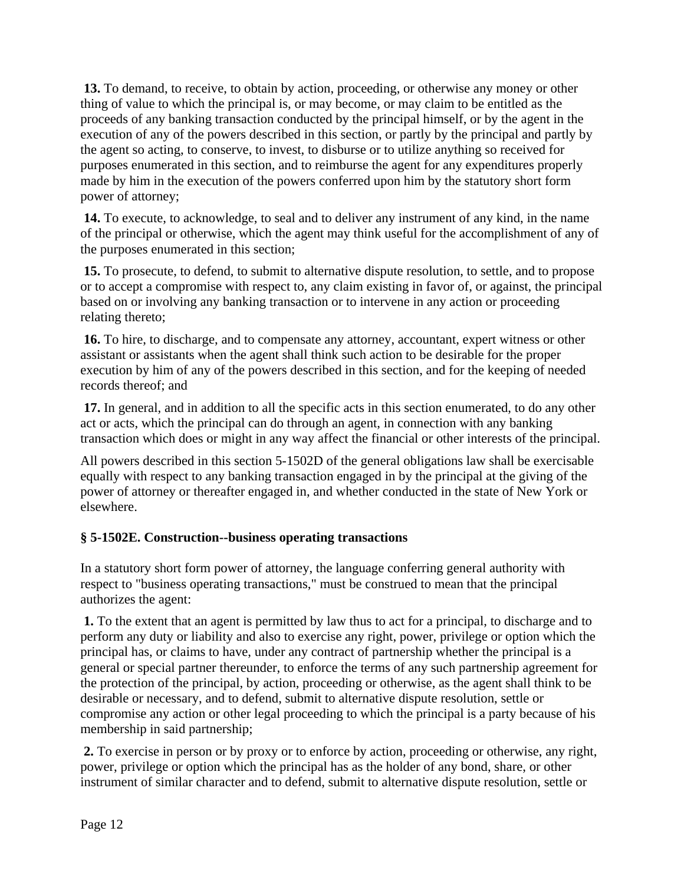**13.** To demand, to receive, to obtain by action, proceeding, or otherwise any money or other thing of value to which the principal is, or may become, or may claim to be entitled as the proceeds of any banking transaction conducted by the principal himself, or by the agent in the execution of any of the powers described in this section, or partly by the principal and partly by the agent so acting, to conserve, to invest, to disburse or to utilize anything so received for purposes enumerated in this section, and to reimburse the agent for any expenditures properly made by him in the execution of the powers conferred upon him by the statutory short form power of attorney;

**14.** To execute, to acknowledge, to seal and to deliver any instrument of any kind, in the name of the principal or otherwise, which the agent may think useful for the accomplishment of any of the purposes enumerated in this section;

**15.** To prosecute, to defend, to submit to alternative dispute resolution, to settle, and to propose or to accept a compromise with respect to, any claim existing in favor of, or against, the principal based on or involving any banking transaction or to intervene in any action or proceeding relating thereto;

**16.** To hire, to discharge, and to compensate any attorney, accountant, expert witness or other assistant or assistants when the agent shall think such action to be desirable for the proper execution by him of any of the powers described in this section, and for the keeping of needed records thereof; and

**17.** In general, and in addition to all the specific acts in this section enumerated, to do any other act or acts, which the principal can do through an agent, in connection with any banking transaction which does or might in any way affect the financial or other interests of the principal.

All powers described in this section 5-1502D of the general obligations law shall be exercisable equally with respect to any banking transaction engaged in by the principal at the giving of the power of attorney or thereafter engaged in, and whether conducted in the state of New York or elsewhere.

### § 5-1502E. Construction--business operating transactions

In a statutory short form power of attorney, the language conferring general authority with respect to "business operating transactions," must be construed to mean that the principal authorizes the agent:

**1.** To the extent that an agent is permitted by law thus to act for a principal, to discharge and to perform any duty or liability and also to exercise any right, power, privilege or option which the principal has, or claims to have, under any contract of partnership whether the principal is a general or special partner thereunder, to enforce the terms of any such partnership agreement for the protection of the principal, by action, proceeding or otherwise, as the agent shall think to be desirable or necessary, and to defend, submit to alternative dispute resolution, settle or compromise any action or other legal proceeding to which the principal is a party because of his membership in said partnership;

**2.** To exercise in person or by proxy or to enforce by action, proceeding or otherwise, any right, power, privilege or option which the principal has as the holder of any bond, share, or other instrument of similar character and to defend, submit to alternative dispute resolution, settle or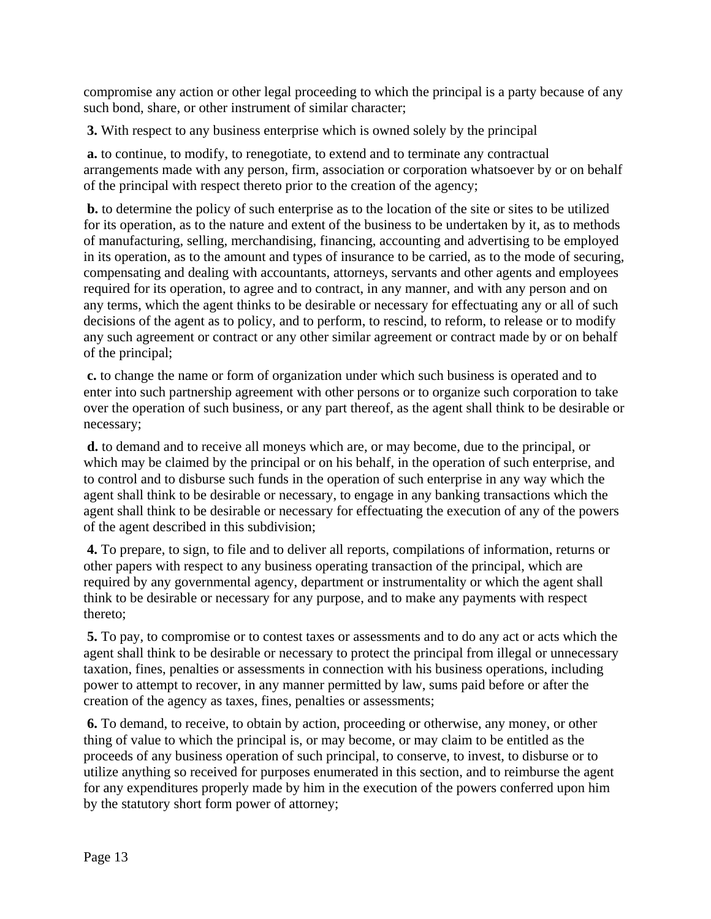compromise any action or other legal proceeding to which the principal is a party because of any such bond, share, or other instrument of similar character;

**3.** With respect to any business enterprise which is owned solely by the principal

**a.** to continue, to modify, to renegotiate, to extend and to terminate any contractual arrangements made with any person, firm, association or corporation whatsoever by or on behalf of the principal with respect thereto prior to the creation of the agency;

**b.** to determine the policy of such enterprise as to the location of the site or sites to be utilized for its operation, as to the nature and extent of the business to be undertaken by it, as to methods of manufacturing, selling, merchandising, financing, accounting and advertising to be employed in its operation, as to the amount and types of insurance to be carried, as to the mode of securing, compensating and dealing with accountants, attorneys, servants and other agents and employees required for its operation, to agree and to contract, in any manner, and with any person and on any terms, which the agent thinks to be desirable or necessary for effectuating any or all of such decisions of the agent as to policy, and to perform, to rescind, to reform, to release or to modify any such agreement or contract or any other similar agreement or contract made by or on behalf of the principal;

**c.** to change the name or form of organization under which such business is operated and to enter into such partnership agreement with other persons or to organize such corporation to take over the operation of such business, or any part thereof, as the agent shall think to be desirable or necessary;

**d.** to demand and to receive all moneys which are, or may become, due to the principal, or which may be claimed by the principal or on his behalf, in the operation of such enterprise, and to control and to disburse such funds in the operation of such enterprise in any way which the agent shall think to be desirable or necessary, to engage in any banking transactions which the agent shall think to be desirable or necessary for effectuating the execution of any of the powers of the agent described in this subdivision;

**4.** To prepare, to sign, to file and to deliver all reports, compilations of information, returns or other papers with respect to any business operating transaction of the principal, which are required by any governmental agency, department or instrumentality or which the agent shall think to be desirable or necessary for any purpose, and to make any payments with respect thereto;

**5.** To pay, to compromise or to contest taxes or assessments and to do any act or acts which the agent shall think to be desirable or necessary to protect the principal from illegal or unnecessary taxation, fines, penalties or assessments in connection with his business operations, including power to attempt to recover, in any manner permitted by law, sums paid before or after the creation of the agency as taxes, fines, penalties or assessments;

**6.** To demand, to receive, to obtain by action, proceeding or otherwise, any money, or other thing of value to which the principal is, or may become, or may claim to be entitled as the proceeds of any business operation of such principal, to conserve, to invest, to disburse or to utilize anything so received for purposes enumerated in this section, and to reimburse the agent for any expenditures properly made by him in the execution of the powers conferred upon him by the statutory short form power of attorney;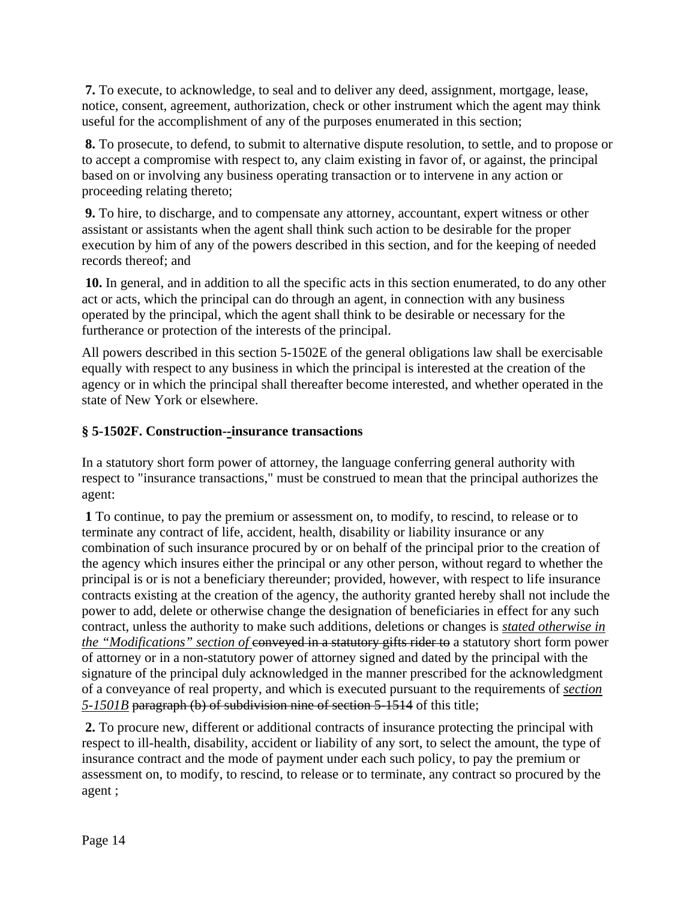**7.** To execute, to acknowledge, to seal and to deliver any deed, assignment, mortgage, lease, notice, consent, agreement, authorization, check or other instrument which the agent may think useful for the accomplishment of any of the purposes enumerated in this section;

**8.** To prosecute, to defend, to submit to alternative dispute resolution, to settle, and to propose or to accept a compromise with respect to, any claim existing in favor of, or against, the principal based on or involving any business operating transaction or to intervene in any action or proceeding relating thereto;

**9.** To hire, to discharge, and to compensate any attorney, accountant, expert witness or other assistant or assistants when the agent shall think such action to be desirable for the proper execution by him of any of the powers described in this section, and for the keeping of needed records thereof; and

**10.** In general, and in addition to all the specific acts in this section enumerated, to do any other act or acts, which the principal can do through an agent, in connection with any business operated by the principal, which the agent shall think to be desirable or necessary for the furtherance or protection of the interests of the principal.

All powers described in this section 5-1502E of the general obligations law shall be exercisable equally with respect to any business in which the principal is interested at the creation of the agency or in which the principal shall thereafter become interested, and whether operated in the state of New York or elsewhere.

### § 5-1502F. Construction--insurance transactions

In a statutory short form power of attorney, the language conferring general authority with respect to "insurance transactions," must be construed to mean that the principal authorizes the agent:

**1** To continue, to pay the premium or assessment on, to modify, to rescind, to release or to terminate any contract of life, accident, health, disability or liability insurance or any combination of such insurance procured by or on behalf of the principal prior to the creation of the agency which insures either the principal or any other person, without regard to whether the principal is or is not a beneficiary thereunder; provided, however, with respect to life insurance contracts existing at the creation of the agency, the authority granted hereby shall not include the power to add, delete or otherwise change the designation of beneficiaries in effect for any such contract, unless the authority to make such additions, deletions or changes is *stated otherwise in the "Modifications" section of* ~~conveyed in a statutory gifts rider to~~ a statutory short form power of attorney or in a non-statutory power of attorney signed and dated by the principal with the signature of the principal duly acknowledged in the manner prescribed for the acknowledgment of a conveyance of real property, and which is executed pursuant to the requirements of *section 5-1501B* ~~paragraph (b) of subdivision nine of section 5-1514~~ of this title;

**2.** To procure new, different or additional contracts of insurance protecting the principal with respect to ill-health, disability, accident or liability of any sort, to select the amount, the type of insurance contract and the mode of payment under each such policy, to pay the premium or assessment on, to modify, to rescind, to release or to terminate, any contract so procured by the agent ;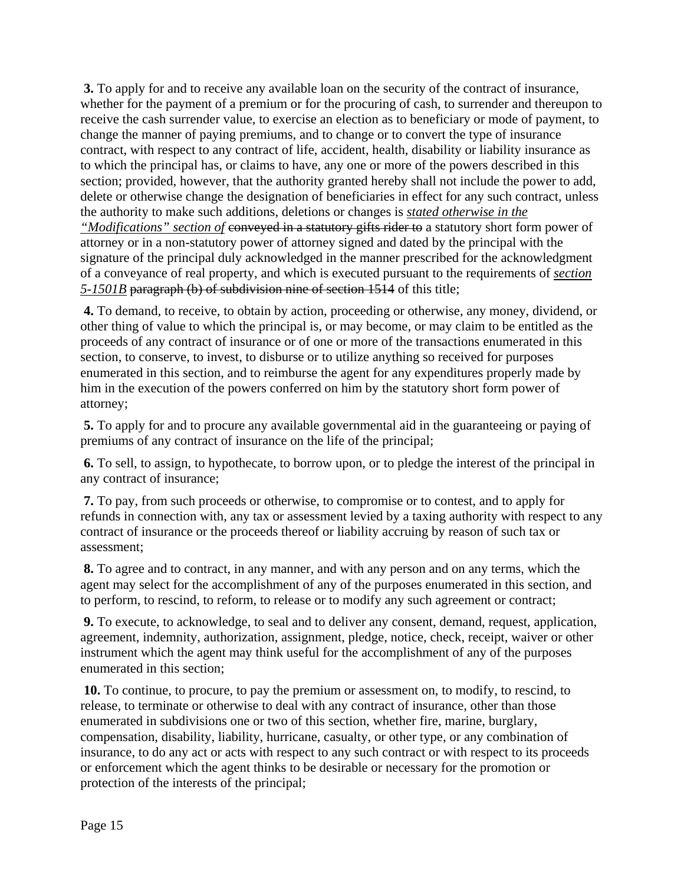**3.** To apply for and to receive any available loan on the security of the contract of insurance, whether for the payment of a premium or for the procuring of cash, to surrender and thereupon to receive the cash surrender value, to exercise an election as to beneficiary or mode of payment, to change the manner of paying premiums, and to change or to convert the type of insurance contract, with respect to any contract of life, accident, health, disability or liability insurance as to which the principal has, or claims to have, any one or more of the powers described in this section; provided, however, that the authority granted hereby shall not include the power to add, delete or otherwise change the designation of beneficiaries in effect for any such contract, unless the authority to make such additions, deletions or changes is *stated otherwise in the "Modifications" section of* ~~conveyed in a statutory gifts rider to~~ a statutory short form power of attorney or in a non-statutory power of attorney signed and dated by the principal with the signature of the principal duly acknowledged in the manner prescribed for the acknowledgment of a conveyance of real property, and which is executed pursuant to the requirements of *section 5-1501B* ~~paragraph (b) of subdivision nine of section 1514~~ of this title;

**4.** To demand, to receive, to obtain by action, proceeding or otherwise, any money, dividend, or other thing of value to which the principal is, or may become, or may claim to be entitled as the proceeds of any contract of insurance or of one or more of the transactions enumerated in this section, to conserve, to invest, to disburse or to utilize anything so received for purposes enumerated in this section, and to reimburse the agent for any expenditures properly made by him in the execution of the powers conferred on him by the statutory short form power of attorney;

**5.** To apply for and to procure any available governmental aid in the guaranteeing or paying of premiums of any contract of insurance on the life of the principal;

**6.** To sell, to assign, to hypothecate, to borrow upon, or to pledge the interest of the principal in any contract of insurance;

**7.** To pay, from such proceeds or otherwise, to compromise or to contest, and to apply for refunds in connection with, any tax or assessment levied by a taxing authority with respect to any contract of insurance or the proceeds thereof or liability accruing by reason of such tax or assessment;

**8.** To agree and to contract, in any manner, and with any person and on any terms, which the agent may select for the accomplishment of any of the purposes enumerated in this section, and to perform, to rescind, to reform, to release or to modify any such agreement or contract;

**9.** To execute, to acknowledge, to seal and to deliver any consent, demand, request, application, agreement, indemnity, authorization, assignment, pledge, notice, check, receipt, waiver or other instrument which the agent may think useful for the accomplishment of any of the purposes enumerated in this section;

**10.** To continue, to procure, to pay the premium or assessment on, to modify, to rescind, to release, to terminate or otherwise to deal with any contract of insurance, other than those enumerated in subdivisions one or two of this section, whether fire, marine, burglary, compensation, disability, liability, hurricane, casualty, or other type, or any combination of insurance, to do any act or acts with respect to any such contract or with respect to its proceeds or enforcement which the agent thinks to be desirable or necessary for the promotion or protection of the interests of the principal;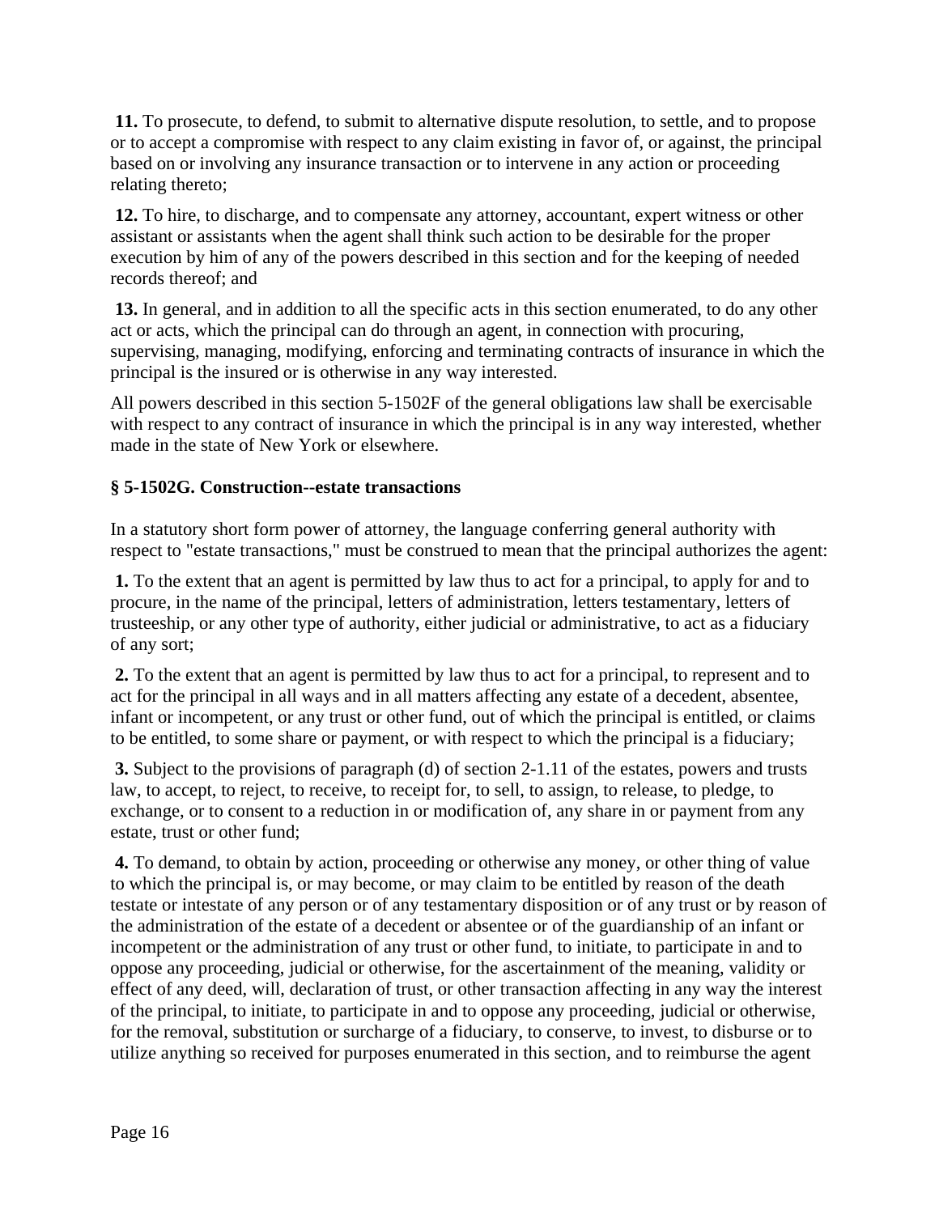**11.** To prosecute, to defend, to submit to alternative dispute resolution, to settle, and to propose or to accept a compromise with respect to any claim existing in favor of, or against, the principal based on or involving any insurance transaction or to intervene in any action or proceeding relating thereto;

**12.** To hire, to discharge, and to compensate any attorney, accountant, expert witness or other assistant or assistants when the agent shall think such action to be desirable for the proper execution by him of any of the powers described in this section and for the keeping of needed records thereof; and

**13.** In general, and in addition to all the specific acts in this section enumerated, to do any other act or acts, which the principal can do through an agent, in connection with procuring, supervising, managing, modifying, enforcing and terminating contracts of insurance in which the principal is the insured or is otherwise in any way interested.

All powers described in this section 5-1502F of the general obligations law shall be exercisable with respect to any contract of insurance in which the principal is in any way interested, whether made in the state of New York or elsewhere.

### § 5-1502G. Construction--estate transactions

In a statutory short form power of attorney, the language conferring general authority with respect to "estate transactions," must be construed to mean that the principal authorizes the agent:

**1.** To the extent that an agent is permitted by law thus to act for a principal, to apply for and to procure, in the name of the principal, letters of administration, letters testamentary, letters of trusteeship, or any other type of authority, either judicial or administrative, to act as a fiduciary of any sort;

**2.** To the extent that an agent is permitted by law thus to act for a principal, to represent and to act for the principal in all ways and in all matters affecting any estate of a decedent, absentee, infant or incompetent, or any trust or other fund, out of which the principal is entitled, or claims to be entitled, to some share or payment, or with respect to which the principal is a fiduciary;

**3.** Subject to the provisions of paragraph (d) of section 2-1.11 of the estates, powers and trusts law, to accept, to reject, to receive, to receipt for, to sell, to assign, to release, to pledge, to exchange, or to consent to a reduction in or modification of, any share in or payment from any estate, trust or other fund;

**4.** To demand, to obtain by action, proceeding or otherwise any money, or other thing of value to which the principal is, or may become, or may claim to be entitled by reason of the death testate or intestate of any person or of any testamentary disposition or of any trust or by reason of the administration of the estate of a decedent or absentee or of the guardianship of an infant or incompetent or the administration of any trust or other fund, to initiate, to participate in and to oppose any proceeding, judicial or otherwise, for the ascertainment of the meaning, validity or effect of any deed, will, declaration of trust, or other transaction affecting in any way the interest of the principal, to initiate, to participate in and to oppose any proceeding, judicial or otherwise, for the removal, substitution or surcharge of a fiduciary, to conserve, to invest, to disburse or to utilize anything so received for purposes enumerated in this section, and to reimburse the agent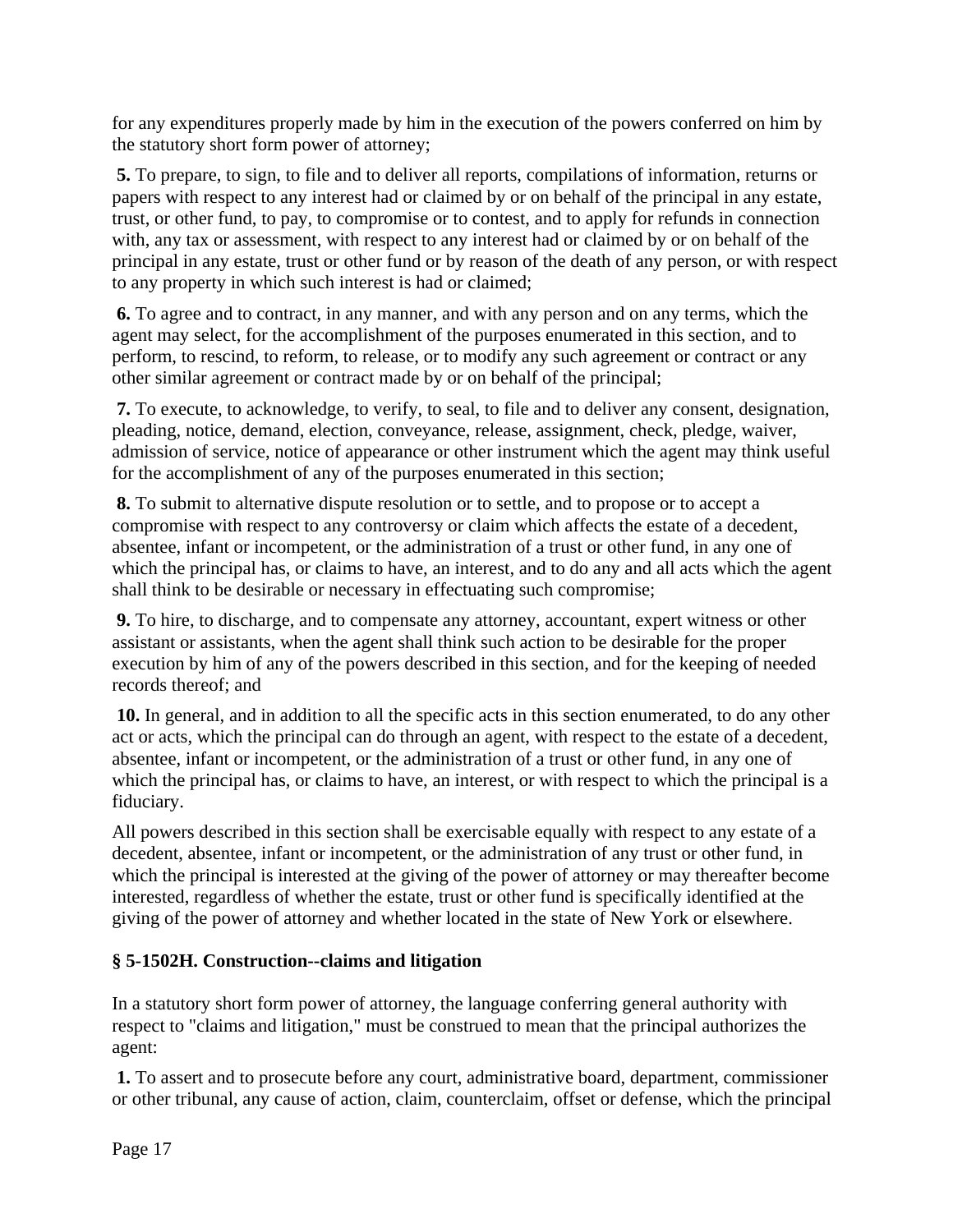for any expenditures properly made by him in the execution of the powers conferred on him by the statutory short form power of attorney;

**5.** To prepare, to sign, to file and to deliver all reports, compilations of information, returns or papers with respect to any interest had or claimed by or on behalf of the principal in any estate, trust, or other fund, to pay, to compromise or to contest, and to apply for refunds in connection with, any tax or assessment, with respect to any interest had or claimed by or on behalf of the principal in any estate, trust or other fund or by reason of the death of any person, or with respect to any property in which such interest is had or claimed;

**6.** To agree and to contract, in any manner, and with any person and on any terms, which the agent may select, for the accomplishment of the purposes enumerated in this section, and to perform, to rescind, to reform, to release, or to modify any such agreement or contract or any other similar agreement or contract made by or on behalf of the principal;

**7.** To execute, to acknowledge, to verify, to seal, to file and to deliver any consent, designation, pleading, notice, demand, election, conveyance, release, assignment, check, pledge, waiver, admission of service, notice of appearance or other instrument which the agent may think useful for the accomplishment of any of the purposes enumerated in this section;

**8.** To submit to alternative dispute resolution or to settle, and to propose or to accept a compromise with respect to any controversy or claim which affects the estate of a decedent, absentee, infant or incompetent, or the administration of a trust or other fund, in any one of which the principal has, or claims to have, an interest, and to do any and all acts which the agent shall think to be desirable or necessary in effectuating such compromise;

**9.** To hire, to discharge, and to compensate any attorney, accountant, expert witness or other assistant or assistants, when the agent shall think such action to be desirable for the proper execution by him of any of the powers described in this section, and for the keeping of needed records thereof; and

**10.** In general, and in addition to all the specific acts in this section enumerated, to do any other act or acts, which the principal can do through an agent, with respect to the estate of a decedent, absentee, infant or incompetent, or the administration of a trust or other fund, in any one of which the principal has, or claims to have, an interest, or with respect to which the principal is a fiduciary.

All powers described in this section shall be exercisable equally with respect to any estate of a decedent, absentee, infant or incompetent, or the administration of any trust or other fund, in which the principal is interested at the giving of the power of attorney or may thereafter become interested, regardless of whether the estate, trust or other fund is specifically identified at the giving of the power of attorney and whether located in the state of New York or elsewhere.

### § 5-1502H. Construction--claims and litigation

In a statutory short form power of attorney, the language conferring general authority with respect to "claims and litigation," must be construed to mean that the principal authorizes the agent:

**1.** To assert and to prosecute before any court, administrative board, department, commissioner or other tribunal, any cause of action, claim, counterclaim, offset or defense, which the principal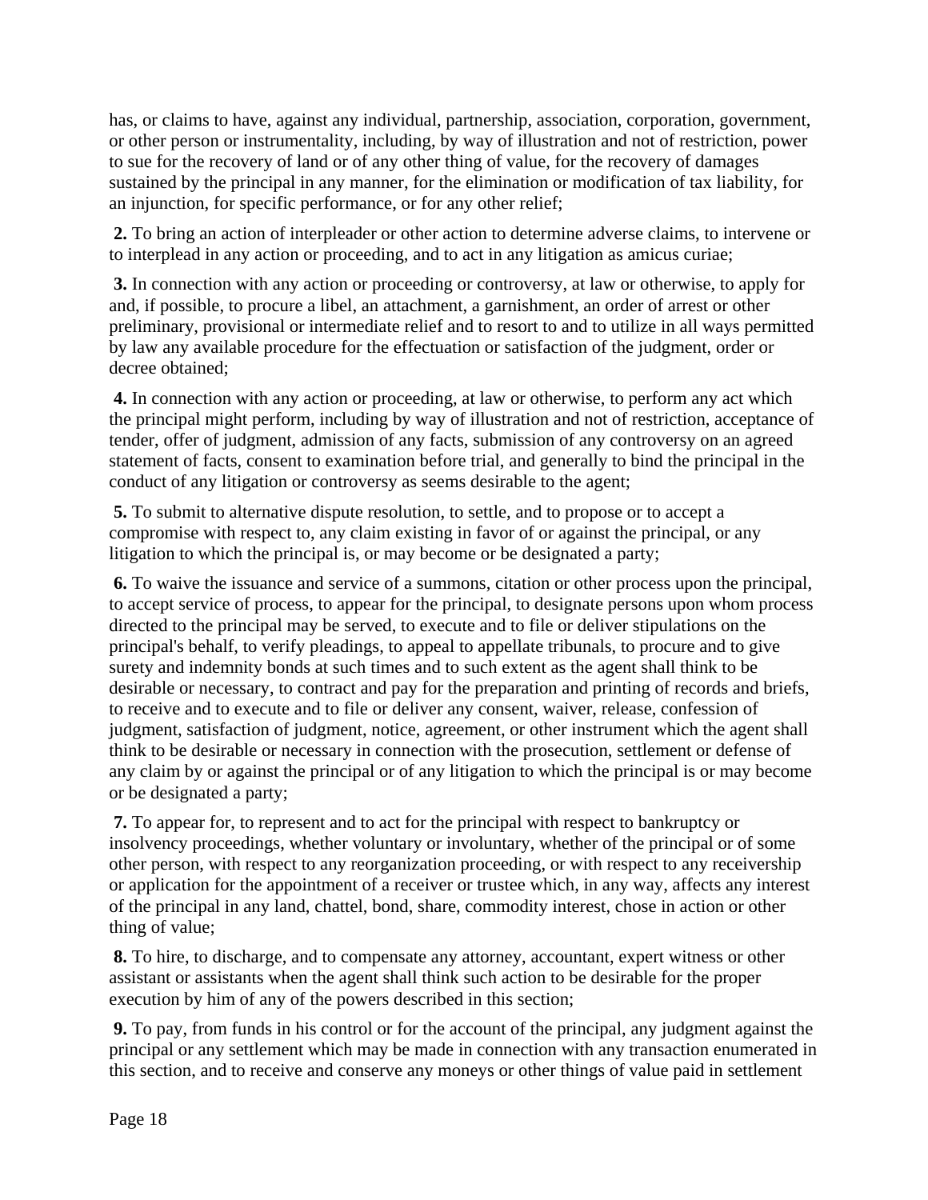has, or claims to have, against any individual, partnership, association, corporation, government, or other person or instrumentality, including, by way of illustration and not of restriction, power to sue for the recovery of land or of any other thing of value, for the recovery of damages sustained by the principal in any manner, for the elimination or modification of tax liability, for an injunction, for specific performance, or for any other relief;

**2.** To bring an action of interpleader or other action to determine adverse claims, to intervene or to interplead in any action or proceeding, and to act in any litigation as amicus curiae;

**3.** In connection with any action or proceeding or controversy, at law or otherwise, to apply for and, if possible, to procure a libel, an attachment, a garnishment, an order of arrest or other preliminary, provisional or intermediate relief and to resort to and to utilize in all ways permitted by law any available procedure for the effectuation or satisfaction of the judgment, order or decree obtained;

**4.** In connection with any action or proceeding, at law or otherwise, to perform any act which the principal might perform, including by way of illustration and not of restriction, acceptance of tender, offer of judgment, admission of any facts, submission of any controversy on an agreed statement of facts, consent to examination before trial, and generally to bind the principal in the conduct of any litigation or controversy as seems desirable to the agent;

**5.** To submit to alternative dispute resolution, to settle, and to propose or to accept a compromise with respect to, any claim existing in favor of or against the principal, or any litigation to which the principal is, or may become or be designated a party;

**6.** To waive the issuance and service of a summons, citation or other process upon the principal, to accept service of process, to appear for the principal, to designate persons upon whom process directed to the principal may be served, to execute and to file or deliver stipulations on the principal's behalf, to verify pleadings, to appeal to appellate tribunals, to procure and to give surety and indemnity bonds at such times and to such extent as the agent shall think to be desirable or necessary, to contract and pay for the preparation and printing of records and briefs, to receive and to execute and to file or deliver any consent, waiver, release, confession of judgment, satisfaction of judgment, notice, agreement, or other instrument which the agent shall think to be desirable or necessary in connection with the prosecution, settlement or defense of any claim by or against the principal or of any litigation to which the principal is or may become or be designated a party;

**7.** To appear for, to represent and to act for the principal with respect to bankruptcy or insolvency proceedings, whether voluntary or involuntary, whether of the principal or of some other person, with respect to any reorganization proceeding, or with respect to any receivership or application for the appointment of a receiver or trustee which, in any way, affects any interest of the principal in any land, chattel, bond, share, commodity interest, chose in action or other thing of value;

**8.** To hire, to discharge, and to compensate any attorney, accountant, expert witness or other assistant or assistants when the agent shall think such action to be desirable for the proper execution by him of any of the powers described in this section;

**9.** To pay, from funds in his control or for the account of the principal, any judgment against the principal or any settlement which may be made in connection with any transaction enumerated in this section, and to receive and conserve any moneys or other things of value paid in settlement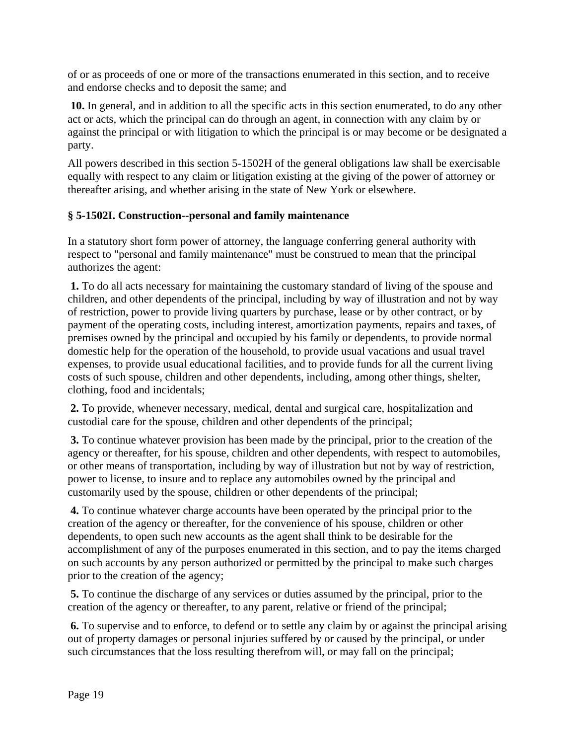of or as proceeds of one or more of the transactions enumerated in this section, and to receive and endorse checks and to deposit the same; and

**10.** In general, and in addition to all the specific acts in this section enumerated, to do any other act or acts, which the principal can do through an agent, in connection with any claim by or against the principal or with litigation to which the principal is or may become or be designated a party.

All powers described in this section 5-1502H of the general obligations law shall be exercisable equally with respect to any claim or litigation existing at the giving of the power of attorney or thereafter arising, and whether arising in the state of New York or elsewhere.

### § 5-1502I. Construction--personal and family maintenance

In a statutory short form power of attorney, the language conferring general authority with respect to "personal and family maintenance" must be construed to mean that the principal authorizes the agent:

**1.** To do all acts necessary for maintaining the customary standard of living of the spouse and children, and other dependents of the principal, including by way of illustration and not by way of restriction, power to provide living quarters by purchase, lease or by other contract, or by payment of the operating costs, including interest, amortization payments, repairs and taxes, of premises owned by the principal and occupied by his family or dependents, to provide normal domestic help for the operation of the household, to provide usual vacations and usual travel expenses, to provide usual educational facilities, and to provide funds for all the current living costs of such spouse, children and other dependents, including, among other things, shelter, clothing, food and incidentals;

**2.** To provide, whenever necessary, medical, dental and surgical care, hospitalization and custodial care for the spouse, children and other dependents of the principal;

**3.** To continue whatever provision has been made by the principal, prior to the creation of the agency or thereafter, for his spouse, children and other dependents, with respect to automobiles, or other means of transportation, including by way of illustration but not by way of restriction, power to license, to insure and to replace any automobiles owned by the principal and customarily used by the spouse, children or other dependents of the principal;

**4.** To continue whatever charge accounts have been operated by the principal prior to the creation of the agency or thereafter, for the convenience of his spouse, children or other dependents, to open such new accounts as the agent shall think to be desirable for the accomplishment of any of the purposes enumerated in this section, and to pay the items charged on such accounts by any person authorized or permitted by the principal to make such charges prior to the creation of the agency;

**5.** To continue the discharge of any services or duties assumed by the principal, prior to the creation of the agency or thereafter, to any parent, relative or friend of the principal;

**6.** To supervise and to enforce, to defend or to settle any claim by or against the principal arising out of property damages or personal injuries suffered by or caused by the principal, or under such circumstances that the loss resulting therefrom will, or may fall on the principal;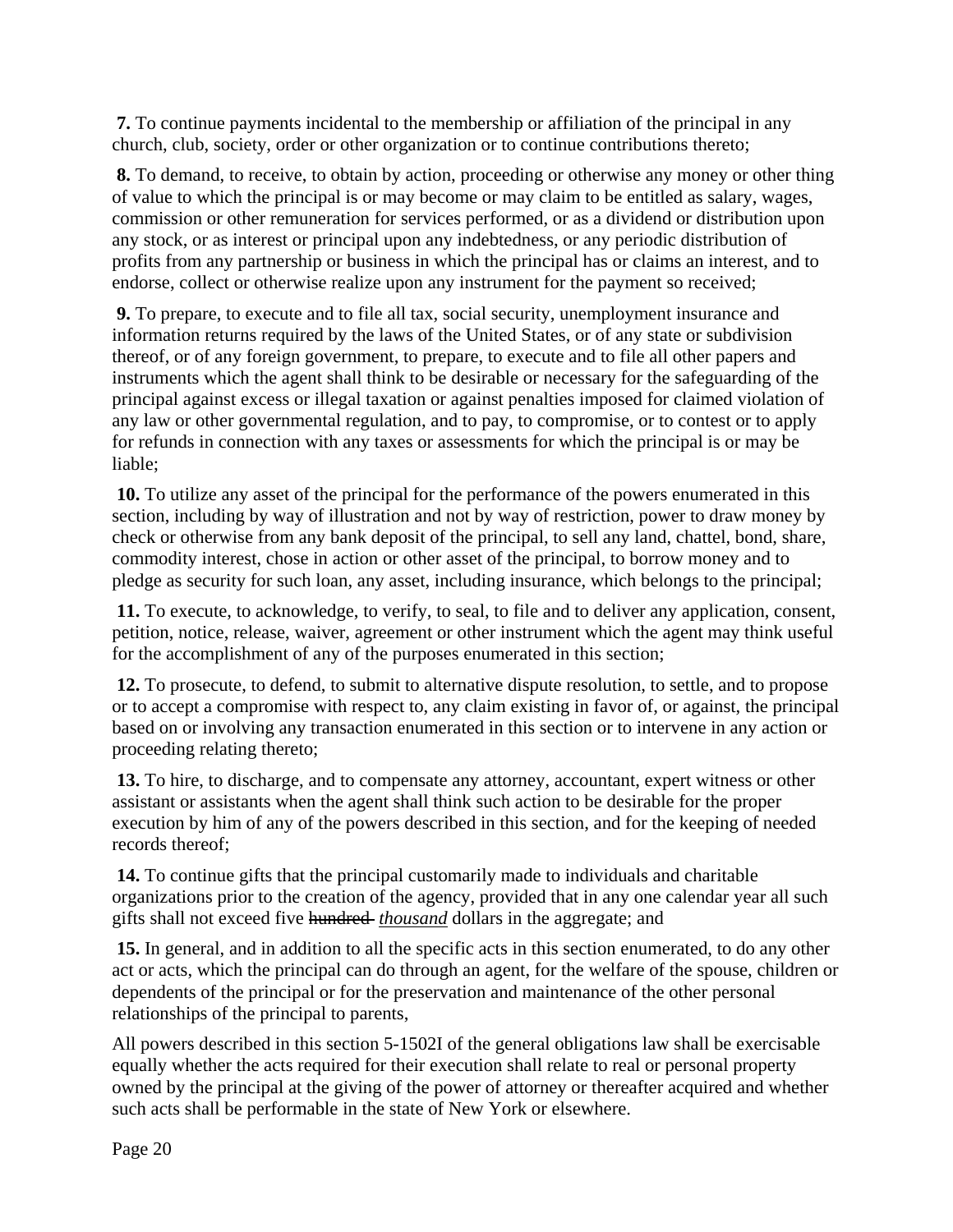**7.** To continue payments incidental to the membership or affiliation of the principal in any church, club, society, order or other organization or to continue contributions thereto;

**8.** To demand, to receive, to obtain by action, proceeding or otherwise any money or other thing of value to which the principal is or may become or may claim to be entitled as salary, wages, commission or other remuneration for services performed, or as a dividend or distribution upon any stock, or as interest or principal upon any indebtedness, or any periodic distribution of profits from any partnership or business in which the principal has or claims an interest, and to endorse, collect or otherwise realize upon any instrument for the payment so received;

**9.** To prepare, to execute and to file all tax, social security, unemployment insurance and information returns required by the laws of the United States, or of any state or subdivision thereof, or of any foreign government, to prepare, to execute and to file all other papers and instruments which the agent shall think to be desirable or necessary for the safeguarding of the principal against excess or illegal taxation or against penalties imposed for claimed violation of any law or other governmental regulation, and to pay, to compromise, or to contest or to apply for refunds in connection with any taxes or assessments for which the principal is or may be liable;

**10.** To utilize any asset of the principal for the performance of the powers enumerated in this section, including by way of illustration and not by way of restriction, power to draw money by check or otherwise from any bank deposit of the principal, to sell any land, chattel, bond, share, commodity interest, chose in action or other asset of the principal, to borrow money and to pledge as security for such loan, any asset, including insurance, which belongs to the principal;

**11.** To execute, to acknowledge, to verify, to seal, to file and to deliver any application, consent, petition, notice, release, waiver, agreement or other instrument which the agent may think useful for the accomplishment of any of the purposes enumerated in this section;

**12.** To prosecute, to defend, to submit to alternative dispute resolution, to settle, and to propose or to accept a compromise with respect to, any claim existing in favor of, or against, the principal based on or involving any transaction enumerated in this section or to intervene in any action or proceeding relating thereto;

**13.** To hire, to discharge, and to compensate any attorney, accountant, expert witness or other assistant or assistants when the agent shall think such action to be desirable for the proper execution by him of any of the powers described in this section, and for the keeping of needed records thereof;

**14.** To continue gifts that the principal customarily made to individuals and charitable organizations prior to the creation of the agency, provided that in any one calendar year all such gifts shall not exceed five ~~hundred~~ *thousand* dollars in the aggregate; and

**15.** In general, and in addition to all the specific acts in this section enumerated, to do any other act or acts, which the principal can do through an agent, for the welfare of the spouse, children or dependents of the principal or for the preservation and maintenance of the other personal relationships of the principal to parents,

All powers described in this section 5-1502I of the general obligations law shall be exercisable equally whether the acts required for their execution shall relate to real or personal property owned by the principal at the giving of the power of attorney or thereafter acquired and whether such acts shall be performable in the state of New York or elsewhere.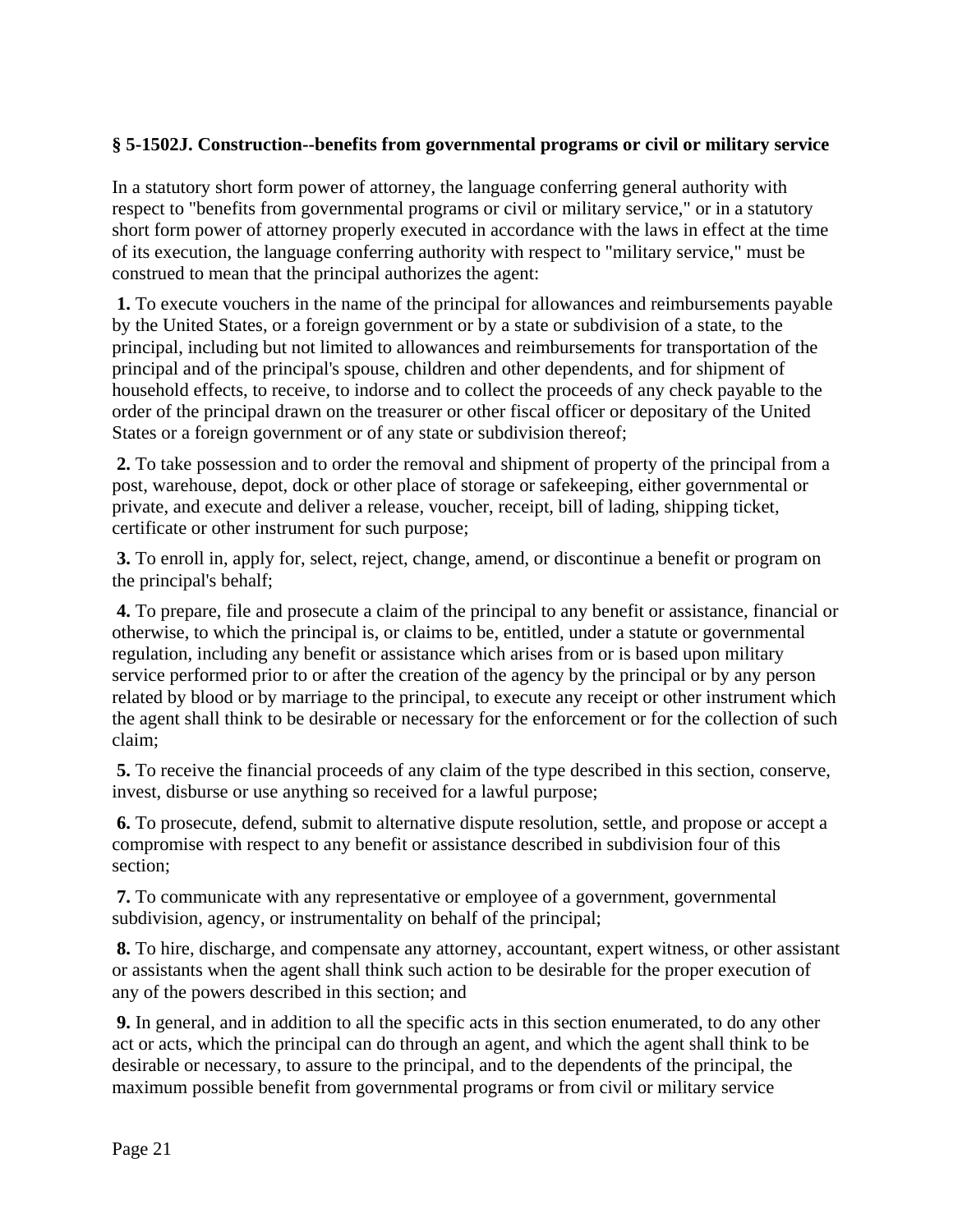**§ 5-1502J. Construction--benefits from governmental programs or civil or military service**

In a statutory short form power of attorney, the language conferring general authority with respect to "benefits from governmental programs or civil or military service," or in a statutory short form power of attorney properly executed in accordance with the laws in effect at the time of its execution, the language conferring authority with respect to "military service," must be construed to mean that the principal authorizes the agent:

**1.** To execute vouchers in the name of the principal for allowances and reimbursements payable by the United States, or a foreign government or by a state or subdivision of a state, to the principal, including but not limited to allowances and reimbursements for transportation of the principal and of the principal's spouse, children and other dependents, and for shipment of household effects, to receive, to indorse and to collect the proceeds of any check payable to the order of the principal drawn on the treasurer or other fiscal officer or depositary of the United States or a foreign government or of any state or subdivision thereof;

**2.** To take possession and to order the removal and shipment of property of the principal from a post, warehouse, depot, dock or other place of storage or safekeeping, either governmental or private, and execute and deliver a release, voucher, receipt, bill of lading, shipping ticket, certificate or other instrument for such purpose;

**3.** To enroll in, apply for, select, reject, change, amend, or discontinue a benefit or program on the principal's behalf;

**4.** To prepare, file and prosecute a claim of the principal to any benefit or assistance, financial or otherwise, to which the principal is, or claims to be, entitled, under a statute or governmental regulation, including any benefit or assistance which arises from or is based upon military service performed prior to or after the creation of the agency by the principal or by any person related by blood or by marriage to the principal, to execute any receipt or other instrument which the agent shall think to be desirable or necessary for the enforcement or for the collection of such claim;

**5.** To receive the financial proceeds of any claim of the type described in this section, conserve, invest, disburse or use anything so received for a lawful purpose;

**6.** To prosecute, defend, submit to alternative dispute resolution, settle, and propose or accept a compromise with respect to any benefit or assistance described in subdivision four of this section;

**7.** To communicate with any representative or employee of a government, governmental subdivision, agency, or instrumentality on behalf of the principal;

**8.** To hire, discharge, and compensate any attorney, accountant, expert witness, or other assistant or assistants when the agent shall think such action to be desirable for the proper execution of any of the powers described in this section; and

**9.** In general, and in addition to all the specific acts in this section enumerated, to do any other act or acts, which the principal can do through an agent, and which the agent shall think to be desirable or necessary, to assure to the principal, and to the dependents of the principal, the maximum possible benefit from governmental programs or from civil or military service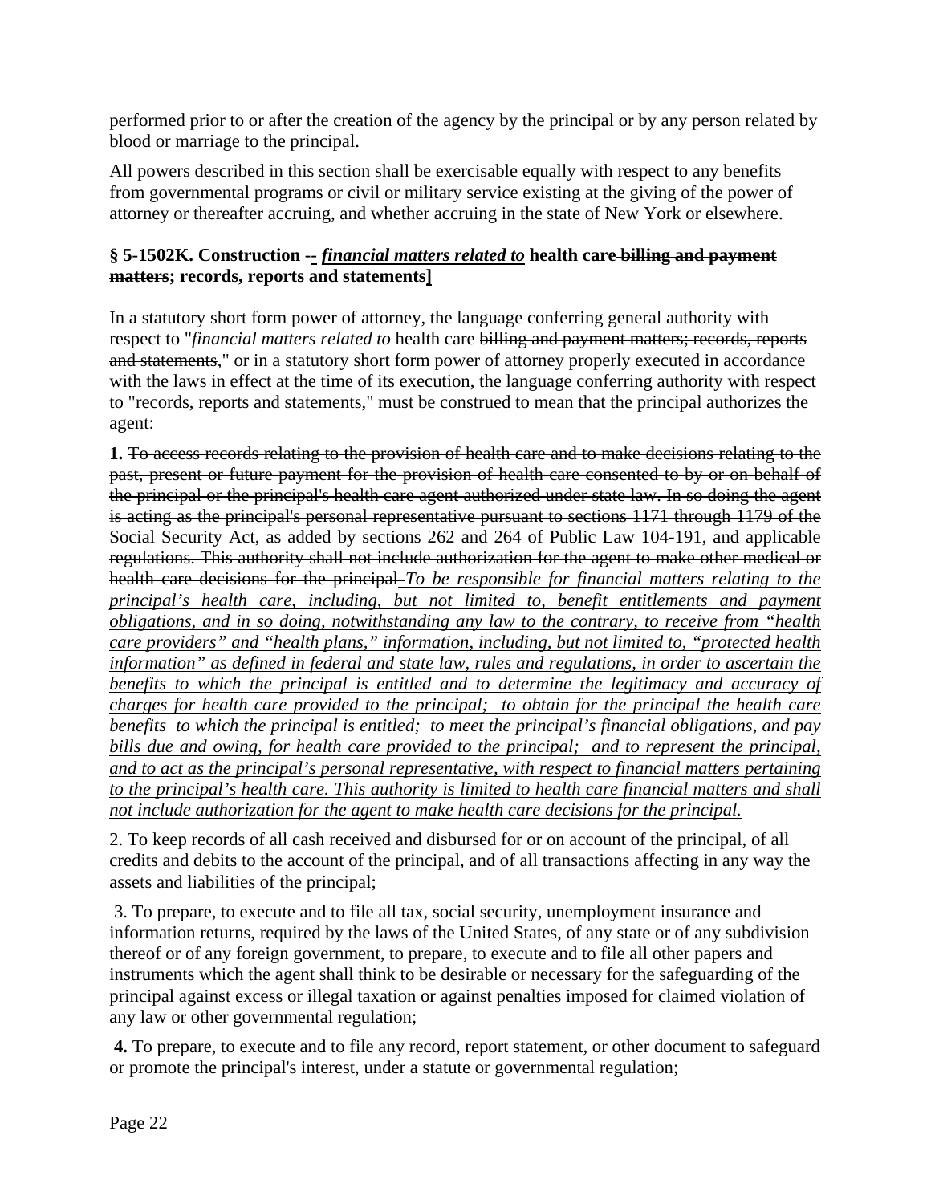performed prior to or after the creation of the agency by the principal or by any person related by blood or marriage to the principal.

All powers described in this section shall be exercisable equally with respect to any benefits from governmental programs or civil or military service existing at the giving of the power of attorney or thereafter accruing, and whether accruing in the state of New York or elsewhere.

### § 5-1502K. Construction -- *<u>financial matters related to</u>* health care ~~billing and payment matters~~; records, reports and statements]

In a statutory short form power of attorney, the language conferring general authority with respect to "*<u>financial matters related to</u>* health care ~~billing and payment matters; records, reports and statements~~," or in a statutory short form power of attorney properly executed in accordance with the laws in effect at the time of its execution, the language conferring authority with respect to "records, reports and statements," must be construed to mean that the principal authorizes the agent:

**1.** ~~To access records relating to the provision of health care and to make decisions relating to the past, present or future payment for the provision of health care consented to by or on behalf of the principal or the principal's health care agent authorized under state law. In so doing the agent is acting as the principal's personal representative pursuant to sections 1171 through 1179 of the Social Security Act, as added by sections 262 and 264 of Public Law 104-191, and applicable regulations. This authority shall not include authorization for the agent to make other medical or health care decisions for the principal~~ *<u>To be responsible for financial matters relating to the principal's health care, including, but not limited to, benefit entitlements and payment obligations, and in so doing, notwithstanding any law to the contrary, to receive from "health care providers" and "health plans," information, including, but not limited to, "protected health information" as defined in federal and state law, rules and regulations, in order to ascertain the benefits to which the principal is entitled and to determine the legitimacy and accuracy of charges for health care provided to the principal; to obtain for the principal the health care benefits to which the principal is entitled; to meet the principal's financial obligations, and pay bills due and owing, for health care provided to the principal; and to represent the principal, and to act as the principal's personal representative, with respect to financial matters pertaining to the principal's health care. This authority is limited to health care financial matters and shall not include authorization for the agent to make health care decisions for the principal.</u>*

2. To keep records of all cash received and disbursed for or on account of the principal, of all credits and debits to the account of the principal, and of all transactions affecting in any way the assets and liabilities of the principal;

3. To prepare, to execute and to file all tax, social security, unemployment insurance and information returns, required by the laws of the United States, of any state or of any subdivision thereof or of any foreign government, to prepare, to execute and to file all other papers and instruments which the agent shall think to be desirable or necessary for the safeguarding of the principal against excess or illegal taxation or against penalties imposed for claimed violation of any law or other governmental regulation;

**4.** To prepare, to execute and to file any record, report statement, or other document to safeguard or promote the principal's interest, under a statute or governmental regulation;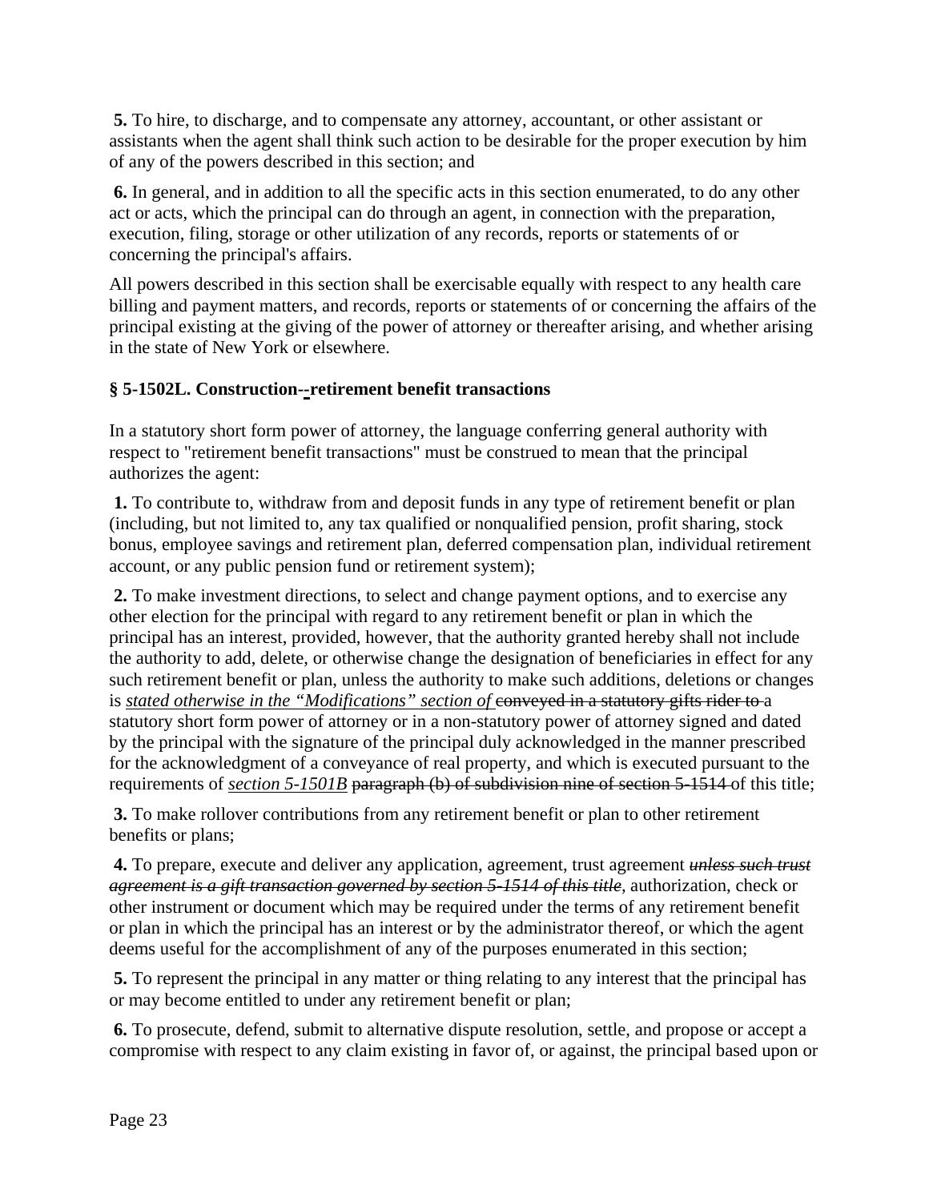**5.** To hire, to discharge, and to compensate any attorney, accountant, or other assistant or assistants when the agent shall think such action to be desirable for the proper execution by him of any of the powers described in this section; and

**6.** In general, and in addition to all the specific acts in this section enumerated, to do any other act or acts, which the principal can do through an agent, in connection with the preparation, execution, filing, storage or other utilization of any records, reports or statements of or concerning the principal's affairs.

All powers described in this section shall be exercisable equally with respect to any health care billing and payment matters, and records, reports or statements of or concerning the affairs of the principal existing at the giving of the power of attorney or thereafter arising, and whether arising in the state of New York or elsewhere.

### § 5-1502L. Construction--retirement benefit transactions

In a statutory short form power of attorney, the language conferring general authority with respect to "retirement benefit transactions" must be construed to mean that the principal authorizes the agent:

**1.** To contribute to, withdraw from and deposit funds in any type of retirement benefit or plan (including, but not limited to, any tax qualified or nonqualified pension, profit sharing, stock bonus, employee savings and retirement plan, deferred compensation plan, individual retirement account, or any public pension fund or retirement system);

**2.** To make investment directions, to select and change payment options, and to exercise any other election for the principal with regard to any retirement benefit or plan in which the principal has an interest, provided, however, that the authority granted hereby shall not include the authority to add, delete, or otherwise change the designation of beneficiaries in effect for any such retirement benefit or plan, unless the authority to make such additions, deletions or changes is <u>*stated otherwise in the "Modifications" section of*</u> ~~conveyed in a statutory gifts rider to~~ a statutory short form power of attorney or in a non-statutory power of attorney signed and dated by the principal with the signature of the principal duly acknowledged in the manner prescribed for the acknowledgment of a conveyance of real property, and which is executed pursuant to the requirements of <u>*section 5-1501B*</u> ~~paragraph (b) of subdivision nine of section 5-1514~~ of this title;

**3.** To make rollover contributions from any retirement benefit or plan to other retirement benefits or plans;

**4.** To prepare, execute and deliver any application, agreement, trust agreement ~~*unless such trust agreement is a gift transaction governed by section 5-1514 of this title*~~, authorization, check or other instrument or document which may be required under the terms of any retirement benefit or plan in which the principal has an interest or by the administrator thereof, or which the agent deems useful for the accomplishment of any of the purposes enumerated in this section;

**5.** To represent the principal in any matter or thing relating to any interest that the principal has or may become entitled to under any retirement benefit or plan;

**6.** To prosecute, defend, submit to alternative dispute resolution, settle, and propose or accept a compromise with respect to any claim existing in favor of, or against, the principal based upon or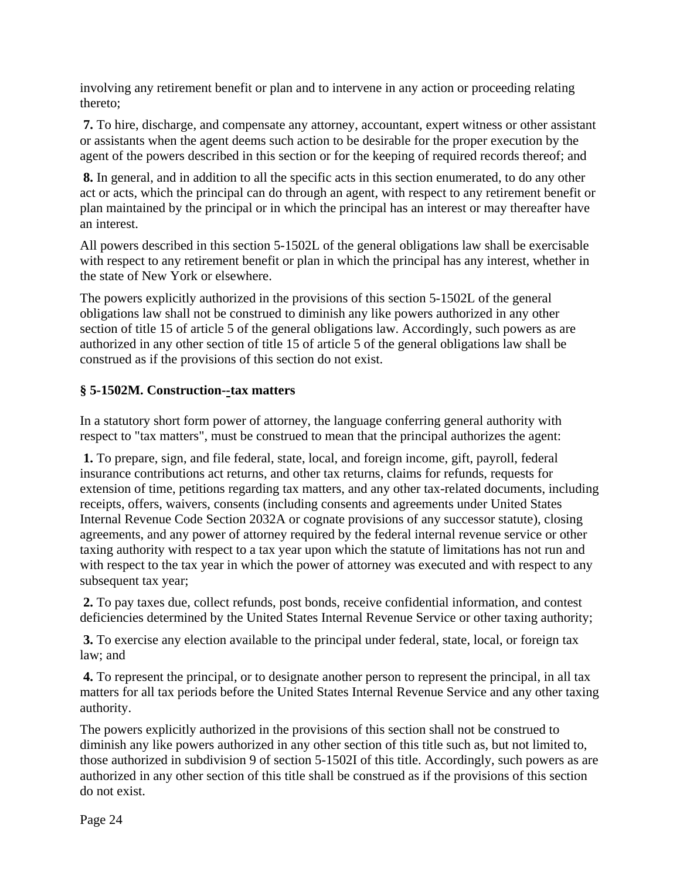involving any retirement benefit or plan and to intervene in any action or proceeding relating thereto;

**7.** To hire, discharge, and compensate any attorney, accountant, expert witness or other assistant or assistants when the agent deems such action to be desirable for the proper execution by the agent of the powers described in this section or for the keeping of required records thereof; and

**8.** In general, and in addition to all the specific acts in this section enumerated, to do any other act or acts, which the principal can do through an agent, with respect to any retirement benefit or plan maintained by the principal or in which the principal has an interest or may thereafter have an interest.

All powers described in this section 5-1502L of the general obligations law shall be exercisable with respect to any retirement benefit or plan in which the principal has any interest, whether in the state of New York or elsewhere.

The powers explicitly authorized in the provisions of this section 5-1502L of the general obligations law shall not be construed to diminish any like powers authorized in any other section of title 15 of article 5 of the general obligations law. Accordingly, such powers as are authorized in any other section of title 15 of article 5 of the general obligations law shall be construed as if the provisions of this section do not exist.

### § 5-1502M. Construction--tax matters

In a statutory short form power of attorney, the language conferring general authority with respect to "tax matters", must be construed to mean that the principal authorizes the agent:

**1.** To prepare, sign, and file federal, state, local, and foreign income, gift, payroll, federal insurance contributions act returns, and other tax returns, claims for refunds, requests for extension of time, petitions regarding tax matters, and any other tax-related documents, including receipts, offers, waivers, consents (including consents and agreements under United States Internal Revenue Code Section 2032A or cognate provisions of any successor statute), closing agreements, and any power of attorney required by the federal internal revenue service or other taxing authority with respect to a tax year upon which the statute of limitations has not run and with respect to the tax year in which the power of attorney was executed and with respect to any subsequent tax year;

**2.** To pay taxes due, collect refunds, post bonds, receive confidential information, and contest deficiencies determined by the United States Internal Revenue Service or other taxing authority;

**3.** To exercise any election available to the principal under federal, state, local, or foreign tax law; and

**4.** To represent the principal, or to designate another person to represent the principal, in all tax matters for all tax periods before the United States Internal Revenue Service and any other taxing authority.

The powers explicitly authorized in the provisions of this section shall not be construed to diminish any like powers authorized in any other section of this title such as, but not limited to, those authorized in subdivision 9 of section 5-1502I of this title. Accordingly, such powers as are authorized in any other section of this title shall be construed as if the provisions of this section do not exist.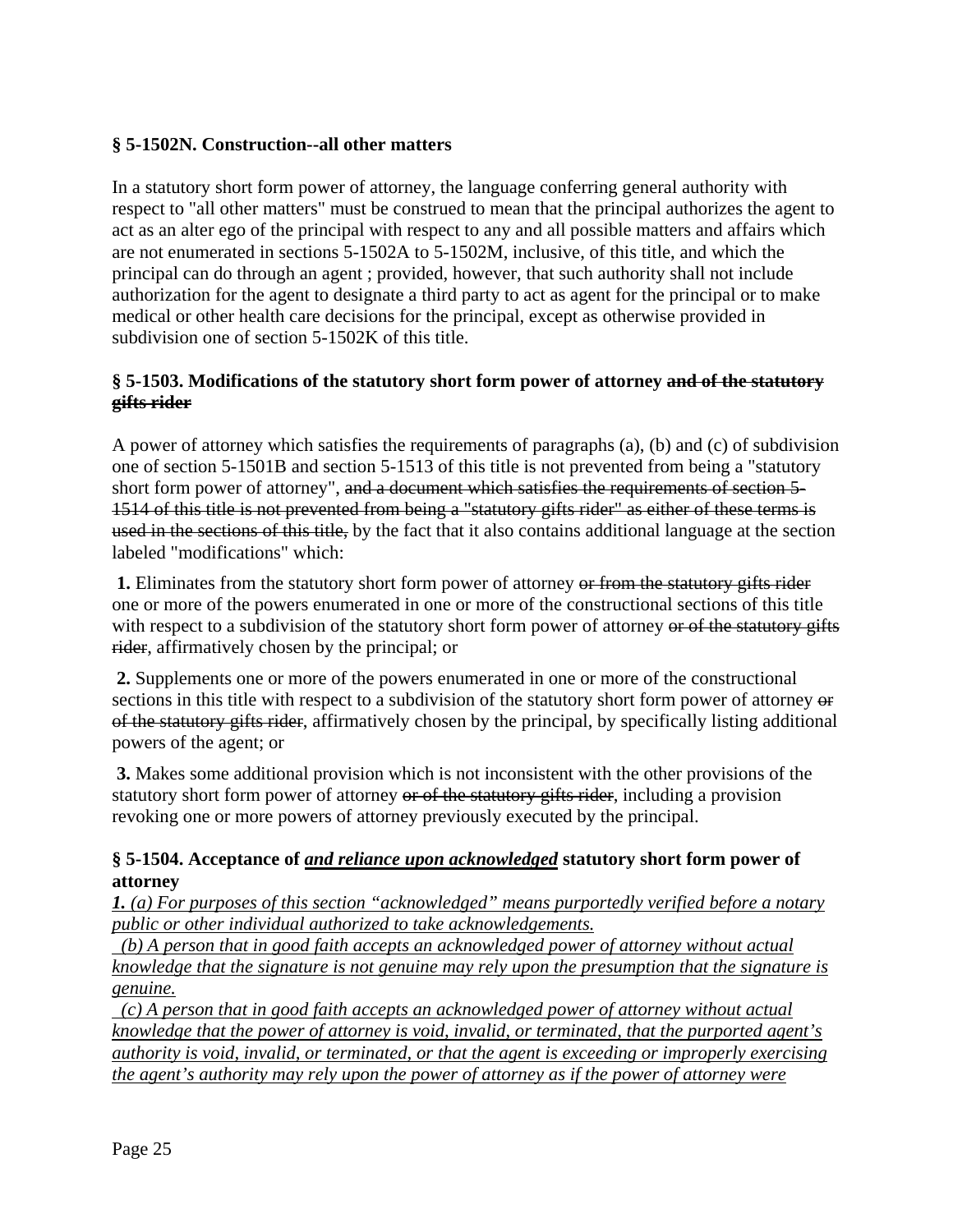**§ 5-1502N. Construction--all other matters**

In a statutory short form power of attorney, the language conferring general authority with respect to "all other matters" must be construed to mean that the principal authorizes the agent to act as an alter ego of the principal with respect to any and all possible matters and affairs which are not enumerated in sections 5-1502A to 5-1502M, inclusive, of this title, and which the principal can do through an agent ; provided, however, that such authority shall not include authorization for the agent to designate a third party to act as agent for the principal or to make medical or other health care decisions for the principal, except as otherwise provided in subdivision one of section 5-1502K of this title.

**§ 5-1503. Modifications of the statutory short form power of attorney ~~and of the statutory gifts rider~~**

A power of attorney which satisfies the requirements of paragraphs (a), (b) and (c) of subdivision one of section 5-1501B and section 5-1513 of this title is not prevented from being a "statutory short form power of attorney", ~~and a document which satisfies the requirements of section 5-1514 of this title is not prevented from being a "statutory gifts rider" as either of these terms is used in the sections of this title,~~ by the fact that it also contains additional language at the section labeled "modifications" which:

**1.** Eliminates from the statutory short form power of attorney ~~or from the statutory gifts rider~~ one or more of the powers enumerated in one or more of the constructional sections of this title with respect to a subdivision of the statutory short form power of attorney ~~or of the statutory gifts rider~~, affirmatively chosen by the principal; or

**2.** Supplements one or more of the powers enumerated in one or more of the constructional sections in this title with respect to a subdivision of the statutory short form power of attorney ~~or of the statutory gifts rider~~, affirmatively chosen by the principal, by specifically listing additional powers of the agent; or

**3.** Makes some additional provision which is not inconsistent with the other provisions of the statutory short form power of attorney ~~or of the statutory gifts rider~~, including a provision revoking one or more powers of attorney previously executed by the principal.

**§ 5-1504. Acceptance of <u>*and reliance upon acknowledged*</u> statutory short form power of attorney**

<u>***1.*** *(a) For purposes of this section "acknowledged" means purportedly verified before a notary public or other individual authorized to take acknowledgements.*</u>

<u>*(b) A person that in good faith accepts an acknowledged power of attorney without actual knowledge that the signature is not genuine may rely upon the presumption that the signature is genuine.*</u>

<u>*(c) A person that in good faith accepts an acknowledged power of attorney without actual knowledge that the power of attorney is void, invalid, or terminated, that the purported agent's authority is void, invalid, or terminated, or that the agent is exceeding or improperly exercising the agent's authority may rely upon the power of attorney as if the power of attorney were*</u>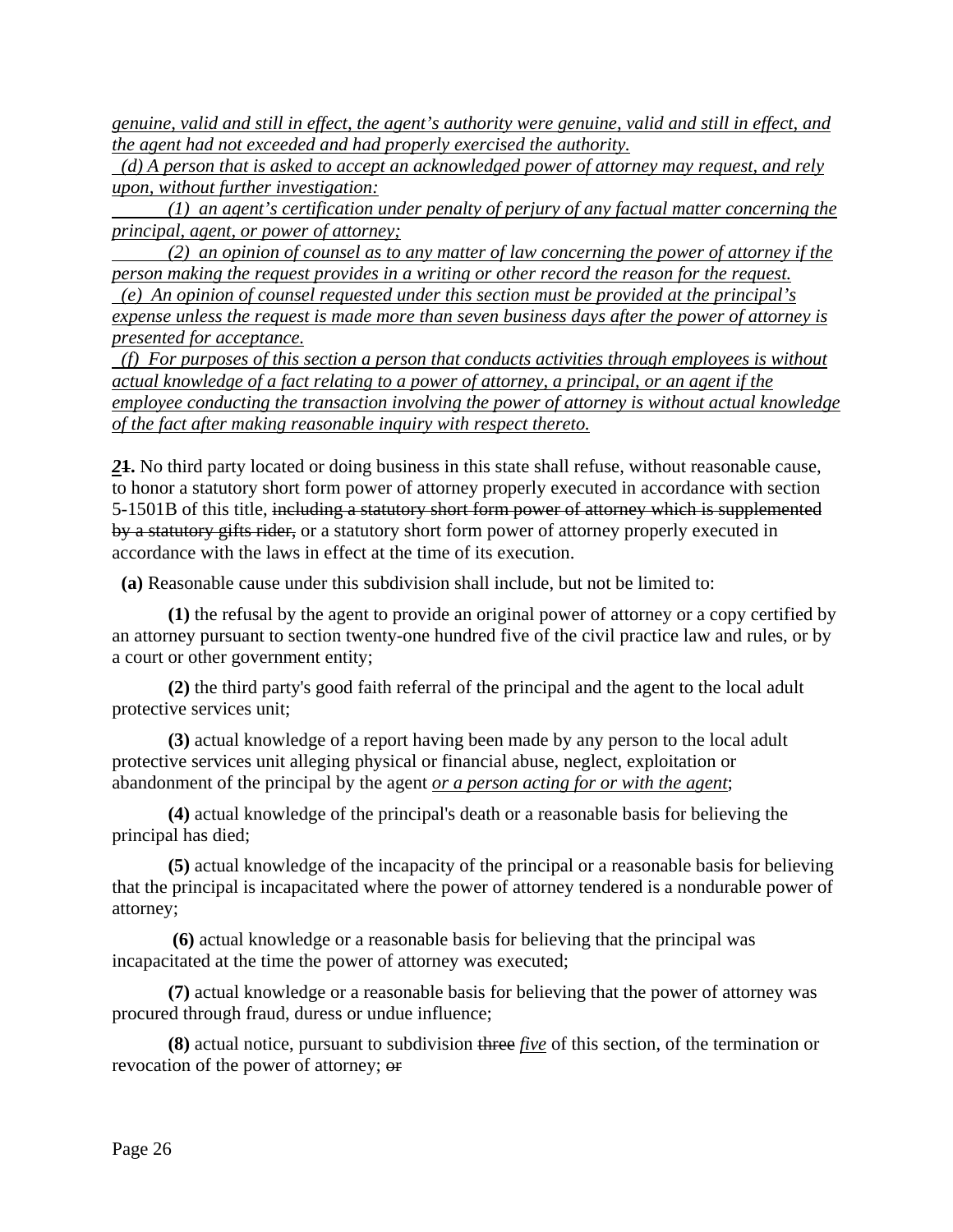*genuine, valid and still in effect, the agent's authority were genuine, valid and still in effect, and the agent had not exceeded and had properly exercised the authority.*

*(d) A person that is asked to accept an acknowledged power of attorney may request, and rely upon, without further investigation:*

*(1) an agent's certification under penalty of perjury of any factual matter concerning the principal, agent, or power of attorney;*

*(2) an opinion of counsel as to any matter of law concerning the power of attorney if the person making the request provides in a writing or other record the reason for the request.*

*(e) An opinion of counsel requested under this section must be provided at the principal's expense unless the request is made more than seven business days after the power of attorney is presented for acceptance.*

*(f) For purposes of this section a person that conducts activities through employees is without actual knowledge of a fact relating to a power of attorney, a principal, or an agent if the employee conducting the transaction involving the power of attorney is without actual knowledge of the fact after making reasonable inquiry with respect thereto.*

***2*~~1~~.** No third party located or doing business in this state shall refuse, without reasonable cause, to honor a statutory short form power of attorney properly executed in accordance with section 5-1501B of this title, ~~including a statutory short form power of attorney which is supplemented by a statutory gifts rider,~~ or a statutory short form power of attorney properly executed in accordance with the laws in effect at the time of its execution.

**(a)** Reasonable cause under this subdivision shall include, but not be limited to:

**(1)** the refusal by the agent to provide an original power of attorney or a copy certified by an attorney pursuant to section twenty-one hundred five of the civil practice law and rules, or by a court or other government entity;

**(2)** the third party's good faith referral of the principal and the agent to the local adult protective services unit;

**(3)** actual knowledge of a report having been made by any person to the local adult protective services unit alleging physical or financial abuse, neglect, exploitation or abandonment of the principal by the agent *or a person acting for or with the agent*;

**(4)** actual knowledge of the principal's death or a reasonable basis for believing the principal has died;

**(5)** actual knowledge of the incapacity of the principal or a reasonable basis for believing that the principal is incapacitated where the power of attorney tendered is a nondurable power of attorney;

**(6)** actual knowledge or a reasonable basis for believing that the principal was incapacitated at the time the power of attorney was executed;

**(7)** actual knowledge or a reasonable basis for believing that the power of attorney was procured through fraud, duress or undue influence;

**(8)** actual notice, pursuant to subdivision ~~three~~ *five* of this section, of the termination or revocation of the power of attorney; ~~or~~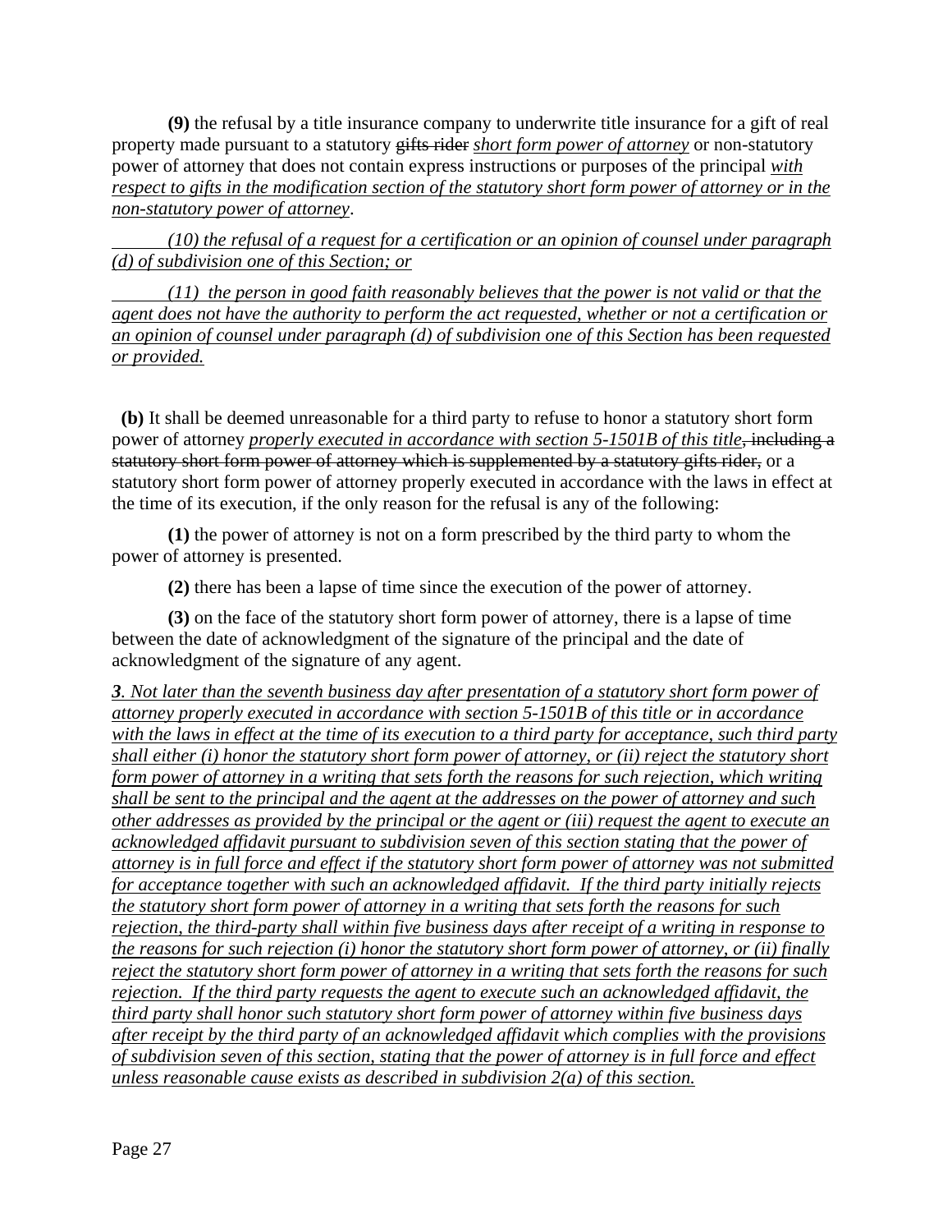**(9)** the refusal by a title insurance company to underwrite title insurance for a gift of real property made pursuant to a statutory ~~gifts rider~~ *short form power of attorney* or non-statutory power of attorney that does not contain express instructions or purposes of the principal *with respect to gifts in the modification section of the statutory short form power of attorney or in the non-statutory power of attorney*.

*(10) the refusal of a request for a certification or an opinion of counsel under paragraph (d) of subdivision one of this Section; or*

*(11) the person in good faith reasonably believes that the power is not valid or that the agent does not have the authority to perform the act requested, whether or not a certification or an opinion of counsel under paragraph (d) of subdivision one of this Section has been requested or provided.*

**(b)** It shall be deemed unreasonable for a third party to refuse to honor a statutory short form power of attorney *properly executed in accordance with section 5-1501B of this title*~~, including a statutory short form power of attorney which is supplemented by a statutory gifts rider,~~ or a statutory short form power of attorney properly executed in accordance with the laws in effect at the time of its execution, if the only reason for the refusal is any of the following:

**(1)** the power of attorney is not on a form prescribed by the third party to whom the power of attorney is presented.

**(2)** there has been a lapse of time since the execution of the power of attorney.

**(3)** on the face of the statutory short form power of attorney, there is a lapse of time between the date of acknowledgment of the signature of the principal and the date of acknowledgment of the signature of any agent.

***3**. Not later than the seventh business day after presentation of a statutory short form power of attorney properly executed in accordance with section 5-1501B of this title or in accordance with the laws in effect at the time of its execution to a third party for acceptance, such third party shall either (i) honor the statutory short form power of attorney, or (ii) reject the statutory short form power of attorney in a writing that sets forth the reasons for such rejection, which writing shall be sent to the principal and the agent at the addresses on the power of attorney and such other addresses as provided by the principal or the agent or (iii) request the agent to execute an acknowledged affidavit pursuant to subdivision seven of this section stating that the power of attorney is in full force and effect if the statutory short form power of attorney was not submitted for acceptance together with such an acknowledged affidavit. If the third party initially rejects the statutory short form power of attorney in a writing that sets forth the reasons for such rejection, the third-party shall within five business days after receipt of a writing in response to the reasons for such rejection (i) honor the statutory short form power of attorney, or (ii) finally reject the statutory short form power of attorney in a writing that sets forth the reasons for such rejection. If the third party requests the agent to execute such an acknowledged affidavit, the third party shall honor such statutory short form power of attorney within five business days after receipt by the third party of an acknowledged affidavit which complies with the provisions of subdivision seven of this section, stating that the power of attorney is in full force and effect unless reasonable cause exists as described in subdivision 2(a) of this section.*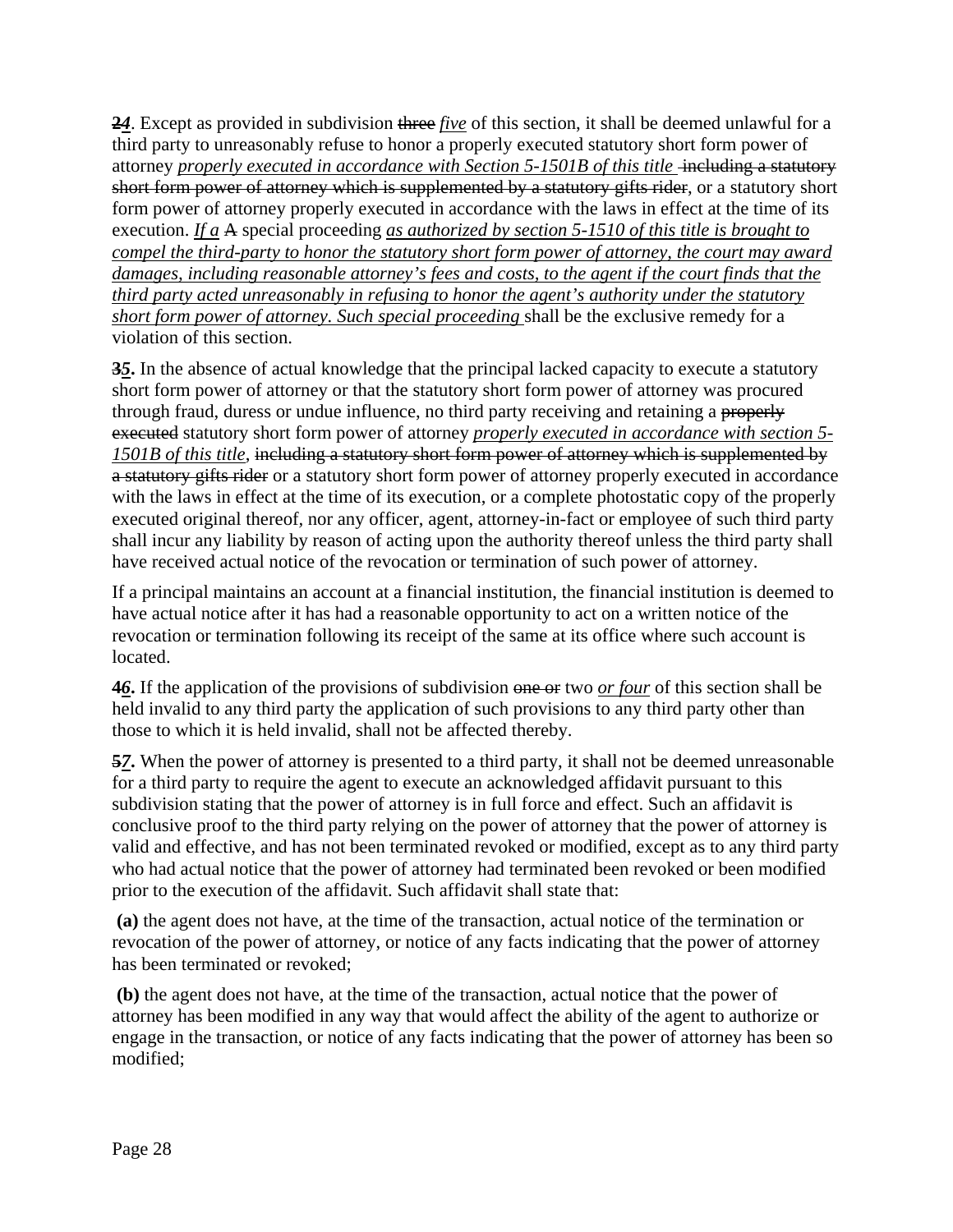**~~2~~*4***. Except as provided in subdivision ~~three~~ *five* of this section, it shall be deemed unlawful for a third party to unreasonably refuse to honor a properly executed statutory short form power of attorney *properly executed in accordance with Section 5-1501B of this title* ~~including a statutory short form power of attorney which is supplemented by a statutory gifts rider~~, or a statutory short form power of attorney properly executed in accordance with the laws in effect at the time of its execution. *If a* ~~A~~ special proceeding *as authorized by section 5-1510 of this title is brought to compel the third-party to honor the statutory short form power of attorney, the court may award damages, including reasonable attorney's fees and costs, to the agent if the court finds that the third party acted unreasonably in refusing to honor the agent's authority under the statutory short form power of attorney. Such special proceeding* shall be the exclusive remedy for a violation of this section.

**~~3~~*5*.** In the absence of actual knowledge that the principal lacked capacity to execute a statutory short form power of attorney or that the statutory short form power of attorney was procured through fraud, duress or undue influence, no third party receiving and retaining a ~~properly executed~~ statutory short form power of attorney *properly executed in accordance with section 5-1501B of this title*, ~~including a statutory short form power of attorney which is supplemented by a statutory gifts rider~~ or a statutory short form power of attorney properly executed in accordance with the laws in effect at the time of its execution, or a complete photostatic copy of the properly executed original thereof, nor any officer, agent, attorney-in-fact or employee of such third party shall incur any liability by reason of acting upon the authority thereof unless the third party shall have received actual notice of the revocation or termination of such power of attorney.

If a principal maintains an account at a financial institution, the financial institution is deemed to have actual notice after it has had a reasonable opportunity to act on a written notice of the revocation or termination following its receipt of the same at its office where such account is located.

**~~4~~*6*.** If the application of the provisions of subdivision ~~one or~~ two *or four* of this section shall be held invalid to any third party the application of such provisions to any third party other than those to which it is held invalid, shall not be affected thereby.

**~~5~~*7*.** When the power of attorney is presented to a third party, it shall not be deemed unreasonable for a third party to require the agent to execute an acknowledged affidavit pursuant to this subdivision stating that the power of attorney is in full force and effect. Such an affidavit is conclusive proof to the third party relying on the power of attorney that the power of attorney is valid and effective, and has not been terminated revoked or modified, except as to any third party who had actual notice that the power of attorney had terminated been revoked or been modified prior to the execution of the affidavit. Such affidavit shall state that:

**(a)** the agent does not have, at the time of the transaction, actual notice of the termination or revocation of the power of attorney, or notice of any facts indicating that the power of attorney has been terminated or revoked;

**(b)** the agent does not have, at the time of the transaction, actual notice that the power of attorney has been modified in any way that would affect the ability of the agent to authorize or engage in the transaction, or notice of any facts indicating that the power of attorney has been so modified;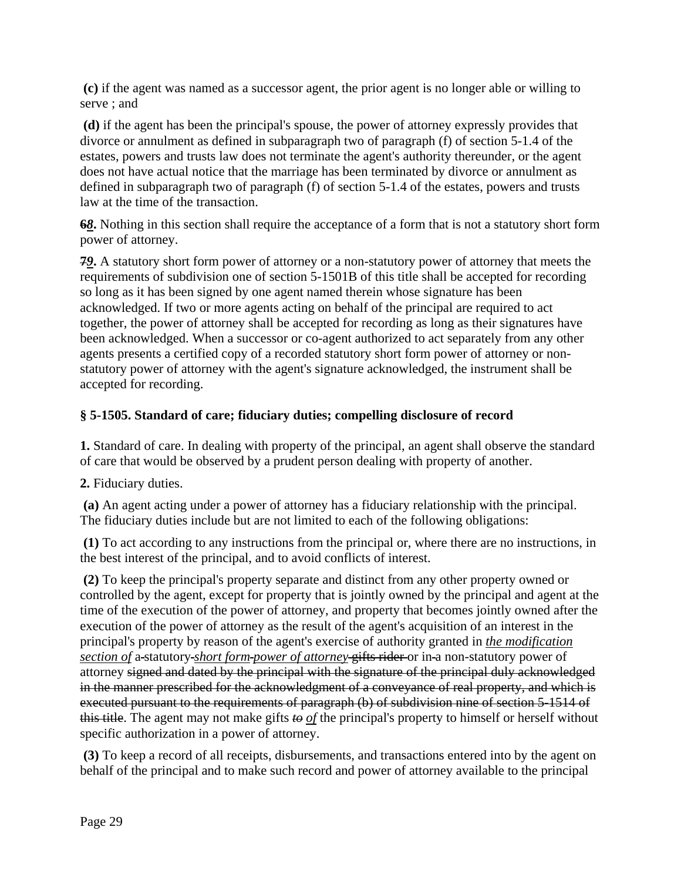**(c)** if the agent was named as a successor agent, the prior agent is no longer able or willing to serve ; and

**(d)** if the agent has been the principal's spouse, the power of attorney expressly provides that divorce or annulment as defined in subparagraph two of paragraph (f) of section 5-1.4 of the estates, powers and trusts law does not terminate the agent's authority thereunder, or the agent does not have actual notice that the marriage has been terminated by divorce or annulment as defined in subparagraph two of paragraph (f) of section 5-1.4 of the estates, powers and trusts law at the time of the transaction.

**~~6~~*8*.** Nothing in this section shall require the acceptance of a form that is not a statutory short form power of attorney.

**~~7~~*9*.** A statutory short form power of attorney or a non-statutory power of attorney that meets the requirements of subdivision one of section 5-1501B of this title shall be accepted for recording so long as it has been signed by one agent named therein whose signature has been acknowledged. If two or more agents acting on behalf of the principal are required to act together, the power of attorney shall be accepted for recording as long as their signatures have been acknowledged. When a successor or co-agent authorized to act separately from any other agents presents a certified copy of a recorded statutory short form power of attorney or non-statutory power of attorney with the agent's signature acknowledged, the instrument shall be accepted for recording.

### § 5-1505. Standard of care; fiduciary duties; compelling disclosure of record

**1.** Standard of care. In dealing with property of the principal, an agent shall observe the standard of care that would be observed by a prudent person dealing with property of another.

**2.** Fiduciary duties.

**(a)** An agent acting under a power of attorney has a fiduciary relationship with the principal. The fiduciary duties include but are not limited to each of the following obligations:

**(1)** To act according to any instructions from the principal or, where there are no instructions, in the best interest of the principal, and to avoid conflicts of interest.

**(2)** To keep the principal's property separate and distinct from any other property owned or controlled by the agent, except for property that is jointly owned by the principal and agent at the time of the execution of the power of attorney, and property that becomes jointly owned after the execution of the power of attorney as the result of the agent's acquisition of an interest in the principal's property by reason of the agent's exercise of authority granted in *the modification section of* ~~a~~ statutory *short form* *power of attorney* ~~gifts rider~~ or in ~~a~~ non-statutory power of attorney ~~signed and dated by the principal with the signature of the principal duly acknowledged in the manner prescribed for the acknowledgment of a conveyance of real property, and which is executed pursuant to the requirements of paragraph (b) of subdivision nine of section 5-1514 of this title~~. The agent may not make gifts ~~*to*~~ *of* the principal's property to himself or herself without specific authorization in a power of attorney.

**(3)** To keep a record of all receipts, disbursements, and transactions entered into by the agent on behalf of the principal and to make such record and power of attorney available to the principal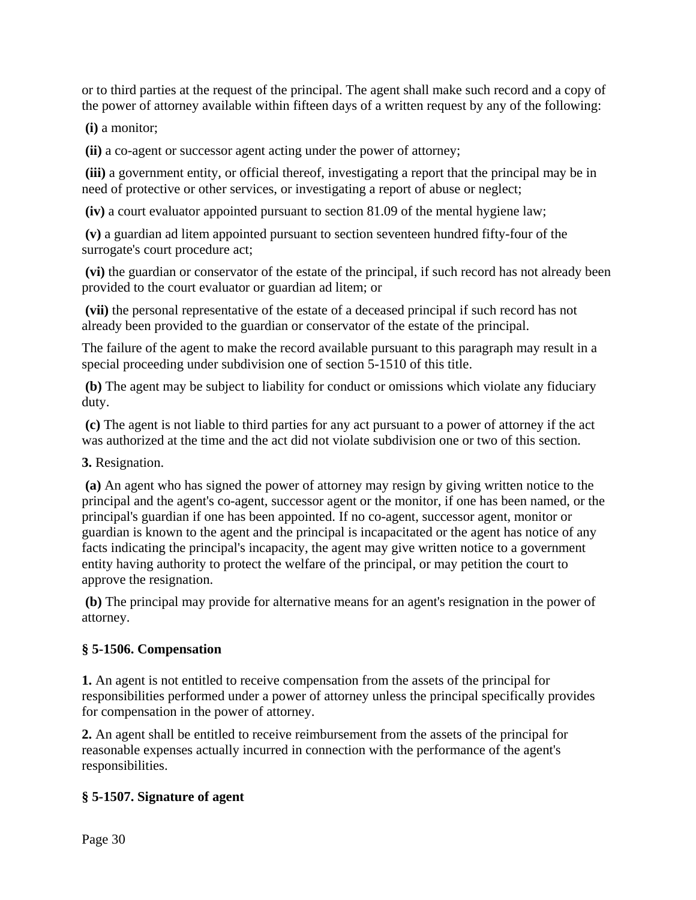or to third parties at the request of the principal. The agent shall make such record and a copy of the power of attorney available within fifteen days of a written request by any of the following:

**(i)** a monitor;

**(ii)** a co-agent or successor agent acting under the power of attorney;

**(iii)** a government entity, or official thereof, investigating a report that the principal may be in need of protective or other services, or investigating a report of abuse or neglect;

**(iv)** a court evaluator appointed pursuant to section 81.09 of the mental hygiene law;

**(v)** a guardian ad litem appointed pursuant to section seventeen hundred fifty-four of the surrogate's court procedure act;

**(vi)** the guardian or conservator of the estate of the principal, if such record has not already been provided to the court evaluator or guardian ad litem; or

**(vii)** the personal representative of the estate of a deceased principal if such record has not already been provided to the guardian or conservator of the estate of the principal.

The failure of the agent to make the record available pursuant to this paragraph may result in a special proceeding under subdivision one of section 5-1510 of this title.

**(b)** The agent may be subject to liability for conduct or omissions which violate any fiduciary duty.

**(c)** The agent is not liable to third parties for any act pursuant to a power of attorney if the act was authorized at the time and the act did not violate subdivision one or two of this section.

**3.** Resignation.

**(a)** An agent who has signed the power of attorney may resign by giving written notice to the principal and the agent's co-agent, successor agent or the monitor, if one has been named, or the principal's guardian if one has been appointed. If no co-agent, successor agent, monitor or guardian is known to the agent and the principal is incapacitated or the agent has notice of any facts indicating the principal's incapacity, the agent may give written notice to a government entity having authority to protect the welfare of the principal, or may petition the court to approve the resignation.

**(b)** The principal may provide for alternative means for an agent's resignation in the power of attorney.

### § 5-1506. Compensation

**1.** An agent is not entitled to receive compensation from the assets of the principal for responsibilities performed under a power of attorney unless the principal specifically provides for compensation in the power of attorney.

**2.** An agent shall be entitled to receive reimbursement from the assets of the principal for reasonable expenses actually incurred in connection with the performance of the agent's responsibilities.

### § 5-1507. Signature of agent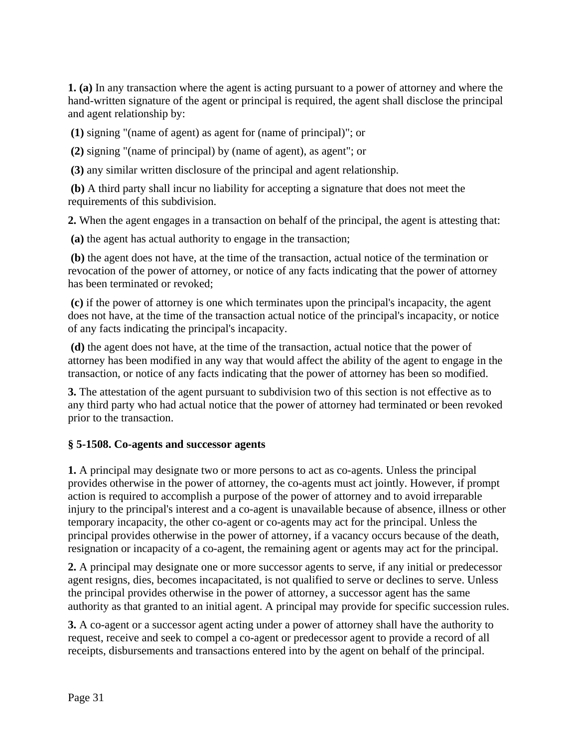**1. (a)** In any transaction where the agent is acting pursuant to a power of attorney and where the hand-written signature of the agent or principal is required, the agent shall disclose the principal and agent relationship by:

**(1)** signing "(name of agent) as agent for (name of principal)"; or

**(2)** signing "(name of principal) by (name of agent), as agent"; or

**(3)** any similar written disclosure of the principal and agent relationship.

**(b)** A third party shall incur no liability for accepting a signature that does not meet the requirements of this subdivision.

**2.** When the agent engages in a transaction on behalf of the principal, the agent is attesting that:

**(a)** the agent has actual authority to engage in the transaction;

**(b)** the agent does not have, at the time of the transaction, actual notice of the termination or revocation of the power of attorney, or notice of any facts indicating that the power of attorney has been terminated or revoked;

**(c)** if the power of attorney is one which terminates upon the principal's incapacity, the agent does not have, at the time of the transaction actual notice of the principal's incapacity, or notice of any facts indicating the principal's incapacity.

**(d)** the agent does not have, at the time of the transaction, actual notice that the power of attorney has been modified in any way that would affect the ability of the agent to engage in the transaction, or notice of any facts indicating that the power of attorney has been so modified.

**3.** The attestation of the agent pursuant to subdivision two of this section is not effective as to any third party who had actual notice that the power of attorney had terminated or been revoked prior to the transaction.

### § 5-1508. Co-agents and successor agents

**1.** A principal may designate two or more persons to act as co-agents. Unless the principal provides otherwise in the power of attorney, the co-agents must act jointly. However, if prompt action is required to accomplish a purpose of the power of attorney and to avoid irreparable injury to the principal's interest and a co-agent is unavailable because of absence, illness or other temporary incapacity, the other co-agent or co-agents may act for the principal. Unless the principal provides otherwise in the power of attorney, if a vacancy occurs because of the death, resignation or incapacity of a co-agent, the remaining agent or agents may act for the principal.

**2.** A principal may designate one or more successor agents to serve, if any initial or predecessor agent resigns, dies, becomes incapacitated, is not qualified to serve or declines to serve. Unless the principal provides otherwise in the power of attorney, a successor agent has the same authority as that granted to an initial agent. A principal may provide for specific succession rules.

**3.** A co-agent or a successor agent acting under a power of attorney shall have the authority to request, receive and seek to compel a co-agent or predecessor agent to provide a record of all receipts, disbursements and transactions entered into by the agent on behalf of the principal.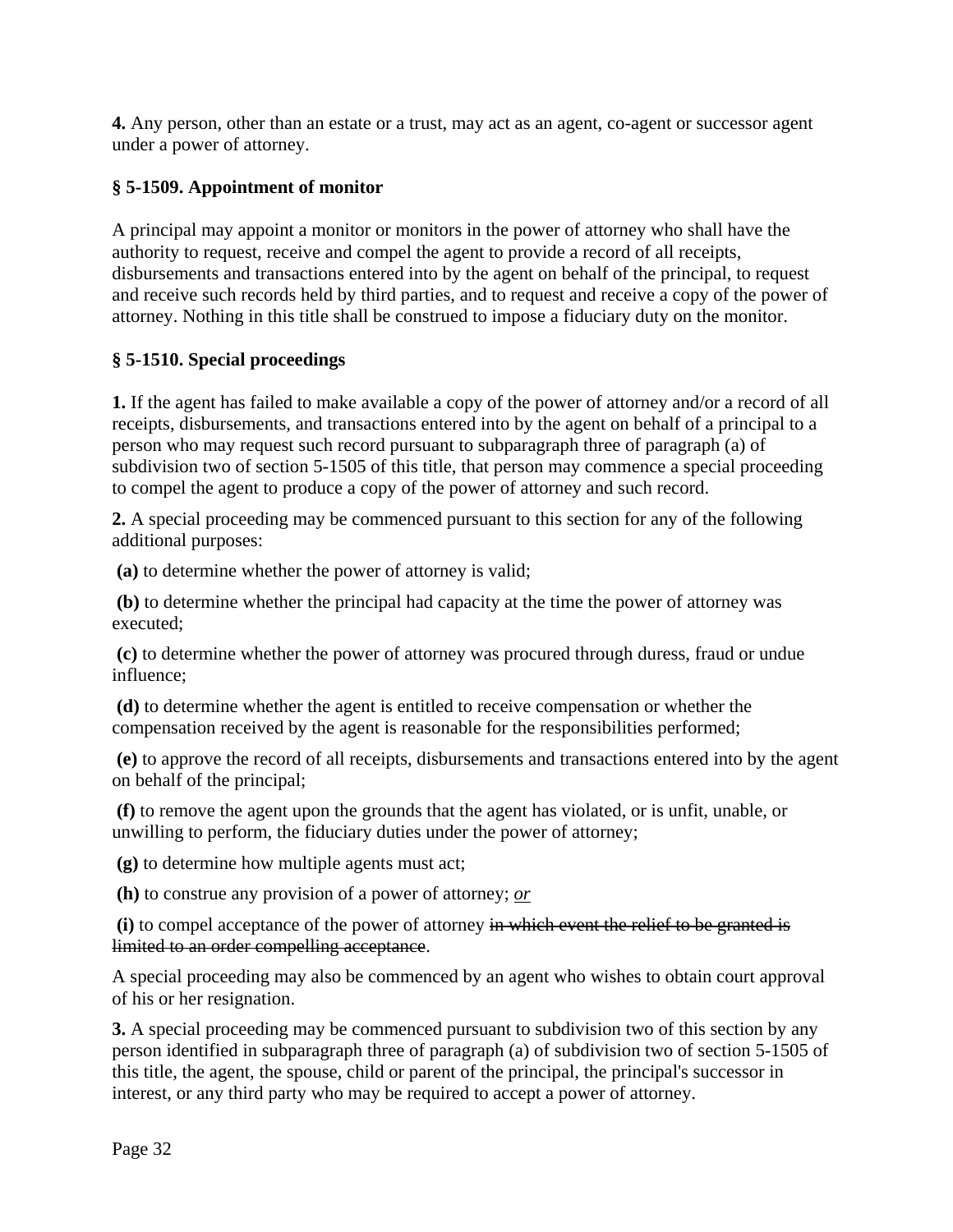**4.** Any person, other than an estate or a trust, may act as an agent, co-agent or successor agent under a power of attorney.

### § 5-1509. Appointment of monitor

A principal may appoint a monitor or monitors in the power of attorney who shall have the authority to request, receive and compel the agent to provide a record of all receipts, disbursements and transactions entered into by the agent on behalf of the principal, to request and receive such records held by third parties, and to request and receive a copy of the power of attorney. Nothing in this title shall be construed to impose a fiduciary duty on the monitor.

### § 5-1510. Special proceedings

**1.** If the agent has failed to make available a copy of the power of attorney and/or a record of all receipts, disbursements, and transactions entered into by the agent on behalf of a principal to a person who may request such record pursuant to subparagraph three of paragraph (a) of subdivision two of section 5-1505 of this title, that person may commence a special proceeding to compel the agent to produce a copy of the power of attorney and such record.

**2.** A special proceeding may be commenced pursuant to this section for any of the following additional purposes:

**(a)** to determine whether the power of attorney is valid;

**(b)** to determine whether the principal had capacity at the time the power of attorney was executed;

**(c)** to determine whether the power of attorney was procured through duress, fraud or undue influence;

**(d)** to determine whether the agent is entitled to receive compensation or whether the compensation received by the agent is reasonable for the responsibilities performed;

**(e)** to approve the record of all receipts, disbursements and transactions entered into by the agent on behalf of the principal;

**(f)** to remove the agent upon the grounds that the agent has violated, or is unfit, unable, or unwilling to perform, the fiduciary duties under the power of attorney;

**(g)** to determine how multiple agents must act;

**(h)** to construe any provision of a power of attorney; _*or*_

**(i)** to compel acceptance of the power of attorney ~~in which event the relief to be granted is limited to an order compelling acceptance~~.

A special proceeding may also be commenced by an agent who wishes to obtain court approval of his or her resignation.

**3.** A special proceeding may be commenced pursuant to subdivision two of this section by any person identified in subparagraph three of paragraph (a) of subdivision two of section 5-1505 of this title, the agent, the spouse, child or parent of the principal, the principal's successor in interest, or any third party who may be required to accept a power of attorney.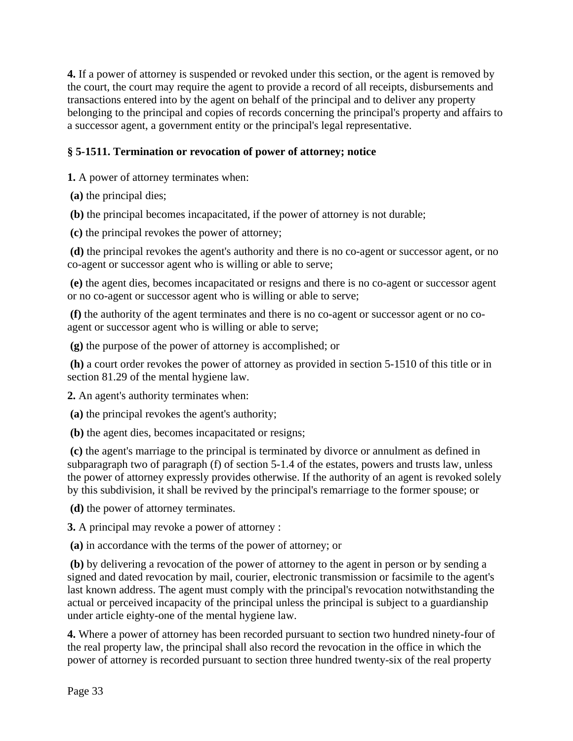**4.** If a power of attorney is suspended or revoked under this section, or the agent is removed by the court, the court may require the agent to provide a record of all receipts, disbursements and transactions entered into by the agent on behalf of the principal and to deliver any property belonging to the principal and copies of records concerning the principal's property and affairs to a successor agent, a government entity or the principal's legal representative.

### § 5-1511. Termination or revocation of power of attorney; notice

**1.** A power of attorney terminates when:

**(a)** the principal dies;

**(b)** the principal becomes incapacitated, if the power of attorney is not durable;

**(c)** the principal revokes the power of attorney;

**(d)** the principal revokes the agent's authority and there is no co-agent or successor agent, or no co-agent or successor agent who is willing or able to serve;

**(e)** the agent dies, becomes incapacitated or resigns and there is no co-agent or successor agent or no co-agent or successor agent who is willing or able to serve;

**(f)** the authority of the agent terminates and there is no co-agent or successor agent or no co-agent or successor agent who is willing or able to serve;

**(g)** the purpose of the power of attorney is accomplished; or

**(h)** a court order revokes the power of attorney as provided in section 5-1510 of this title or in section 81.29 of the mental hygiene law.

**2.** An agent's authority terminates when:

**(a)** the principal revokes the agent's authority;

**(b)** the agent dies, becomes incapacitated or resigns;

**(c)** the agent's marriage to the principal is terminated by divorce or annulment as defined in subparagraph two of paragraph (f) of section 5-1.4 of the estates, powers and trusts law, unless the power of attorney expressly provides otherwise. If the authority of an agent is revoked solely by this subdivision, it shall be revived by the principal's remarriage to the former spouse; or

**(d)** the power of attorney terminates.

**3.** A principal may revoke a power of attorney :

**(a)** in accordance with the terms of the power of attorney; or

**(b)** by delivering a revocation of the power of attorney to the agent in person or by sending a signed and dated revocation by mail, courier, electronic transmission or facsimile to the agent's last known address. The agent must comply with the principal's revocation notwithstanding the actual or perceived incapacity of the principal unless the principal is subject to a guardianship under article eighty-one of the mental hygiene law.

**4.** Where a power of attorney has been recorded pursuant to section two hundred ninety-four of the real property law, the principal shall also record the revocation in the office in which the power of attorney is recorded pursuant to section three hundred twenty-six of the real property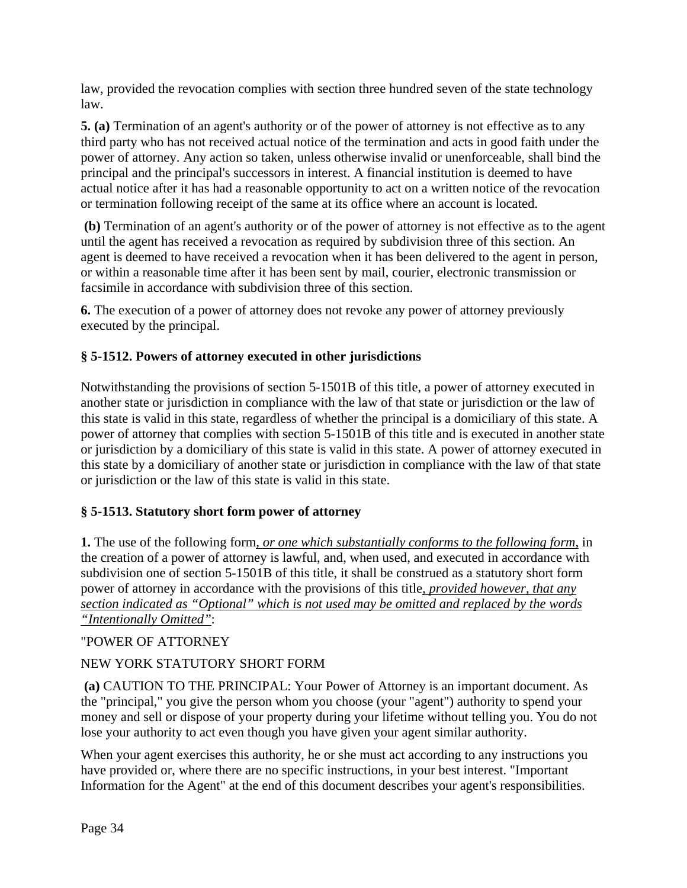law, provided the revocation complies with section three hundred seven of the state technology law.

**5. (a)** Termination of an agent's authority or of the power of attorney is not effective as to any third party who has not received actual notice of the termination and acts in good faith under the power of attorney. Any action so taken, unless otherwise invalid or unenforceable, shall bind the principal and the principal's successors in interest. A financial institution is deemed to have actual notice after it has had a reasonable opportunity to act on a written notice of the revocation or termination following receipt of the same at its office where an account is located.

**(b)** Termination of an agent's authority or of the power of attorney is not effective as to the agent until the agent has received a revocation as required by subdivision three of this section. An agent is deemed to have received a revocation when it has been delivered to the agent in person, or within a reasonable time after it has been sent by mail, courier, electronic transmission or facsimile in accordance with subdivision three of this section.

**6.** The execution of a power of attorney does not revoke any power of attorney previously executed by the principal.

### § 5-1512. Powers of attorney executed in other jurisdictions

Notwithstanding the provisions of section 5-1501B of this title, a power of attorney executed in another state or jurisdiction in compliance with the law of that state or jurisdiction or the law of this state is valid in this state, regardless of whether the principal is a domiciliary of this state. A power of attorney that complies with section 5-1501B of this title and is executed in another state or jurisdiction by a domiciliary of this state is valid in this state. A power of attorney executed in this state by a domiciliary of another state or jurisdiction in compliance with the law of that state or jurisdiction or the law of this state is valid in this state.

### § 5-1513. Statutory short form power of attorney

**1.** The use of the following form*, or one which substantially conforms to the following form,* in the creation of a power of attorney is lawful, and, when used, and executed in accordance with subdivision one of section 5-1501B of this title, it shall be construed as a statutory short form power of attorney in accordance with the provisions of this title*, provided however, that any section indicated as "Optional" which is not used may be omitted and replaced by the words "Intentionally Omitted"*:

"POWER OF ATTORNEY

NEW YORK STATUTORY SHORT FORM

**(a)** CAUTION TO THE PRINCIPAL: Your Power of Attorney is an important document. As the "principal," you give the person whom you choose (your "agent") authority to spend your money and sell or dispose of your property during your lifetime without telling you. You do not lose your authority to act even though you have given your agent similar authority.

When your agent exercises this authority, he or she must act according to any instructions you have provided or, where there are no specific instructions, in your best interest. "Important Information for the Agent" at the end of this document describes your agent's responsibilities.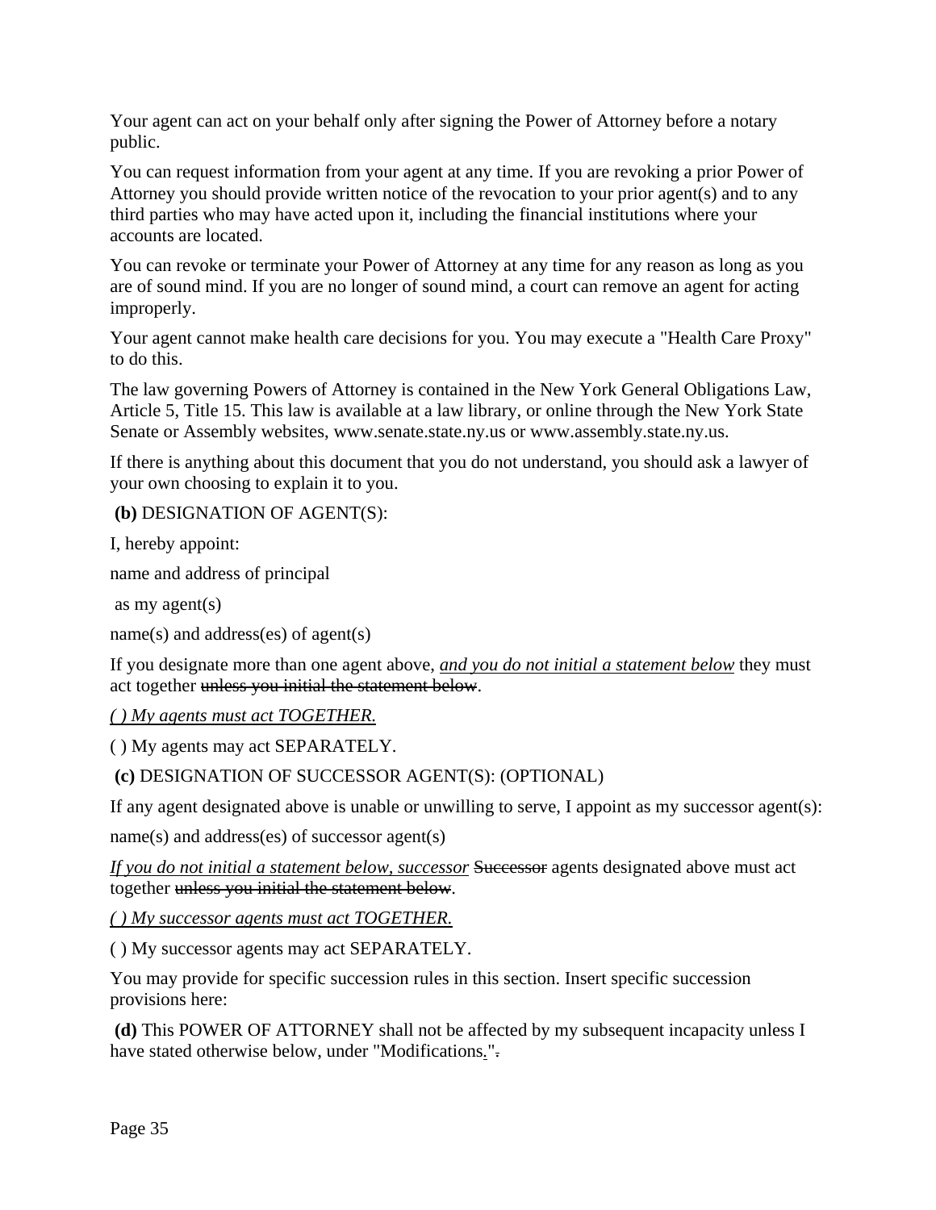Your agent can act on your behalf only after signing the Power of Attorney before a notary public.

You can request information from your agent at any time. If you are revoking a prior Power of Attorney you should provide written notice of the revocation to your prior agent(s) and to any third parties who may have acted upon it, including the financial institutions where your accounts are located.

You can revoke or terminate your Power of Attorney at any time for any reason as long as you are of sound mind. If you are no longer of sound mind, a court can remove an agent for acting improperly.

Your agent cannot make health care decisions for you. You may execute a "Health Care Proxy" to do this.

The law governing Powers of Attorney is contained in the New York General Obligations Law, Article 5, Title 15. This law is available at a law library, or online through the New York State Senate or Assembly websites, www.senate.state.ny.us or www.assembly.state.ny.us.

If there is anything about this document that you do not understand, you should ask a lawyer of your own choosing to explain it to you.

**(b)** DESIGNATION OF AGENT(S):

I, hereby appoint:

name and address of principal

as my agent(s)

name(s) and address(es) of agent(s)

If you designate more than one agent above, <u>*and you do not initial a statement below*</u> they must act together ~~unless you initial the statement below~~.

<u>*( ) My agents must act TOGETHER.*</u>

( ) My agents may act SEPARATELY.

**(c)** DESIGNATION OF SUCCESSOR AGENT(S): (OPTIONAL)

If any agent designated above is unable or unwilling to serve, I appoint as my successor agent(s):

name(s) and address(es) of successor agent(s)

<u>*If you do not initial a statement below, successor*</u> ~~Successor~~ agents designated above must act together ~~unless you initial the statement below~~.

<u>*( ) My successor agents must act TOGETHER.*</u>

( ) My successor agents may act SEPARATELY.

You may provide for specific succession rules in this section. Insert specific succession provisions here:

**(d)** This POWER OF ATTORNEY shall not be affected by my subsequent incapacity unless I have stated otherwise below, under "Modifications<u>.</u>"~~.~~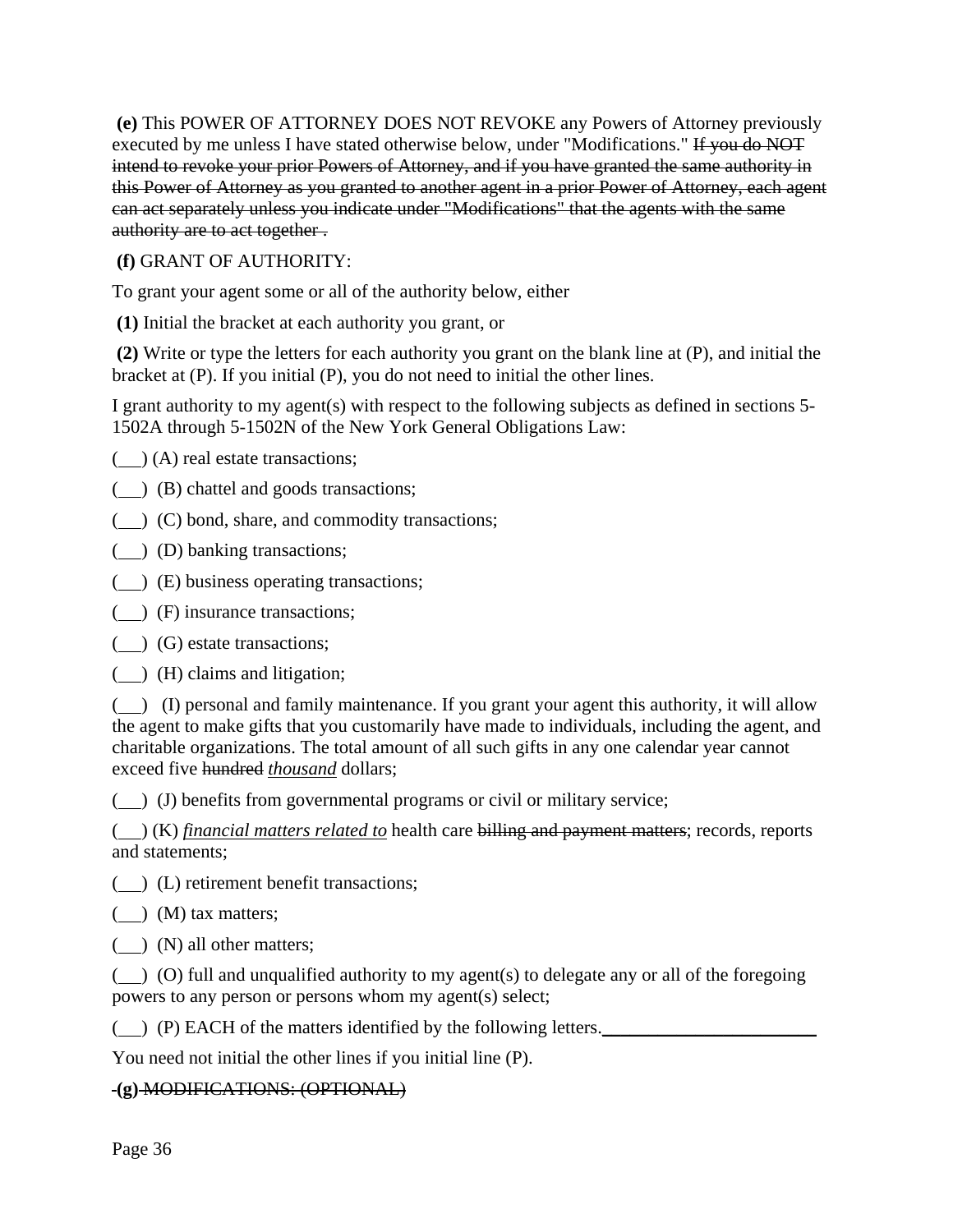**(e)** This POWER OF ATTORNEY DOES NOT REVOKE any Powers of Attorney previously executed by me unless I have stated otherwise below, under "Modifications." ~~If you do NOT intend to revoke your prior Powers of Attorney, and if you have granted the same authority in this Power of Attorney as you granted to another agent in a prior Power of Attorney, each agent can act separately unless you indicate under "Modifications" that the agents with the same authority are to act together .~~

**(f)** GRANT OF AUTHORITY:

To grant your agent some or all of the authority below, either

**(1)** Initial the bracket at each authority you grant, or

**(2)** Write or type the letters for each authority you grant on the blank line at (P), and initial the bracket at (P). If you initial (P), you do not need to initial the other lines.

I grant authority to my agent(s) with respect to the following subjects as defined in sections 5-1502A through 5-1502N of the New York General Obligations Law:

(\_\_) (A) real estate transactions;

(\_\_) (B) chattel and goods transactions;

(\_\_) (C) bond, share, and commodity transactions;

(\_\_) (D) banking transactions;

(\_\_) (E) business operating transactions;

(\_\_) (F) insurance transactions;

(\_\_) (G) estate transactions;

(\_\_) (H) claims and litigation;

(\_\_) (I) personal and family maintenance. If you grant your agent this authority, it will allow the agent to make gifts that you customarily have made to individuals, including the agent, and charitable organizations. The total amount of all such gifts in any one calendar year cannot exceed five ~~hundred~~ *thousand* dollars;

(\_\_) (J) benefits from governmental programs or civil or military service;

(\_\_) (K) *financial matters related to* health care ~~billing and payment matters~~; records, reports and statements;

(\_\_) (L) retirement benefit transactions;

(\_\_) (M) tax matters;

(\_\_) (N) all other matters;

(\_\_) (O) full and unqualified authority to my agent(s) to delegate any or all of the foregoing powers to any person or persons whom my agent(s) select;

(\_\_) (P) EACH of the matters identified by the following letters.\_\_\_\_\_\_\_\_\_\_\_\_\_\_\_\_\_\_\_\_\_\_\_\_

You need not initial the other lines if you initial line (P).

~~**(g)** MODIFICATIONS: (OPTIONAL)~~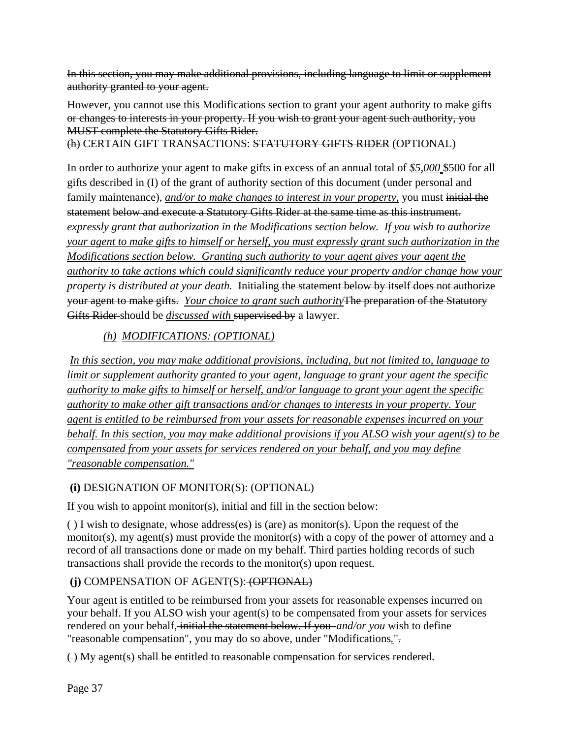~~In this section, you may make additional provisions, including language to limit or supplement authority granted to your agent.~~

~~However, you cannot use this Modifications section to grant your agent authority to make gifts or changes to interests in your property. If you wish to grant your agent such authority, you MUST complete the Statutory Gifts Rider.~~

~~(h)~~ CERTAIN GIFT TRANSACTIONS: ~~STATUTORY GIFTS RIDER~~ (OPTIONAL)

In order to authorize your agent to make gifts in excess of an annual total of *$5,000* ~~$500~~ for all gifts described in (I) of the grant of authority section of this document (under personal and family maintenance), *and/or to make changes to interest in your property,* you must ~~initial the statement~~ ~~below and execute a Statutory Gifts Rider at the same time as this instrument.~~ *expressly grant that authorization in the Modifications section below. If you wish to authorize your agent to make gifts to himself or herself, you must expressly grant such authorization in the Modifications section below. Granting such authority to your agent gives your agent the authority to take actions which could significantly reduce your property and/or change how your property is distributed at your death.* ~~Initialing the statement below by itself does not authorize your agent to make gifts.~~ *Your choice to grant such authority*~~The preparation of the Statutory Gifts Rider~~ should be *discussed with* ~~supervised by~~ a lawyer.

*(h) MODIFICATIONS: (OPTIONAL)*

*In this section, you may make additional provisions, including, but not limited to, language to limit or supplement authority granted to your agent, language to grant your agent the specific authority to make gifts to himself or herself, and/or language to grant your agent the specific authority to make other gift transactions and/or changes to interests in your property. Your agent is entitled to be reimbursed from your assets for reasonable expenses incurred on your behalf. In this section, you may make additional provisions if you ALSO wish your agent(s) to be compensated from your assets for services rendered on your behalf, and you may define "reasonable compensation."*

**(i)** DESIGNATION OF MONITOR(S): (OPTIONAL)

If you wish to appoint monitor(s), initial and fill in the section below:

( ) I wish to designate, whose address(es) is (are) as monitor(s). Upon the request of the monitor(s), my agent(s) must provide the monitor(s) with a copy of the power of attorney and a record of all transactions done or made on my behalf. Third parties holding records of such transactions shall provide the records to the monitor(s) upon request.

**(j)** COMPENSATION OF AGENT(S): ~~(OPTIONAL)~~

Your agent is entitled to be reimbursed from your assets for reasonable expenses incurred on your behalf. If you ALSO wish your agent(s) to be compensated from your assets for services rendered on your behalf, ~~initial the statement below. If you~~ *and/or you* wish to define "reasonable compensation", you may do so above, under "Modifications*.*"~~.~~

~~( ) My agent(s) shall be entitled to reasonable compensation for services rendered.~~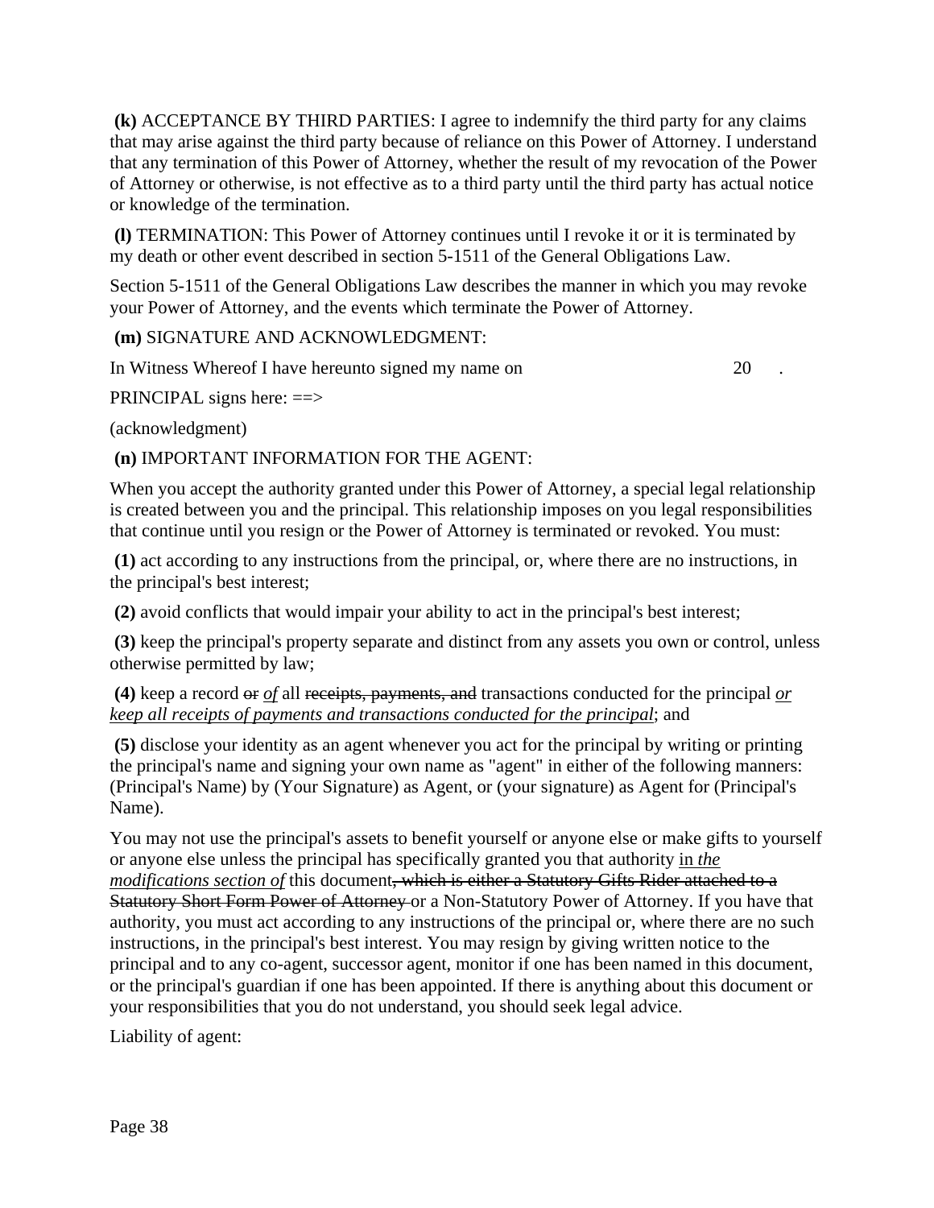**(k)** ACCEPTANCE BY THIRD PARTIES: I agree to indemnify the third party for any claims that may arise against the third party because of reliance on this Power of Attorney. I understand that any termination of this Power of Attorney, whether the result of my revocation of the Power of Attorney or otherwise, is not effective as to a third party until the third party has actual notice or knowledge of the termination.

**(l)** TERMINATION: This Power of Attorney continues until I revoke it or it is terminated by my death or other event described in section 5-1511 of the General Obligations Law.

Section 5-1511 of the General Obligations Law describes the manner in which you may revoke your Power of Attorney, and the events which terminate the Power of Attorney.

**(m)** SIGNATURE AND ACKNOWLEDGMENT:

In Witness Whereof I have hereunto signed my name on 20 .

PRINCIPAL signs here: ==>

(acknowledgment)

**(n)** IMPORTANT INFORMATION FOR THE AGENT:

When you accept the authority granted under this Power of Attorney, a special legal relationship is created between you and the principal. This relationship imposes on you legal responsibilities that continue until you resign or the Power of Attorney is terminated or revoked. You must:

**(1)** act according to any instructions from the principal, or, where there are no instructions, in the principal's best interest;

**(2)** avoid conflicts that would impair your ability to act in the principal's best interest;

**(3)** keep the principal's property separate and distinct from any assets you own or control, unless otherwise permitted by law;

**(4)** keep a record ~~or~~ *of* all ~~receipts, payments, and~~ transactions conducted for the principal *or keep all receipts of payments and transactions conducted for the principal*; and

**(5)** disclose your identity as an agent whenever you act for the principal by writing or printing the principal's name and signing your own name as "agent" in either of the following manners: (Principal's Name) by (Your Signature) as Agent, or (your signature) as Agent for (Principal's Name).

You may not use the principal's assets to benefit yourself or anyone else or make gifts to yourself or anyone else unless the principal has specifically granted you that authority *in the modifications section of* this document~~, which is either a Statutory Gifts Rider attached to a Statutory Short Form Power of Attorney~~ or a Non-Statutory Power of Attorney. If you have that authority, you must act according to any instructions of the principal or, where there are no such instructions, in the principal's best interest. You may resign by giving written notice to the principal and to any co-agent, successor agent, monitor if one has been named in this document, or the principal's guardian if one has been appointed. If there is anything about this document or your responsibilities that you do not understand, you should seek legal advice.

Liability of agent: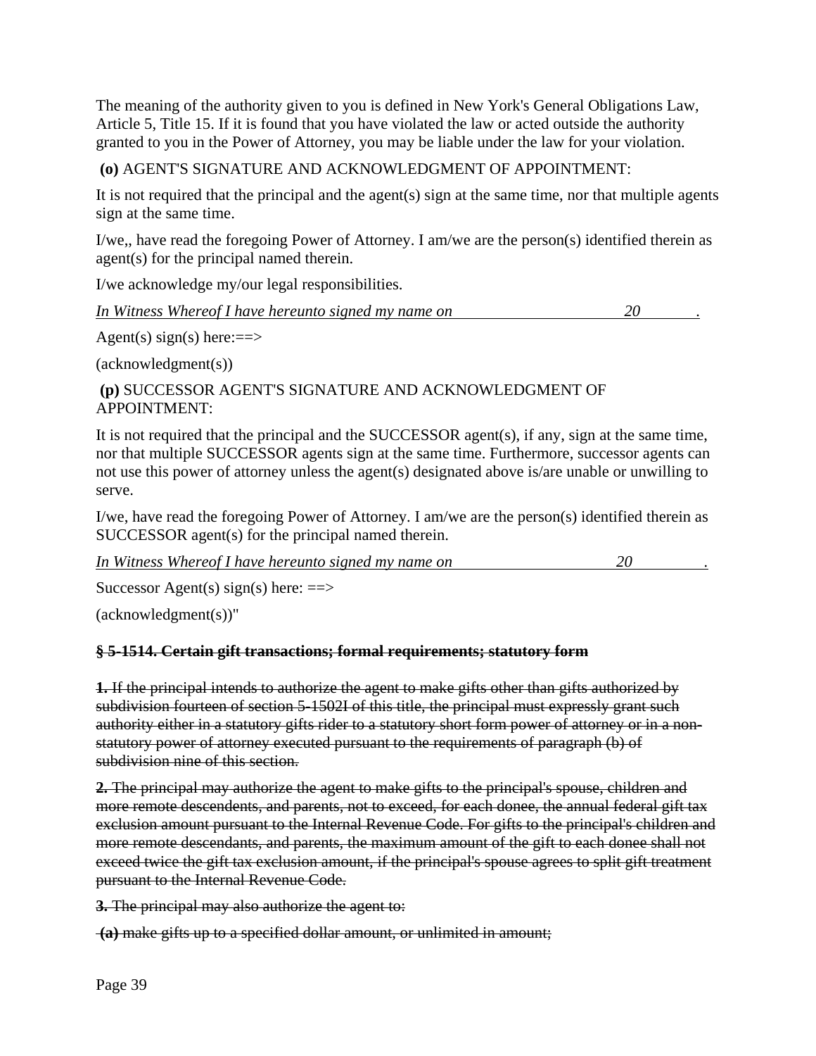The meaning of the authority given to you is defined in New York's General Obligations Law, Article 5, Title 15. If it is found that you have violated the law or acted outside the authority granted to you in the Power of Attorney, you may be liable under the law for your violation.

**(o)** AGENT'S SIGNATURE AND ACKNOWLEDGMENT OF APPOINTMENT:

It is not required that the principal and the agent(s) sign at the same time, nor that multiple agents sign at the same time.

I/we,, have read the foregoing Power of Attorney. I am/we are the person(s) identified therein as agent(s) for the principal named therein.

I/we acknowledge my/our legal responsibilities.

*In Witness Whereof I have hereunto signed my name on \_\_\_\_\_\_\_\_\_\_\_\_\_\_\_\_\_\_\_\_ 20 \_\_\_\_\_\_.*

Agent(s) sign(s) here:==>

(acknowledgment(s))

**(p)** SUCCESSOR AGENT'S SIGNATURE AND ACKNOWLEDGMENT OF APPOINTMENT:

It is not required that the principal and the SUCCESSOR agent(s), if any, sign at the same time, nor that multiple SUCCESSOR agents sign at the same time. Furthermore, successor agents can not use this power of attorney unless the agent(s) designated above is/are unable or unwilling to serve.

I/we, have read the foregoing Power of Attorney. I am/we are the person(s) identified therein as SUCCESSOR agent(s) for the principal named therein.

*In Witness Whereof I have hereunto signed my name on \_\_\_\_\_\_\_\_\_\_\_\_\_\_\_\_\_\_\_\_ 20 \_\_\_\_\_\_.*

Successor Agent(s) sign(s) here: ==>

(acknowledgment(s))"

**~~§ 5-1514. Certain gift transactions; formal requirements; statutory form~~**

~~**1.** If the principal intends to authorize the agent to make gifts other than gifts authorized by subdivision fourteen of section 5-1502I of this title, the principal must expressly grant such authority either in a statutory gifts rider to a statutory short form power of attorney or in a non-statutory power of attorney executed pursuant to the requirements of paragraph (b) of subdivision nine of this section.~~

~~**2.** The principal may authorize the agent to make gifts to the principal's spouse, children and more remote descendents, and parents, not to exceed, for each donee, the annual federal gift tax exclusion amount pursuant to the Internal Revenue Code. For gifts to the principal's children and more remote descendants, and parents, the maximum amount of the gift to each donee shall not exceed twice the gift tax exclusion amount, if the principal's spouse agrees to split gift treatment pursuant to the Internal Revenue Code.~~

~~**3.** The principal may also authorize the agent to:~~

~~**(a)** make gifts up to a specified dollar amount, or unlimited in amount;~~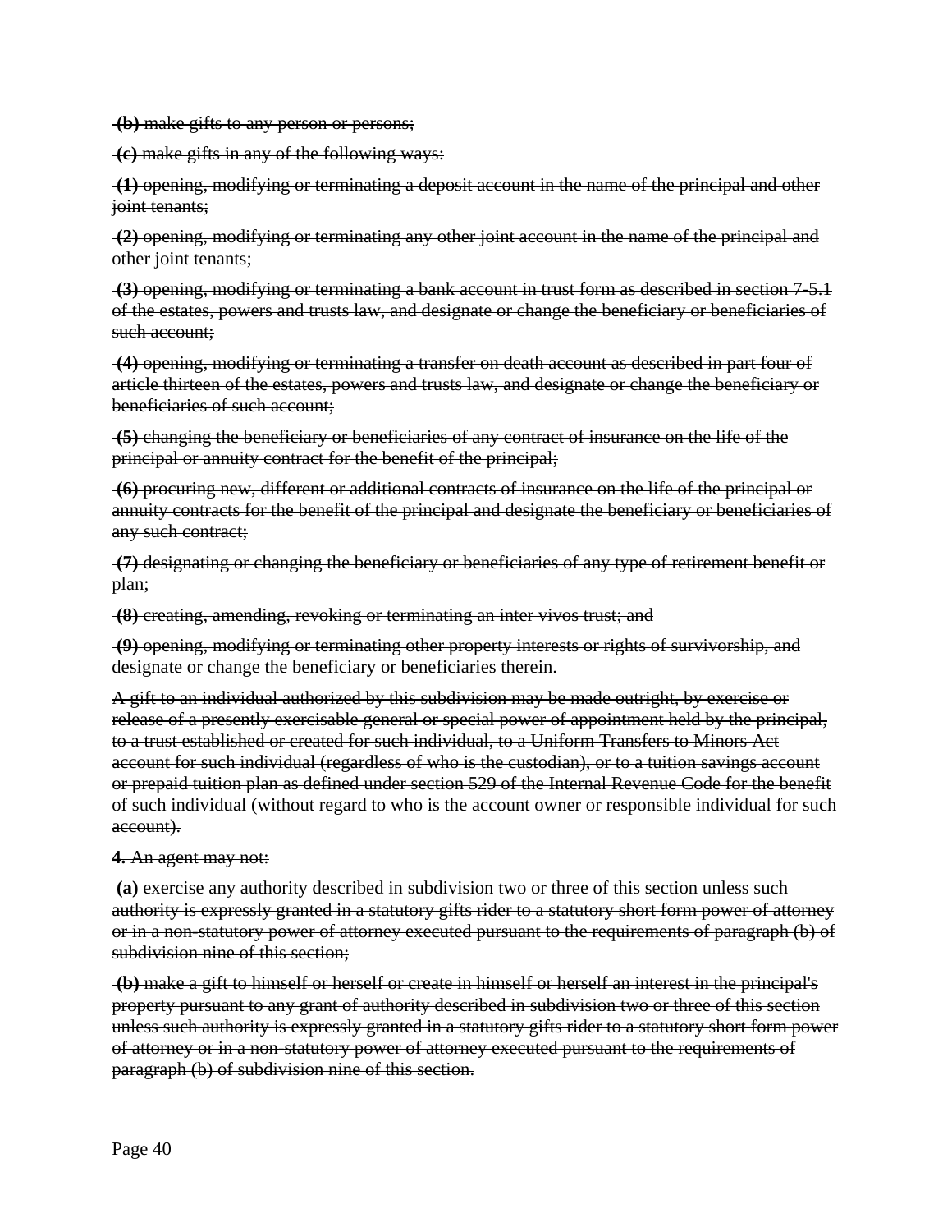~~**(b)** make gifts to any person or persons;~~

~~**(c)** make gifts in any of the following ways:~~

~~**(1)** opening, modifying or terminating a deposit account in the name of the principal and other joint tenants;~~

~~**(2)** opening, modifying or terminating any other joint account in the name of the principal and other joint tenants;~~

~~**(3)** opening, modifying or terminating a bank account in trust form as described in section 7-5.1 of the estates, powers and trusts law, and designate or change the beneficiary or beneficiaries of such account;~~

~~**(4)** opening, modifying or terminating a transfer on death account as described in part four of article thirteen of the estates, powers and trusts law, and designate or change the beneficiary or beneficiaries of such account;~~

~~**(5)** changing the beneficiary or beneficiaries of any contract of insurance on the life of the principal or annuity contract for the benefit of the principal;~~

~~**(6)** procuring new, different or additional contracts of insurance on the life of the principal or annuity contracts for the benefit of the principal and designate the beneficiary or beneficiaries of any such contract;~~

~~**(7)** designating or changing the beneficiary or beneficiaries of any type of retirement benefit or plan;~~

~~**(8)** creating, amending, revoking or terminating an inter vivos trust; and~~

~~**(9)** opening, modifying or terminating other property interests or rights of survivorship, and designate or change the beneficiary or beneficiaries therein.~~

~~A gift to an individual authorized by this subdivision may be made outright, by exercise or release of a presently exercisable general or special power of appointment held by the principal, to a trust established or created for such individual, to a Uniform Transfers to Minors Act account for such individual (regardless of who is the custodian), or to a tuition savings account or prepaid tuition plan as defined under section 529 of the Internal Revenue Code for the benefit of such individual (without regard to who is the account owner or responsible individual for such account).~~

**4.** ~~An agent may not:~~

~~**(a)** exercise any authority described in subdivision two or three of this section unless such authority is expressly granted in a statutory gifts rider to a statutory short form power of attorney or in a non-statutory power of attorney executed pursuant to the requirements of paragraph (b) of subdivision nine of this section;~~

~~**(b)** make a gift to himself or herself or create in himself or herself an interest in the principal's property pursuant to any grant of authority described in subdivision two or three of this section unless such authority is expressly granted in a statutory gifts rider to a statutory short form power of attorney or in a non-statutory power of attorney executed pursuant to the requirements of paragraph (b) of subdivision nine of this section.~~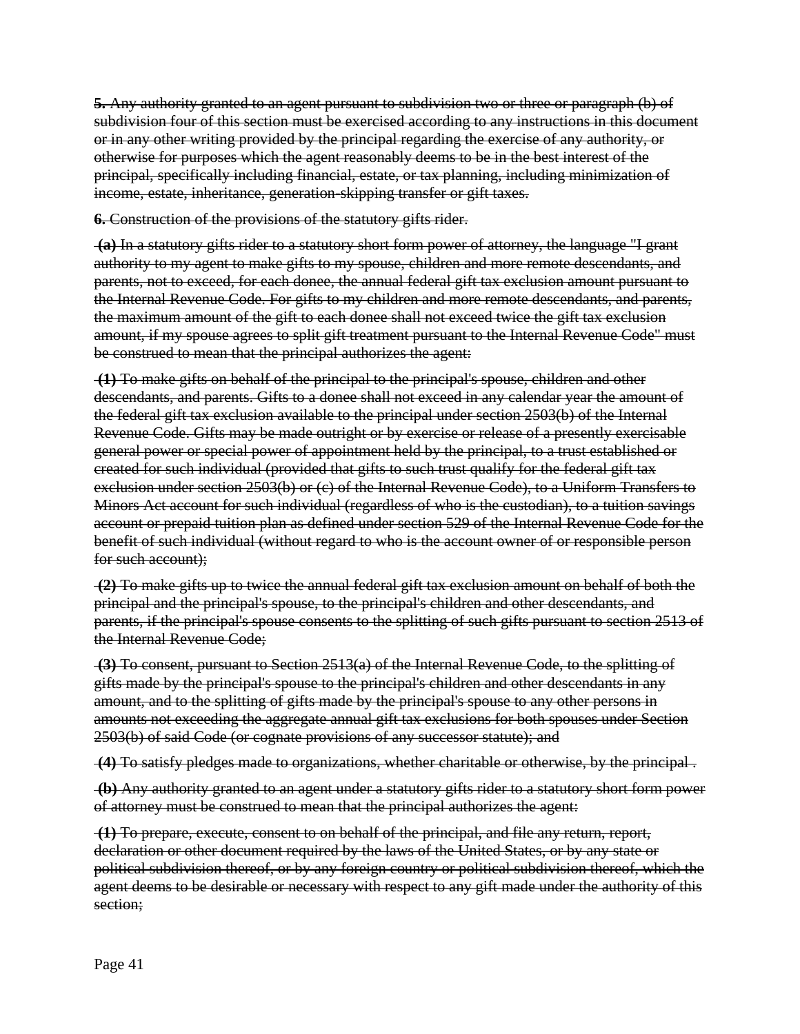~~**5.** Any authority granted to an agent pursuant to subdivision two or three or paragraph (b) of subdivision four of this section must be exercised according to any instructions in this document or in any other writing provided by the principal regarding the exercise of any authority, or otherwise for purposes which the agent reasonably deems to be in the best interest of the principal, specifically including financial, estate, or tax planning, including minimization of income, estate, inheritance, generation-skipping transfer or gift taxes.~~

~~**6.** Construction of the provisions of the statutory gifts rider.~~

~~**(a)** In a statutory gifts rider to a statutory short form power of attorney, the language "I grant authority to my agent to make gifts to my spouse, children and more remote descendants, and parents, not to exceed, for each donee, the annual federal gift tax exclusion amount pursuant to the Internal Revenue Code. For gifts to my children and more remote descendants, and parents, the maximum amount of the gift to each donee shall not exceed twice the gift tax exclusion amount, if my spouse agrees to split gift treatment pursuant to the Internal Revenue Code" must be construed to mean that the principal authorizes the agent:~~

~~**(1)** To make gifts on behalf of the principal to the principal's spouse, children and other descendants, and parents. Gifts to a donee shall not exceed in any calendar year the amount of the federal gift tax exclusion available to the principal under section 2503(b) of the Internal Revenue Code. Gifts may be made outright or by exercise or release of a presently exercisable general power or special power of appointment held by the principal, to a trust established or created for such individual (provided that gifts to such trust qualify for the federal gift tax exclusion under section 2503(b) or (c) of the Internal Revenue Code), to a Uniform Transfers to Minors Act account for such individual (regardless of who is the custodian), to a tuition savings account or prepaid tuition plan as defined under section 529 of the Internal Revenue Code for the benefit of such individual (without regard to who is the account owner of or responsible person for such account);~~

~~**(2)** To make gifts up to twice the annual federal gift tax exclusion amount on behalf of both the principal and the principal's spouse, to the principal's children and other descendants, and parents, if the principal's spouse consents to the splitting of such gifts pursuant to section 2513 of the Internal Revenue Code;~~

~~**(3)** To consent, pursuant to Section 2513(a) of the Internal Revenue Code, to the splitting of gifts made by the principal's spouse to the principal's children and other descendants in any amount, and to the splitting of gifts made by the principal's spouse to any other persons in amounts not exceeding the aggregate annual gift tax exclusions for both spouses under Section 2503(b) of said Code (or cognate provisions of any successor statute); and~~

~~**(4)** To satisfy pledges made to organizations, whether charitable or otherwise, by the principal .~~

~~**(b)** Any authority granted to an agent under a statutory gifts rider to a statutory short form power of attorney must be construed to mean that the principal authorizes the agent:~~

~~**(1)** To prepare, execute, consent to on behalf of the principal, and file any return, report, declaration or other document required by the laws of the United States, or by any state or political subdivision thereof, or by any foreign country or political subdivision thereof, which the agent deems to be desirable or necessary with respect to any gift made under the authority of this section;~~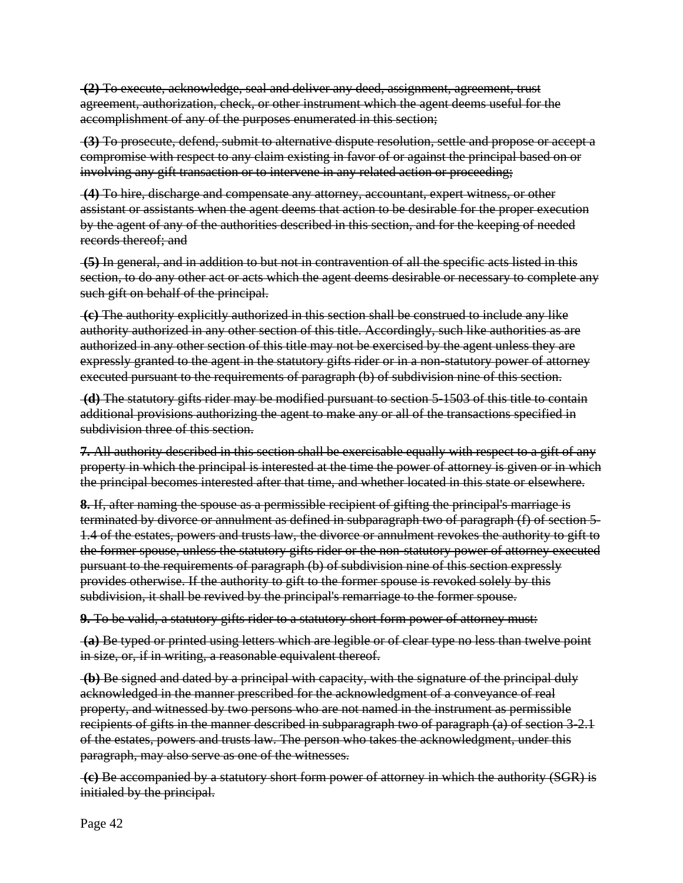~~**(2)** To execute, acknowledge, seal and deliver any deed, assignment, agreement, trust agreement, authorization, check, or other instrument which the agent deems useful for the accomplishment of any of the purposes enumerated in this section;~~

~~**(3)** To prosecute, defend, submit to alternative dispute resolution, settle and propose or accept a compromise with respect to any claim existing in favor of or against the principal based on or involving any gift transaction or to intervene in any related action or proceeding;~~

~~**(4)** To hire, discharge and compensate any attorney, accountant, expert witness, or other assistant or assistants when the agent deems that action to be desirable for the proper execution by the agent of any of the authorities described in this section, and for the keeping of needed records thereof; and~~

~~**(5)** In general, and in addition to but not in contravention of all the specific acts listed in this section, to do any other act or acts which the agent deems desirable or necessary to complete any such gift on behalf of the principal.~~

~~**(c)** The authority explicitly authorized in this section shall be construed to include any like authority authorized in any other section of this title. Accordingly, such like authorities as are authorized in any other section of this title may not be exercised by the agent unless they are expressly granted to the agent in the statutory gifts rider or in a non-statutory power of attorney executed pursuant to the requirements of paragraph (b) of subdivision nine of this section.~~

~~**(d)** The statutory gifts rider may be modified pursuant to section 5-1503 of this title to contain additional provisions authorizing the agent to make any or all of the transactions specified in subdivision three of this section.~~

~~**7.** All authority described in this section shall be exercisable equally with respect to a gift of any property in which the principal is interested at the time the power of attorney is given or in which the principal becomes interested after that time, and whether located in this state or elsewhere.~~

~~**8.** If, after naming the spouse as a permissible recipient of gifting the principal's marriage is terminated by divorce or annulment as defined in subparagraph two of paragraph (f) of section 5-1.4 of the estates, powers and trusts law, the divorce or annulment revokes the authority to gift to the former spouse, unless the statutory gifts rider or the non-statutory power of attorney executed pursuant to the requirements of paragraph (b) of subdivision nine of this section expressly provides otherwise. If the authority to gift to the former spouse is revoked solely by this subdivision, it shall be revived by the principal's remarriage to the former spouse.~~

~~**9.** To be valid, a statutory gifts rider to a statutory short form power of attorney must:~~

~~**(a)** Be typed or printed using letters which are legible or of clear type no less than twelve point in size, or, if in writing, a reasonable equivalent thereof.~~

~~**(b)** Be signed and dated by a principal with capacity, with the signature of the principal duly acknowledged in the manner prescribed for the acknowledgment of a conveyance of real property, and witnessed by two persons who are not named in the instrument as permissible recipients of gifts in the manner described in subparagraph two of paragraph (a) of section 3-2.1 of the estates, powers and trusts law. The person who takes the acknowledgment, under this paragraph, may also serve as one of the witnesses.~~

~~**(c)** Be accompanied by a statutory short form power of attorney in which the authority (SGR) is initialed by the principal.~~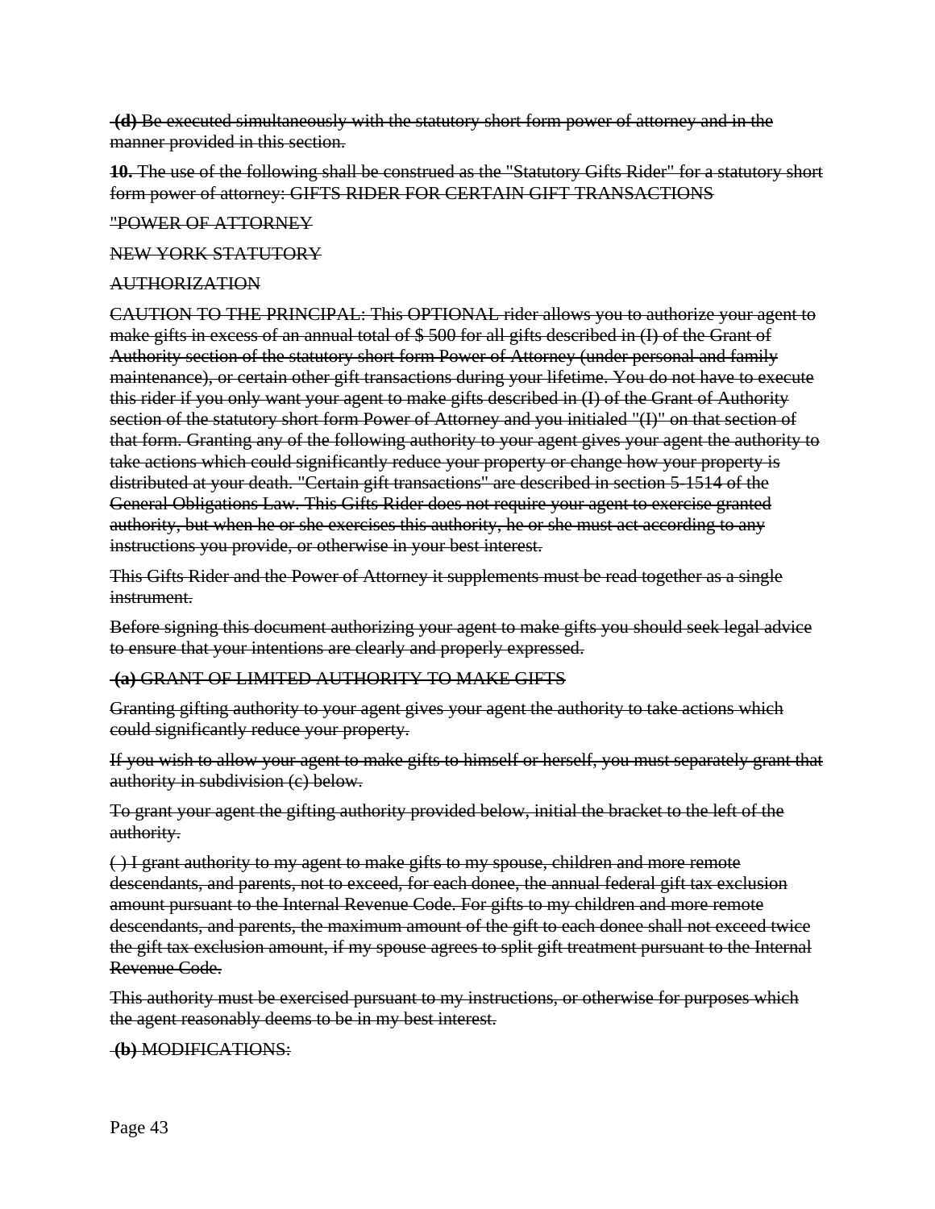~~**(d)** Be executed simultaneously with the statutory short form power of attorney and in the manner provided in this section.~~

~~**10.** The use of the following shall be construed as the "Statutory Gifts Rider" for a statutory short form power of attorney: GIFTS RIDER FOR CERTAIN GIFT TRANSACTIONS~~

~~"POWER OF ATTORNEY~~

~~NEW YORK STATUTORY~~

~~AUTHORIZATION~~

~~CAUTION TO THE PRINCIPAL: This OPTIONAL rider allows you to authorize your agent to make gifts in excess of an annual total of $ 500 for all gifts described in (I) of the Grant of Authority section of the statutory short form Power of Attorney (under personal and family maintenance), or certain other gift transactions during your lifetime. You do not have to execute this rider if you only want your agent to make gifts described in (I) of the Grant of Authority section of the statutory short form Power of Attorney and you initialed "(I)" on that section of that form. Granting any of the following authority to your agent gives your agent the authority to take actions which could significantly reduce your property or change how your property is distributed at your death. "Certain gift transactions" are described in section 5-1514 of the General Obligations Law. This Gifts Rider does not require your agent to exercise granted authority, but when he or she exercises this authority, he or she must act according to any instructions you provide, or otherwise in your best interest.~~

~~This Gifts Rider and the Power of Attorney it supplements must be read together as a single instrument.~~

~~Before signing this document authorizing your agent to make gifts you should seek legal advice to ensure that your intentions are clearly and properly expressed.~~

~~**(a)** GRANT OF LIMITED AUTHORITY TO MAKE GIFTS~~

~~Granting gifting authority to your agent gives your agent the authority to take actions which could significantly reduce your property.~~

~~If you wish to allow your agent to make gifts to himself or herself, you must separately grant that authority in subdivision (c) below.~~

~~To grant your agent the gifting authority provided below, initial the bracket to the left of the authority.~~

~~( ) I grant authority to my agent to make gifts to my spouse, children and more remote descendants, and parents, not to exceed, for each donee, the annual federal gift tax exclusion amount pursuant to the Internal Revenue Code. For gifts to my children and more remote descendants, and parents, the maximum amount of the gift to each donee shall not exceed twice the gift tax exclusion amount, if my spouse agrees to split gift treatment pursuant to the Internal Revenue Code.~~

~~This authority must be exercised pursuant to my instructions, or otherwise for purposes which the agent reasonably deems to be in my best interest.~~

~~**(b)** MODIFICATIONS:~~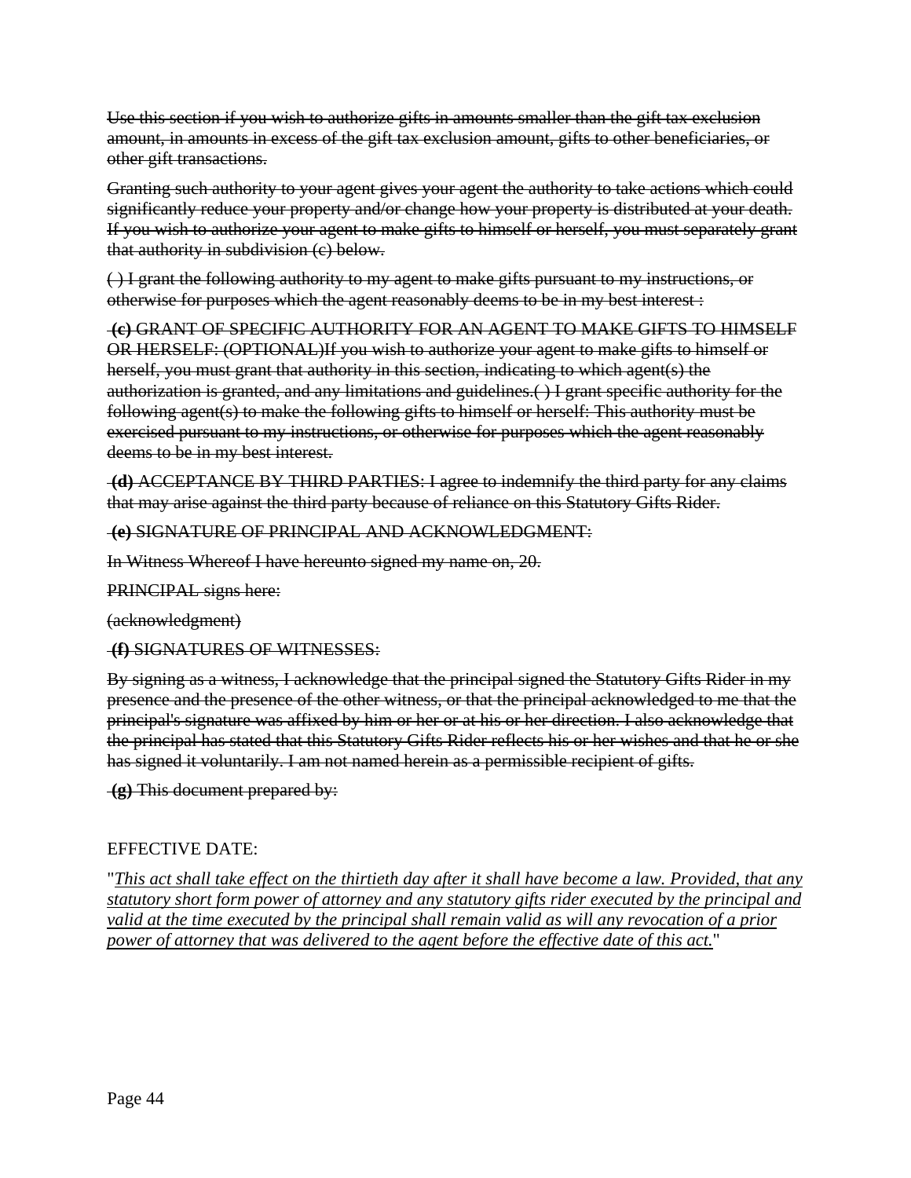~~Use this section if you wish to authorize gifts in amounts smaller than the gift tax exclusion amount, in amounts in excess of the gift tax exclusion amount, gifts to other beneficiaries, or other gift transactions.~~

~~Granting such authority to your agent gives your agent the authority to take actions which could significantly reduce your property and/or change how your property is distributed at your death. If you wish to authorize your agent to make gifts to himself or herself, you must separately grant that authority in subdivision (c) below.~~

~~( ) I grant the following authority to my agent to make gifts pursuant to my instructions, or otherwise for purposes which the agent reasonably deems to be in my best interest :~~

~~**(c)** GRANT OF SPECIFIC AUTHORITY FOR AN AGENT TO MAKE GIFTS TO HIMSELF OR HERSELF: (OPTIONAL)If you wish to authorize your agent to make gifts to himself or herself, you must grant that authority in this section, indicating to which agent(s) the authorization is granted, and any limitations and guidelines.( ) I grant specific authority for the following agent(s) to make the following gifts to himself or herself: This authority must be exercised pursuant to my instructions, or otherwise for purposes which the agent reasonably deems to be in my best interest.~~

~~**(d)** ACCEPTANCE BY THIRD PARTIES: I agree to indemnify the third party for any claims that may arise against the third party because of reliance on this Statutory Gifts Rider.~~

~~**(e)** SIGNATURE OF PRINCIPAL AND ACKNOWLEDGMENT:~~

~~In Witness Whereof I have hereunto signed my name on, 20.~~

~~PRINCIPAL signs here:~~

~~(acknowledgment)~~

~~**(f)** SIGNATURES OF WITNESSES:~~

~~By signing as a witness, I acknowledge that the principal signed the Statutory Gifts Rider in my presence and the presence of the other witness, or that the principal acknowledged to me that the principal's signature was affixed by him or her or at his or her direction. I also acknowledge that the principal has stated that this Statutory Gifts Rider reflects his or her wishes and that he or she has signed it voluntarily. I am not named herein as a permissible recipient of gifts.~~

~~**(g)** This document prepared by:~~

EFFECTIVE DATE:

"*This act shall take effect on the thirtieth day after it shall have become a law. Provided, that any statutory short form power of attorney and any statutory gifts rider executed by the principal and valid at the time executed by the principal shall remain valid as will any revocation of a prior power of attorney that was delivered to the agent before the effective date of this act.*"